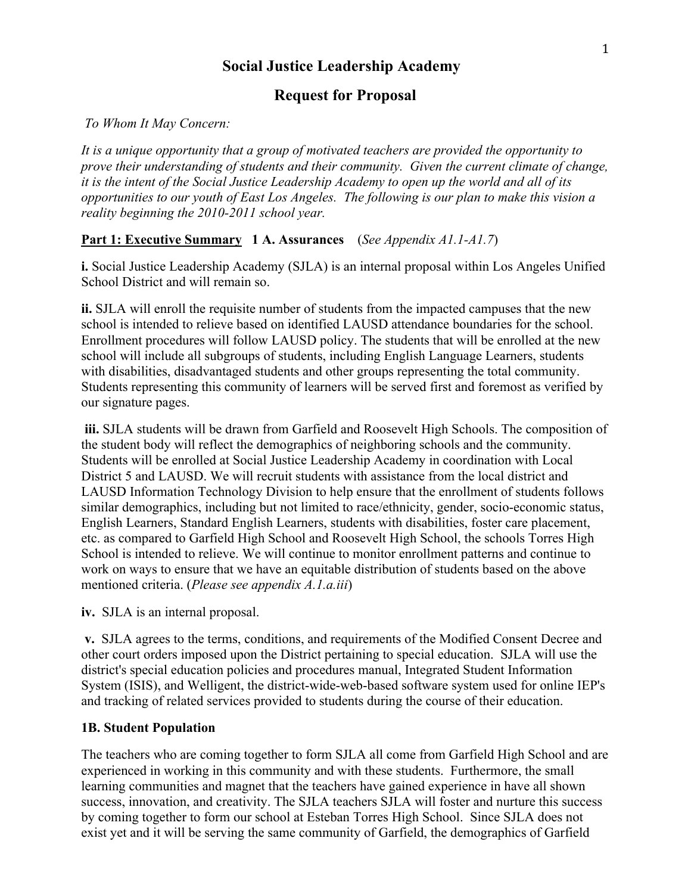# Social Justice Leadership Academy

## Request for Proposal

*To Whom It May Concern:*

*It is a unique opportunity that a group of motivated teachers are provided the opportunity to prove their understanding of students and their community. Given the current climate of change, it is the intent of the Social Justice Leadership Academy to open up the world and all of its opportunities to our youth of East Los Angeles. The following is our plan to make this vision a reality beginning the 2010-2011 school year.*

**Part 1: Executive Summary** **1 A. Assurances** (*See Appendix A1.1-A1.7*)

**i.** Social Justice Leadership Academy (SJLA) is an internal proposal within Los Angeles Unified School District and will remain so.

**ii.** SJLA will enroll the requisite number of students from the impacted campuses that the new school is intended to relieve based on identified LAUSD attendance boundaries for the school. Enrollment procedures will follow LAUSD policy. The students that will be enrolled at the new school will include all subgroups of students, including English Language Learners, students with disabilities, disadvantaged students and other groups representing the total community. Students representing this community of learners will be served first and foremost as verified by our signature pages.

**iii.** SJLA students will be drawn from Garfield and Roosevelt High Schools. The composition of the student body will reflect the demographics of neighboring schools and the community. Students will be enrolled at Social Justice Leadership Academy in coordination with Local District 5 and LAUSD. We will recruit students with assistance from the local district and LAUSD Information Technology Division to help ensure that the enrollment of students follows similar demographics, including but not limited to race/ethnicity, gender, socio-economic status, English Learners, Standard English Learners, students with disabilities, foster care placement, etc. as compared to Garfield High School and Roosevelt High School, the schools Torres High School is intended to relieve. We will continue to monitor enrollment patterns and continue to work on ways to ensure that we have an equitable distribution of students based on the above mentioned criteria. (*Please see appendix A.1.a.iii*)

**iv.** SJLA is an internal proposal.

**v.** SJLA agrees to the terms, conditions, and requirements of the Modified Consent Decree and other court orders imposed upon the District pertaining to special education. SJLA will use the district's special education policies and procedures manual, Integrated Student Information System (ISIS), and Welligent, the district-wide-web-based software system used for online IEP's and tracking of related services provided to students during the course of their education.

**1B. Student Population**

The teachers who are coming together to form SJLA all come from Garfield High School and are experienced in working in this community and with these students. Furthermore, the small learning communities and magnet that the teachers have gained experience in have all shown success, innovation, and creativity. The SJLA teachers SJLA will foster and nurture this success by coming together to form our school at Esteban Torres High School. Since SJLA does not exist yet and it will be serving the same community of Garfield, the demographics of Garfield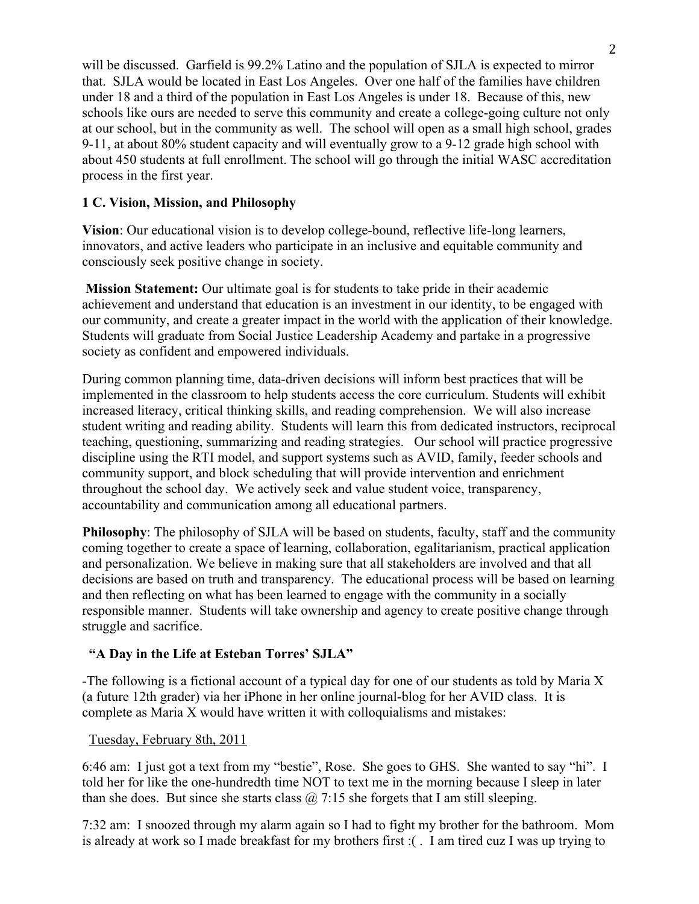will be discussed. Garfield is 99.2% Latino and the population of SJLA is expected to mirror that. SJLA would be located in East Los Angeles. Over one half of the families have children under 18 and a third of the population in East Los Angeles is under 18. Because of this, new schools like ours are needed to serve this community and create a college-going culture not only at our school, but in the community as well. The school will open as a small high school, grades 9-11, at about 80% student capacity and will eventually grow to a 9-12 grade high school with about 450 students at full enrollment. The school will go through the initial WASC accreditation process in the first year.

**1 C. Vision, Mission, and Philosophy**

**Vision**: Our educational vision is to develop college-bound, reflective life-long learners, innovators, and active leaders who participate in an inclusive and equitable community and consciously seek positive change in society.

**Mission Statement:** Our ultimate goal is for students to take pride in their academic achievement and understand that education is an investment in our identity, to be engaged with our community, and create a greater impact in the world with the application of their knowledge. Students will graduate from Social Justice Leadership Academy and partake in a progressive society as confident and empowered individuals.

During common planning time, data-driven decisions will inform best practices that will be implemented in the classroom to help students access the core curriculum. Students will exhibit increased literacy, critical thinking skills, and reading comprehension. We will also increase student writing and reading ability. Students will learn this from dedicated instructors, reciprocal teaching, questioning, summarizing and reading strategies. Our school will practice progressive discipline using the RTI model, and support systems such as AVID, family, feeder schools and community support, and block scheduling that will provide intervention and enrichment throughout the school day. We actively seek and value student voice, transparency, accountability and communication among all educational partners.

**Philosophy**: The philosophy of SJLA will be based on students, faculty, staff and the community coming together to create a space of learning, collaboration, egalitarianism, practical application and personalization. We believe in making sure that all stakeholders are involved and that all decisions are based on truth and transparency. The educational process will be based on learning and then reflecting on what has been learned to engage with the community in a socially responsible manner. Students will take ownership and agency to create positive change through struggle and sacrifice.

**"A Day in the Life at Esteban Torres' SJLA"**

-The following is a fictional account of a typical day for one of our students as told by Maria X (a future 12th grader) via her iPhone in her online journal-blog for her AVID class. It is complete as Maria X would have written it with colloquialisms and mistakes:

Tuesday, February 8th, 2011

6:46 am: I just got a text from my "bestie", Rose. She goes to GHS. She wanted to say "hi". I told her for like the one-hundredth time NOT to text me in the morning because I sleep in later than she does. But since she starts class @ 7:15 she forgets that I am still sleeping.

7:32 am: I snoozed through my alarm again so I had to fight my brother for the bathroom. Mom is already at work so I made breakfast for my brothers first :( . I am tired cuz I was up trying to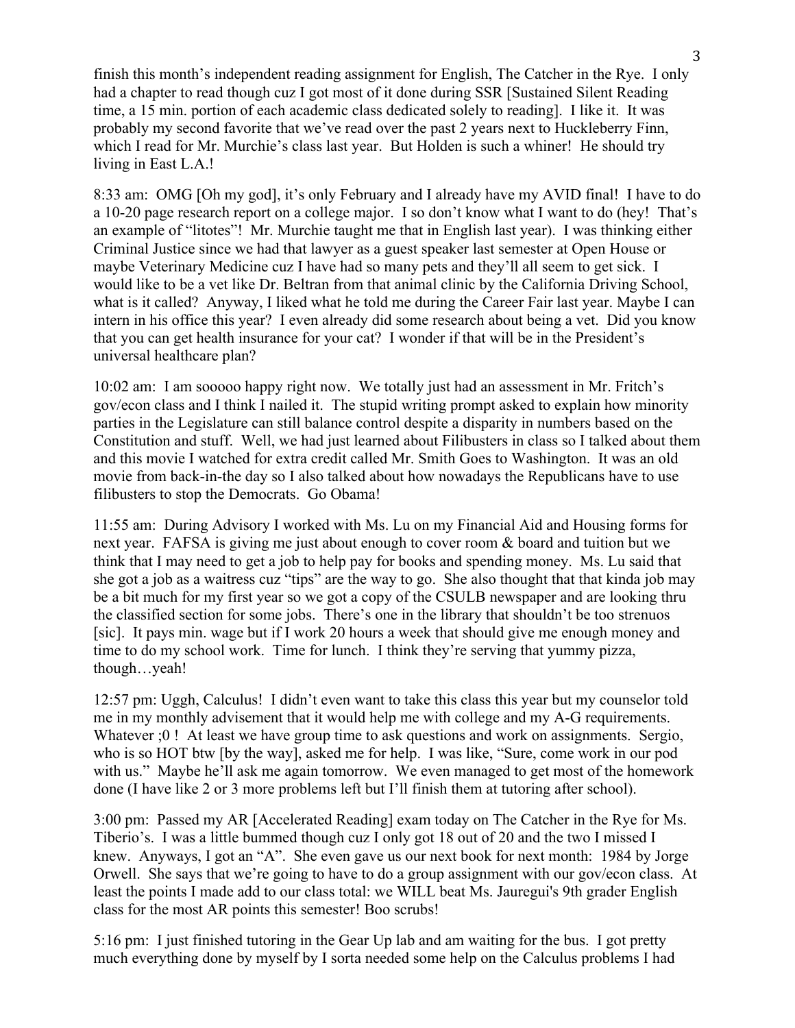finish this month's independent reading assignment for English, The Catcher in the Rye. I only had a chapter to read though cuz I got most of it done during SSR [Sustained Silent Reading time, a 15 min. portion of each academic class dedicated solely to reading]. I like it. It was probably my second favorite that we've read over the past 2 years next to Huckleberry Finn, which I read for Mr. Murchie's class last year. But Holden is such a whiner! He should try living in East L.A.!

8:33 am: OMG [Oh my god], it's only February and I already have my AVID final! I have to do a 10-20 page research report on a college major. I so don't know what I want to do (hey! That's an example of "litotes"! Mr. Murchie taught me that in English last year). I was thinking either Criminal Justice since we had that lawyer as a guest speaker last semester at Open House or maybe Veterinary Medicine cuz I have had so many pets and they'll all seem to get sick. I would like to be a vet like Dr. Beltran from that animal clinic by the California Driving School, what is it called? Anyway, I liked what he told me during the Career Fair last year. Maybe I can intern in his office this year? I even already did some research about being a vet. Did you know that you can get health insurance for your cat? I wonder if that will be in the President's universal healthcare plan?

10:02 am: I am sooooo happy right now. We totally just had an assessment in Mr. Fritch's gov/econ class and I think I nailed it. The stupid writing prompt asked to explain how minority parties in the Legislature can still balance control despite a disparity in numbers based on the Constitution and stuff. Well, we had just learned about Filibusters in class so I talked about them and this movie I watched for extra credit called Mr. Smith Goes to Washington. It was an old movie from back-in-the day so I also talked about how nowadays the Republicans have to use filibusters to stop the Democrats. Go Obama!

11:55 am: During Advisory I worked with Ms. Lu on my Financial Aid and Housing forms for next year. FAFSA is giving me just about enough to cover room & board and tuition but we think that I may need to get a job to help pay for books and spending money. Ms. Lu said that she got a job as a waitress cuz "tips" are the way to go. She also thought that that kinda job may be a bit much for my first year so we got a copy of the CSULB newspaper and are looking thru the classified section for some jobs. There's one in the library that shouldn't be too strenuos [sic]. It pays min. wage but if I work 20 hours a week that should give me enough money and time to do my school work. Time for lunch. I think they're serving that yummy pizza, though…yeah!

12:57 pm: Uggh, Calculus! I didn't even want to take this class this year but my counselor told me in my monthly advisement that it would help me with college and my A-G requirements. Whatever ;0 ! At least we have group time to ask questions and work on assignments. Sergio, who is so HOT btw [by the way], asked me for help. I was like, "Sure, come work in our pod with us." Maybe he'll ask me again tomorrow. We even managed to get most of the homework done (I have like 2 or 3 more problems left but I'll finish them at tutoring after school).

3:00 pm: Passed my AR [Accelerated Reading] exam today on The Catcher in the Rye for Ms. Tiberio's. I was a little bummed though cuz I only got 18 out of 20 and the two I missed I knew. Anyways, I got an "A". She even gave us our next book for next month: 1984 by Jorge Orwell. She says that we're going to have to do a group assignment with our gov/econ class. At least the points I made add to our class total: we WILL beat Ms. Jauregui's 9th grader English class for the most AR points this semester! Boo scrubs!

5:16 pm: I just finished tutoring in the Gear Up lab and am waiting for the bus. I got pretty much everything done by myself by I sorta needed some help on the Calculus problems I had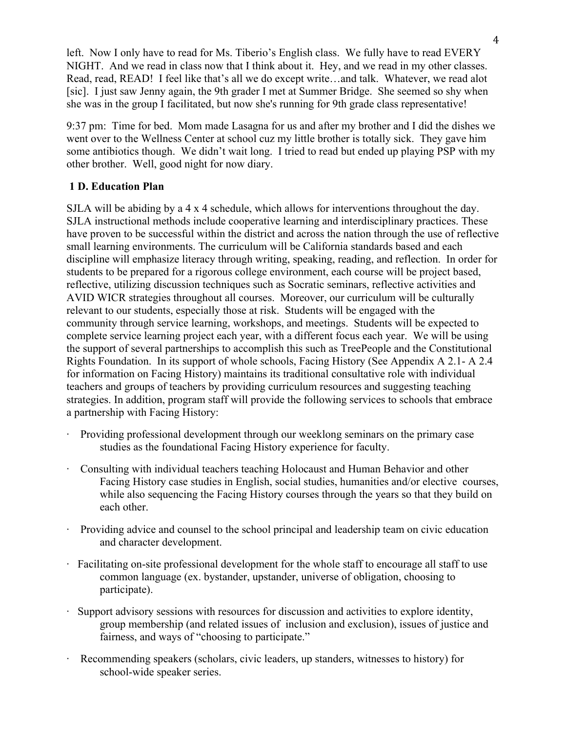left. Now I only have to read for Ms. Tiberio's English class. We fully have to read EVERY NIGHT. And we read in class now that I think about it. Hey, and we read in my other classes. Read, read, READ! I feel like that's all we do except write…and talk. Whatever, we read alot [sic]. I just saw Jenny again, the 9th grader I met at Summer Bridge. She seemed so shy when she was in the group I facilitated, but now she's running for 9th grade class representative!

9:37 pm: Time for bed. Mom made Lasagna for us and after my brother and I did the dishes we went over to the Wellness Center at school cuz my little brother is totally sick. They gave him some antibiotics though. We didn't wait long. I tried to read but ended up playing PSP with my other brother. Well, good night for now diary.

### 1 D. Education Plan

SJLA will be abiding by a 4 x 4 schedule, which allows for interventions throughout the day. SJLA instructional methods include cooperative learning and interdisciplinary practices. These have proven to be successful within the district and across the nation through the use of reflective small learning environments. The curriculum will be California standards based and each discipline will emphasize literacy through writing, speaking, reading, and reflection. In order for students to be prepared for a rigorous college environment, each course will be project based, reflective, utilizing discussion techniques such as Socratic seminars, reflective activities and AVID WICR strategies throughout all courses. Moreover, our curriculum will be culturally relevant to our students, especially those at risk. Students will be engaged with the community through service learning, workshops, and meetings. Students will be expected to complete service learning project each year, with a different focus each year. We will be using the support of several partnerships to accomplish this such as TreePeople and the Constitutional Rights Foundation. In its support of whole schools, Facing History (See Appendix A 2.1- A 2.4 for information on Facing History) maintains its traditional consultative role with individual teachers and groups of teachers by providing curriculum resources and suggesting teaching strategies. In addition, program staff will provide the following services to schools that embrace a partnership with Facing History:

- Providing professional development through our weeklong seminars on the primary case studies as the foundational Facing History experience for faculty.
- Consulting with individual teachers teaching Holocaust and Human Behavior and other Facing History case studies in English, social studies, humanities and/or elective courses, while also sequencing the Facing History courses through the years so that they build on each other.
- Providing advice and counsel to the school principal and leadership team on civic education and character development.
- Facilitating on-site professional development for the whole staff to encourage all staff to use common language (ex. bystander, upstander, universe of obligation, choosing to participate).
- Support advisory sessions with resources for discussion and activities to explore identity, group membership (and related issues of inclusion and exclusion), issues of justice and fairness, and ways of "choosing to participate."
- Recommending speakers (scholars, civic leaders, up standers, witnesses to history) for school-wide speaker series.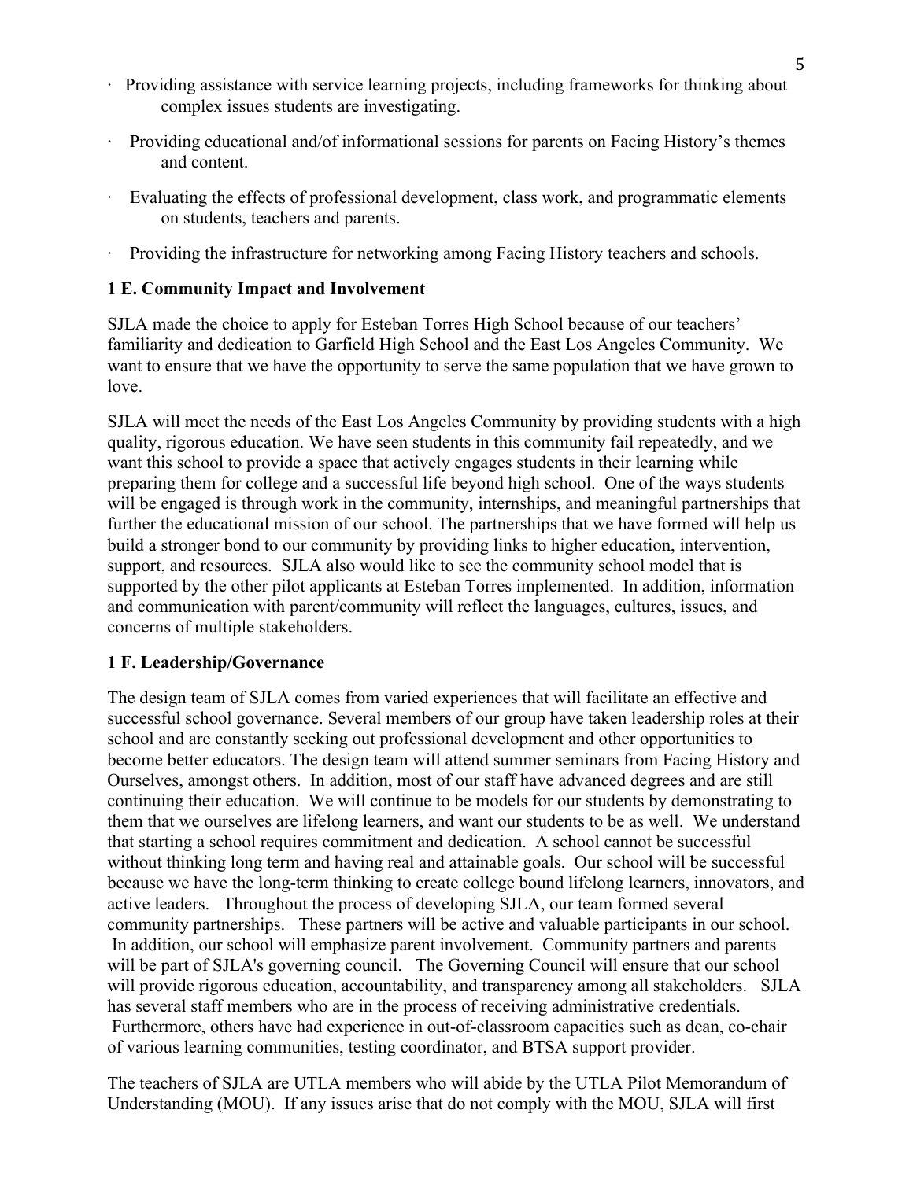- Providing assistance with service learning projects, including frameworks for thinking about complex issues students are investigating.
- Providing educational and/of informational sessions for parents on Facing History's themes and content.
- Evaluating the effects of professional development, class work, and programmatic elements on students, teachers and parents.
- Providing the infrastructure for networking among Facing History teachers and schools.

**1 E. Community Impact and Involvement**

SJLA made the choice to apply for Esteban Torres High School because of our teachers' familiarity and dedication to Garfield High School and the East Los Angeles Community. We want to ensure that we have the opportunity to serve the same population that we have grown to love.

SJLA will meet the needs of the East Los Angeles Community by providing students with a high quality, rigorous education. We have seen students in this community fail repeatedly, and we want this school to provide a space that actively engages students in their learning while preparing them for college and a successful life beyond high school. One of the ways students will be engaged is through work in the community, internships, and meaningful partnerships that further the educational mission of our school. The partnerships that we have formed will help us build a stronger bond to our community by providing links to higher education, intervention, support, and resources. SJLA also would like to see the community school model that is supported by the other pilot applicants at Esteban Torres implemented. In addition, information and communication with parent/community will reflect the languages, cultures, issues, and concerns of multiple stakeholders.

**1 F. Leadership/Governance**

The design team of SJLA comes from varied experiences that will facilitate an effective and successful school governance. Several members of our group have taken leadership roles at their school and are constantly seeking out professional development and other opportunities to become better educators. The design team will attend summer seminars from Facing History and Ourselves, amongst others. In addition, most of our staff have advanced degrees and are still continuing their education. We will continue to be models for our students by demonstrating to them that we ourselves are lifelong learners, and want our students to be as well. We understand that starting a school requires commitment and dedication. A school cannot be successful without thinking long term and having real and attainable goals. Our school will be successful because we have the long-term thinking to create college bound lifelong learners, innovators, and active leaders. Throughout the process of developing SJLA, our team formed several community partnerships. These partners will be active and valuable participants in our school. In addition, our school will emphasize parent involvement. Community partners and parents will be part of SJLA's governing council. The Governing Council will ensure that our school will provide rigorous education, accountability, and transparency among all stakeholders. SJLA has several staff members who are in the process of receiving administrative credentials. Furthermore, others have had experience in out-of-classroom capacities such as dean, co-chair of various learning communities, testing coordinator, and BTSA support provider.

The teachers of SJLA are UTLA members who will abide by the UTLA Pilot Memorandum of Understanding (MOU). If any issues arise that do not comply with the MOU, SJLA will first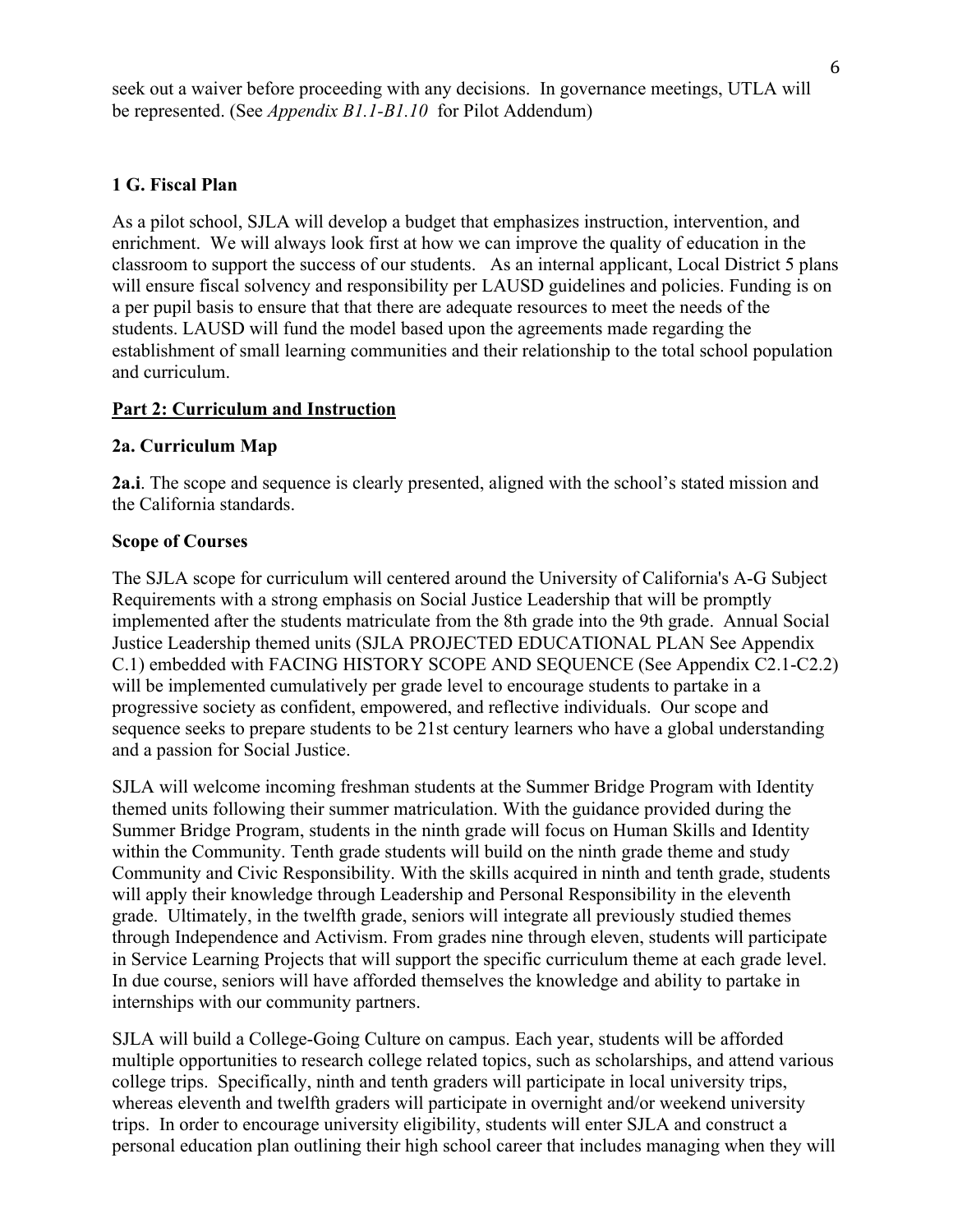seek out a waiver before proceeding with any decisions. In governance meetings, UTLA will be represented. (See *Appendix B1.1-B1.10* for Pilot Addendum)

**1 G. Fiscal Plan**

As a pilot school, SJLA will develop a budget that emphasizes instruction, intervention, and enrichment. We will always look first at how we can improve the quality of education in the classroom to support the success of our students. As an internal applicant, Local District 5 plans will ensure fiscal solvency and responsibility per LAUSD guidelines and policies. Funding is on a per pupil basis to ensure that that there are adequate resources to meet the needs of the students. LAUSD will fund the model based upon the agreements made regarding the establishment of small learning communities and their relationship to the total school population and curriculum.

## Part 2: Curriculum and Instruction

### 2a. Curriculum Map

**2a.i**. The scope and sequence is clearly presented, aligned with the school's stated mission and the California standards.

**Scope of Courses**

The SJLA scope for curriculum will centered around the University of California's A-G Subject Requirements with a strong emphasis on Social Justice Leadership that will be promptly implemented after the students matriculate from the 8th grade into the 9th grade. Annual Social Justice Leadership themed units (SJLA PROJECTED EDUCATIONAL PLAN See Appendix C.1) embedded with FACING HISTORY SCOPE AND SEQUENCE (See Appendix C2.1-C2.2) will be implemented cumulatively per grade level to encourage students to partake in a progressive society as confident, empowered, and reflective individuals. Our scope and sequence seeks to prepare students to be 21st century learners who have a global understanding and a passion for Social Justice.

SJLA will welcome incoming freshman students at the Summer Bridge Program with Identity themed units following their summer matriculation. With the guidance provided during the Summer Bridge Program, students in the ninth grade will focus on Human Skills and Identity within the Community. Tenth grade students will build on the ninth grade theme and study Community and Civic Responsibility. With the skills acquired in ninth and tenth grade, students will apply their knowledge through Leadership and Personal Responsibility in the eleventh grade. Ultimately, in the twelfth grade, seniors will integrate all previously studied themes through Independence and Activism. From grades nine through eleven, students will participate in Service Learning Projects that will support the specific curriculum theme at each grade level. In due course, seniors will have afforded themselves the knowledge and ability to partake in internships with our community partners.

SJLA will build a College-Going Culture on campus. Each year, students will be afforded multiple opportunities to research college related topics, such as scholarships, and attend various college trips. Specifically, ninth and tenth graders will participate in local university trips, whereas eleventh and twelfth graders will participate in overnight and/or weekend university trips. In order to encourage university eligibility, students will enter SJLA and construct a personal education plan outlining their high school career that includes managing when they will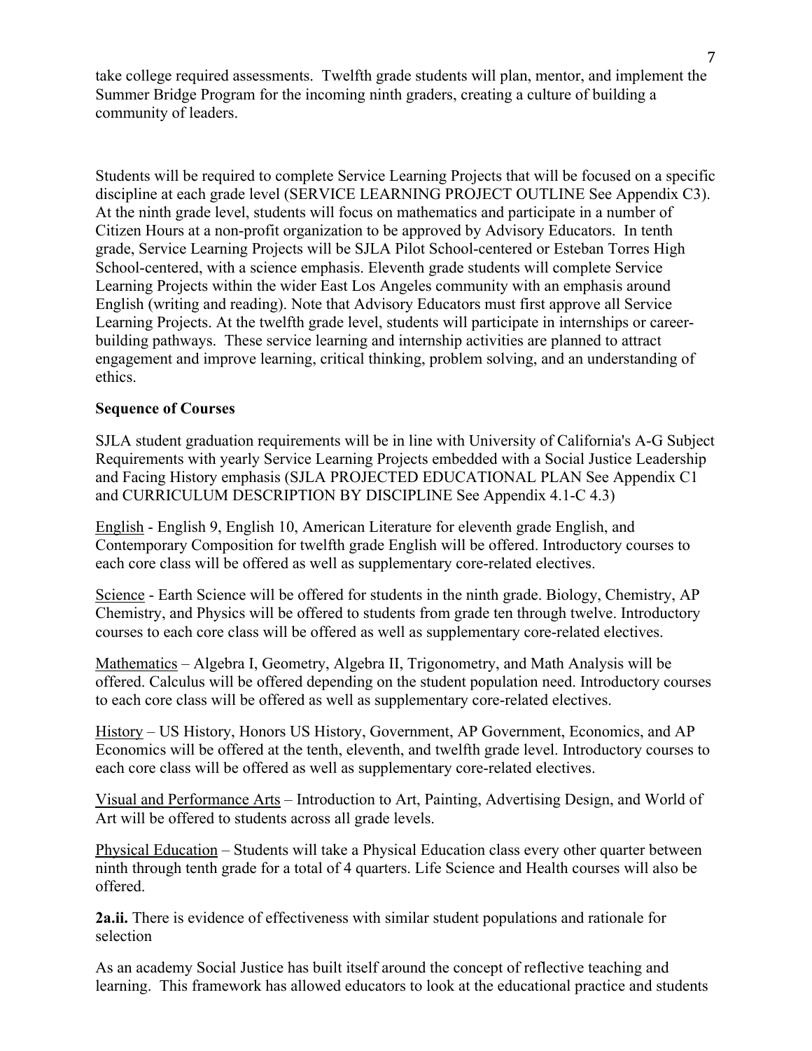take college required assessments. Twelfth grade students will plan, mentor, and implement the Summer Bridge Program for the incoming ninth graders, creating a culture of building a community of leaders.

Students will be required to complete Service Learning Projects that will be focused on a specific discipline at each grade level (SERVICE LEARNING PROJECT OUTLINE See Appendix C3). At the ninth grade level, students will focus on mathematics and participate in a number of Citizen Hours at a non-profit organization to be approved by Advisory Educators. In tenth grade, Service Learning Projects will be SJLA Pilot School-centered or Esteban Torres High School-centered, with a science emphasis. Eleventh grade students will complete Service Learning Projects within the wider East Los Angeles community with an emphasis around English (writing and reading). Note that Advisory Educators must first approve all Service Learning Projects. At the twelfth grade level, students will participate in internships or career-building pathways. These service learning and internship activities are planned to attract engagement and improve learning, critical thinking, problem solving, and an understanding of ethics.

**Sequence of Courses**

SJLA student graduation requirements will be in line with University of California's A-G Subject Requirements with yearly Service Learning Projects embedded with a Social Justice Leadership and Facing History emphasis (SJLA PROJECTED EDUCATIONAL PLAN See Appendix C1 and CURRICULUM DESCRIPTION BY DISCIPLINE See Appendix 4.1-C 4.3)

<u>English</u> - English 9, English 10, American Literature for eleventh grade English, and Contemporary Composition for twelfth grade English will be offered. Introductory courses to each core class will be offered as well as supplementary core-related electives.

<u>Science</u> - Earth Science will be offered for students in the ninth grade. Biology, Chemistry, AP Chemistry, and Physics will be offered to students from grade ten through twelve. Introductory courses to each core class will be offered as well as supplementary core-related electives.

<u>Mathematics</u> – Algebra I, Geometry, Algebra II, Trigonometry, and Math Analysis will be offered. Calculus will be offered depending on the student population need. Introductory courses to each core class will be offered as well as supplementary core-related electives.

<u>History</u> – US History, Honors US History, Government, AP Government, Economics, and AP Economics will be offered at the tenth, eleventh, and twelfth grade level. Introductory courses to each core class will be offered as well as supplementary core-related electives.

<u>Visual and Performance Arts</u> – Introduction to Art, Painting, Advertising Design, and World of Art will be offered to students across all grade levels.

<u>Physical Education</u> – Students will take a Physical Education class every other quarter between ninth through tenth grade for a total of 4 quarters. Life Science and Health courses will also be offered.

**2a.ii.** There is evidence of effectiveness with similar student populations and rationale for selection

As an academy Social Justice has built itself around the concept of reflective teaching and learning. This framework has allowed educators to look at the educational practice and students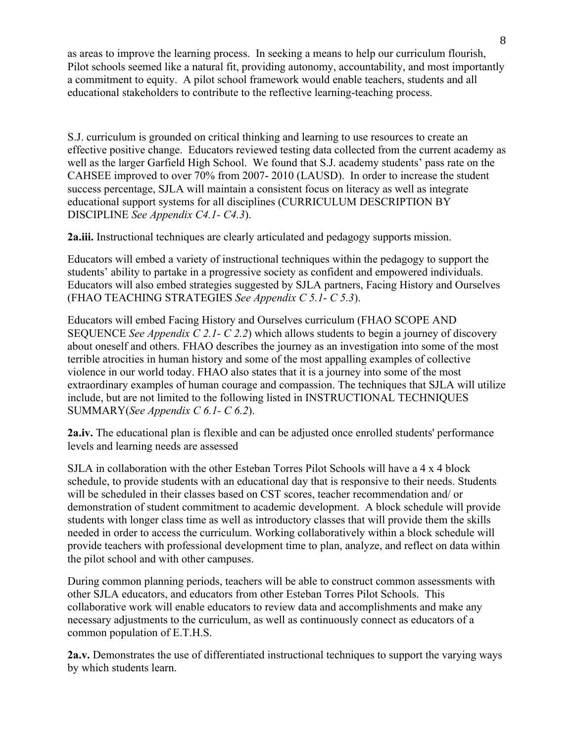as areas to improve the learning process. In seeking a means to help our curriculum flourish, Pilot schools seemed like a natural fit, providing autonomy, accountability, and most importantly a commitment to equity. A pilot school framework would enable teachers, students and all educational stakeholders to contribute to the reflective learning-teaching process.

S.J. curriculum is grounded on critical thinking and learning to use resources to create an effective positive change. Educators reviewed testing data collected from the current academy as well as the larger Garfield High School. We found that S.J. academy students' pass rate on the CAHSEE improved to over 70% from 2007- 2010 (LAUSD). In order to increase the student success percentage, SJLA will maintain a consistent focus on literacy as well as integrate educational support systems for all disciplines (CURRICULUM DESCRIPTION BY DISCIPLINE *See Appendix C4.1- C4.3*).

**2a.iii.** Instructional techniques are clearly articulated and pedagogy supports mission.

Educators will embed a variety of instructional techniques within the pedagogy to support the students' ability to partake in a progressive society as confident and empowered individuals. Educators will also embed strategies suggested by SJLA partners, Facing History and Ourselves (FHAO TEACHING STRATEGIES *See Appendix C 5.1- C 5.3*).

Educators will embed Facing History and Ourselves curriculum (FHAO SCOPE AND SEQUENCE *See Appendix C 2.1- C 2.2*) which allows students to begin a journey of discovery about oneself and others. FHAO describes the journey as an investigation into some of the most terrible atrocities in human history and some of the most appalling examples of collective violence in our world today. FHAO also states that it is a journey into some of the most extraordinary examples of human courage and compassion. The techniques that SJLA will utilize include, but are not limited to the following listed in INSTRUCTIONAL TECHNIQUES SUMMARY(*See Appendix C 6.1- C 6.2*).

**2a.iv.** The educational plan is flexible and can be adjusted once enrolled students' performance levels and learning needs are assessed

SJLA in collaboration with the other Esteban Torres Pilot Schools will have a 4 x 4 block schedule, to provide students with an educational day that is responsive to their needs. Students will be scheduled in their classes based on CST scores, teacher recommendation and/ or demonstration of student commitment to academic development. A block schedule will provide students with longer class time as well as introductory classes that will provide them the skills needed in order to access the curriculum. Working collaboratively within a block schedule will provide teachers with professional development time to plan, analyze, and reflect on data within the pilot school and with other campuses.

During common planning periods, teachers will be able to construct common assessments with other SJLA educators, and educators from other Esteban Torres Pilot Schools. This collaborative work will enable educators to review data and accomplishments and make any necessary adjustments to the curriculum, as well as continuously connect as educators of a common population of E.T.H.S.

**2a.v.** Demonstrates the use of differentiated instructional techniques to support the varying ways by which students learn.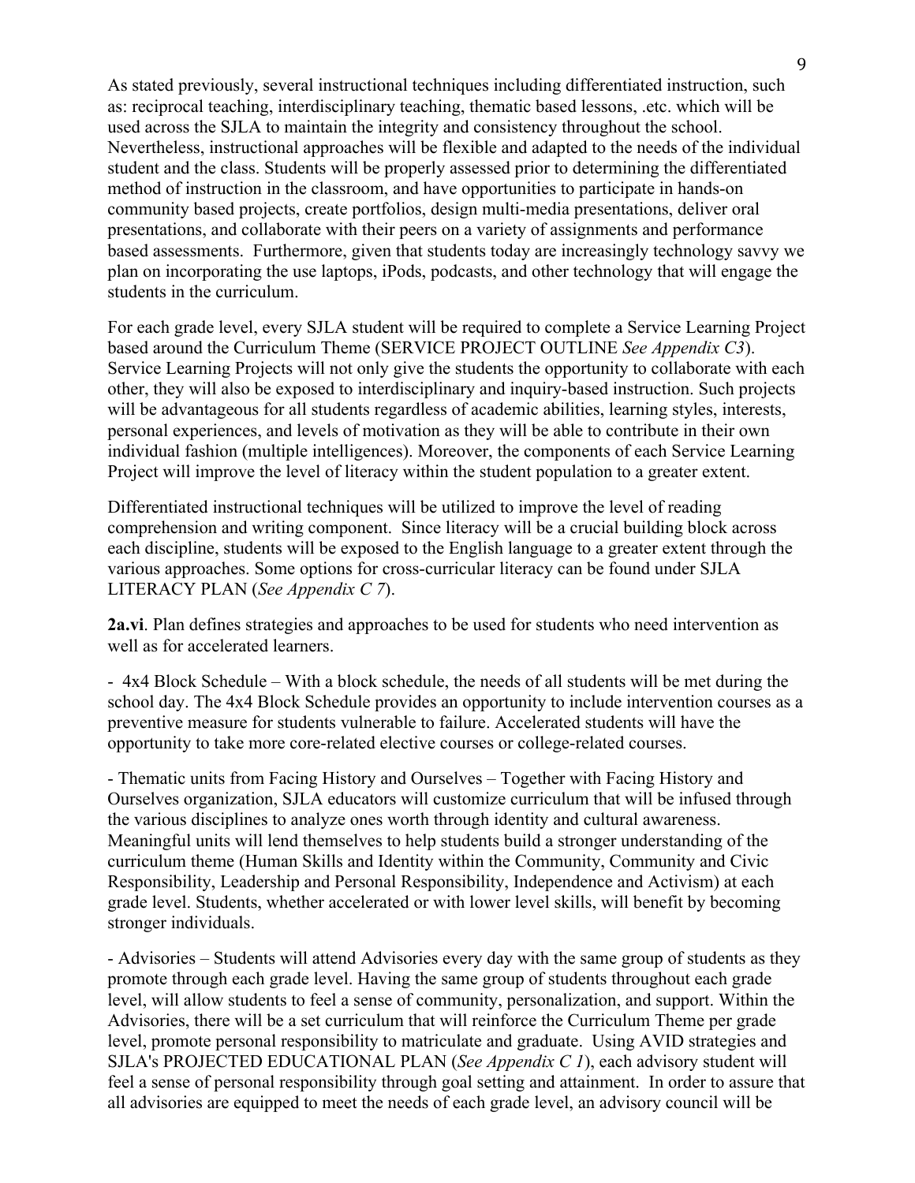As stated previously, several instructional techniques including differentiated instruction, such as: reciprocal teaching, interdisciplinary teaching, thematic based lessons, .etc. which will be used across the SJLA to maintain the integrity and consistency throughout the school. Nevertheless, instructional approaches will be flexible and adapted to the needs of the individual student and the class. Students will be properly assessed prior to determining the differentiated method of instruction in the classroom, and have opportunities to participate in hands-on community based projects, create portfolios, design multi-media presentations, deliver oral presentations, and collaborate with their peers on a variety of assignments and performance based assessments. Furthermore, given that students today are increasingly technology savvy we plan on incorporating the use laptops, iPods, podcasts, and other technology that will engage the students in the curriculum.

For each grade level, every SJLA student will be required to complete a Service Learning Project based around the Curriculum Theme (SERVICE PROJECT OUTLINE *See Appendix C3*). Service Learning Projects will not only give the students the opportunity to collaborate with each other, they will also be exposed to interdisciplinary and inquiry-based instruction. Such projects will be advantageous for all students regardless of academic abilities, learning styles, interests, personal experiences, and levels of motivation as they will be able to contribute in their own individual fashion (multiple intelligences). Moreover, the components of each Service Learning Project will improve the level of literacy within the student population to a greater extent.

Differentiated instructional techniques will be utilized to improve the level of reading comprehension and writing component. Since literacy will be a crucial building block across each discipline, students will be exposed to the English language to a greater extent through the various approaches. Some options for cross-curricular literacy can be found under SJLA LITERACY PLAN (*See Appendix C 7*).

**2a.vi**. Plan defines strategies and approaches to be used for students who need intervention as well as for accelerated learners.

- 4x4 Block Schedule – With a block schedule, the needs of all students will be met during the school day. The 4x4 Block Schedule provides an opportunity to include intervention courses as a preventive measure for students vulnerable to failure. Accelerated students will have the opportunity to take more core-related elective courses or college-related courses.

- Thematic units from Facing History and Ourselves – Together with Facing History and Ourselves organization, SJLA educators will customize curriculum that will be infused through the various disciplines to analyze ones worth through identity and cultural awareness. Meaningful units will lend themselves to help students build a stronger understanding of the curriculum theme (Human Skills and Identity within the Community, Community and Civic Responsibility, Leadership and Personal Responsibility, Independence and Activism) at each grade level. Students, whether accelerated or with lower level skills, will benefit by becoming stronger individuals.

- Advisories – Students will attend Advisories every day with the same group of students as they promote through each grade level. Having the same group of students throughout each grade level, will allow students to feel a sense of community, personalization, and support. Within the Advisories, there will be a set curriculum that will reinforce the Curriculum Theme per grade level, promote personal responsibility to matriculate and graduate. Using AVID strategies and SJLA's PROJECTED EDUCATIONAL PLAN (*See Appendix C 1*), each advisory student will feel a sense of personal responsibility through goal setting and attainment. In order to assure that all advisories are equipped to meet the needs of each grade level, an advisory council will be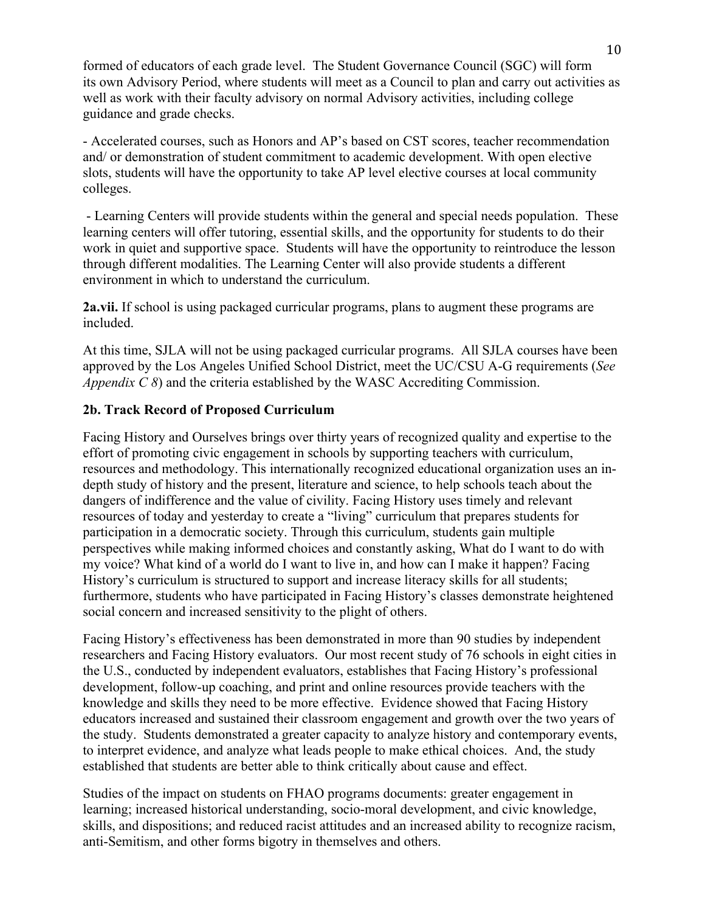formed of educators of each grade level. The Student Governance Council (SGC) will form its own Advisory Period, where students will meet as a Council to plan and carry out activities as well as work with their faculty advisory on normal Advisory activities, including college guidance and grade checks.

- Accelerated courses, such as Honors and AP's based on CST scores, teacher recommendation and/ or demonstration of student commitment to academic development. With open elective slots, students will have the opportunity to take AP level elective courses at local community colleges.

- Learning Centers will provide students within the general and special needs population. These learning centers will offer tutoring, essential skills, and the opportunity for students to do their work in quiet and supportive space. Students will have the opportunity to reintroduce the lesson through different modalities. The Learning Center will also provide students a different environment in which to understand the curriculum.

**2a.vii.** If school is using packaged curricular programs, plans to augment these programs are included.

At this time, SJLA will not be using packaged curricular programs. All SJLA courses have been approved by the Los Angeles Unified School District, meet the UC/CSU A-G requirements (*See Appendix C 8*) and the criteria established by the WASC Accrediting Commission.

### 2b. Track Record of Proposed Curriculum

Facing History and Ourselves brings over thirty years of recognized quality and expertise to the effort of promoting civic engagement in schools by supporting teachers with curriculum, resources and methodology. This internationally recognized educational organization uses an in-depth study of history and the present, literature and science, to help schools teach about the dangers of indifference and the value of civility. Facing History uses timely and relevant resources of today and yesterday to create a "living" curriculum that prepares students for participation in a democratic society. Through this curriculum, students gain multiple perspectives while making informed choices and constantly asking, What do I want to do with my voice? What kind of a world do I want to live in, and how can I make it happen? Facing History's curriculum is structured to support and increase literacy skills for all students; furthermore, students who have participated in Facing History's classes demonstrate heightened social concern and increased sensitivity to the plight of others.

Facing History's effectiveness has been demonstrated in more than 90 studies by independent researchers and Facing History evaluators. Our most recent study of 76 schools in eight cities in the U.S., conducted by independent evaluators, establishes that Facing History's professional development, follow-up coaching, and print and online resources provide teachers with the knowledge and skills they need to be more effective. Evidence showed that Facing History educators increased and sustained their classroom engagement and growth over the two years of the study. Students demonstrated a greater capacity to analyze history and contemporary events, to interpret evidence, and analyze what leads people to make ethical choices. And, the study established that students are better able to think critically about cause and effect.

Studies of the impact on students on FHAO programs documents: greater engagement in learning; increased historical understanding, socio-moral development, and civic knowledge, skills, and dispositions; and reduced racist attitudes and an increased ability to recognize racism, anti-Semitism, and other forms bigotry in themselves and others.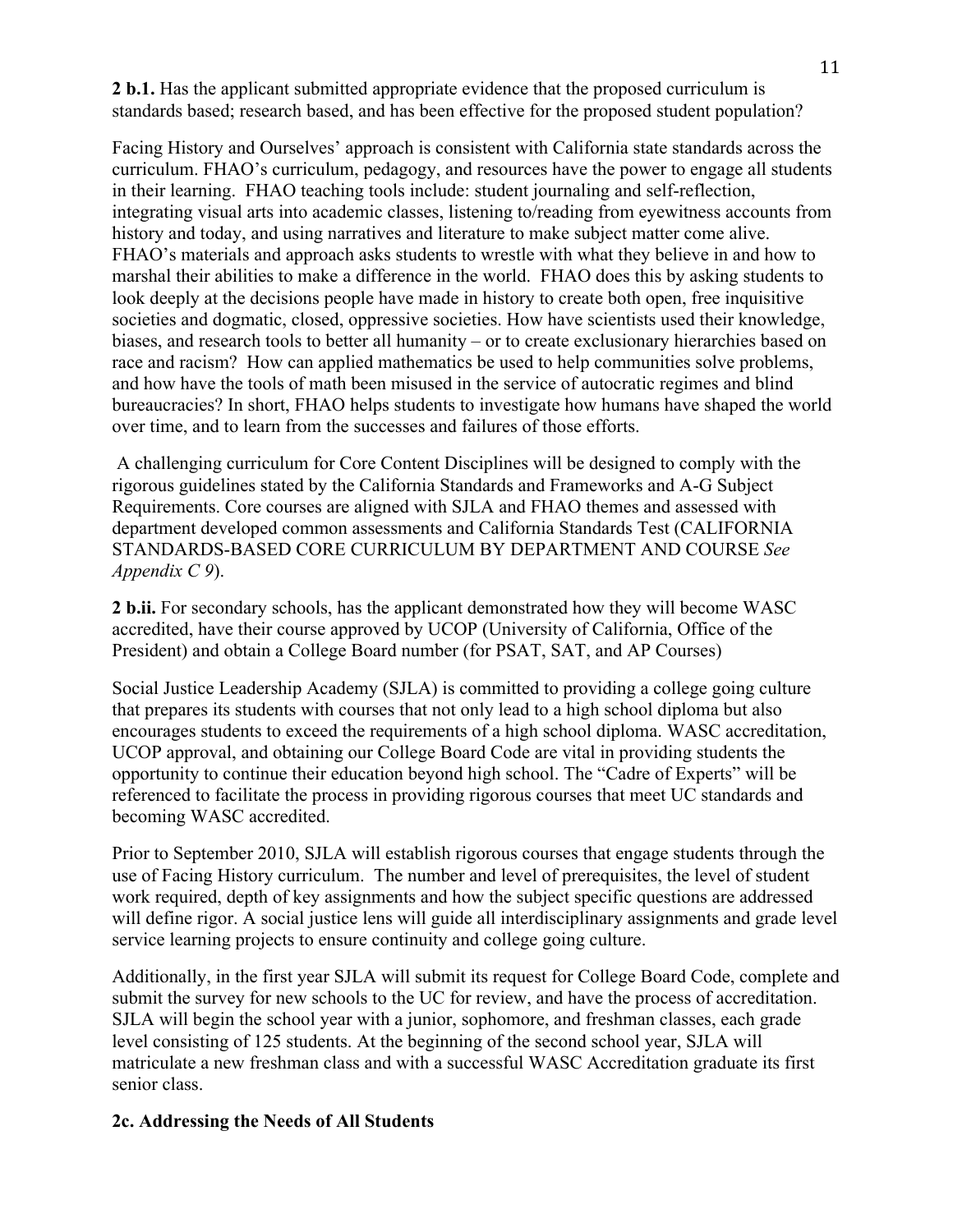**2 b.1.** Has the applicant submitted appropriate evidence that the proposed curriculum is standards based; research based, and has been effective for the proposed student population?

Facing History and Ourselves' approach is consistent with California state standards across the curriculum. FHAO's curriculum, pedagogy, and resources have the power to engage all students in their learning. FHAO teaching tools include: student journaling and self-reflection, integrating visual arts into academic classes, listening to/reading from eyewitness accounts from history and today, and using narratives and literature to make subject matter come alive. FHAO's materials and approach asks students to wrestle with what they believe in and how to marshal their abilities to make a difference in the world. FHAO does this by asking students to look deeply at the decisions people have made in history to create both open, free inquisitive societies and dogmatic, closed, oppressive societies. How have scientists used their knowledge, biases, and research tools to better all humanity – or to create exclusionary hierarchies based on race and racism? How can applied mathematics be used to help communities solve problems, and how have the tools of math been misused in the service of autocratic regimes and blind bureaucracies? In short, FHAO helps students to investigate how humans have shaped the world over time, and to learn from the successes and failures of those efforts.

A challenging curriculum for Core Content Disciplines will be designed to comply with the rigorous guidelines stated by the California Standards and Frameworks and A-G Subject Requirements. Core courses are aligned with SJLA and FHAO themes and assessed with department developed common assessments and California Standards Test (CALIFORNIA STANDARDS-BASED CORE CURRICULUM BY DEPARTMENT AND COURSE *See Appendix C 9*).

**2 b.ii.** For secondary schools, has the applicant demonstrated how they will become WASC accredited, have their course approved by UCOP (University of California, Office of the President) and obtain a College Board number (for PSAT, SAT, and AP Courses)

Social Justice Leadership Academy (SJLA) is committed to providing a college going culture that prepares its students with courses that not only lead to a high school diploma but also encourages students to exceed the requirements of a high school diploma. WASC accreditation, UCOP approval, and obtaining our College Board Code are vital in providing students the opportunity to continue their education beyond high school. The "Cadre of Experts" will be referenced to facilitate the process in providing rigorous courses that meet UC standards and becoming WASC accredited.

Prior to September 2010, SJLA will establish rigorous courses that engage students through the use of Facing History curriculum. The number and level of prerequisites, the level of student work required, depth of key assignments and how the subject specific questions are addressed will define rigor. A social justice lens will guide all interdisciplinary assignments and grade level service learning projects to ensure continuity and college going culture.

Additionally, in the first year SJLA will submit its request for College Board Code, complete and submit the survey for new schools to the UC for review, and have the process of accreditation. SJLA will begin the school year with a junior, sophomore, and freshman classes, each grade level consisting of 125 students. At the beginning of the second school year, SJLA will matriculate a new freshman class and with a successful WASC Accreditation graduate its first senior class.

**2c. Addressing the Needs of All Students**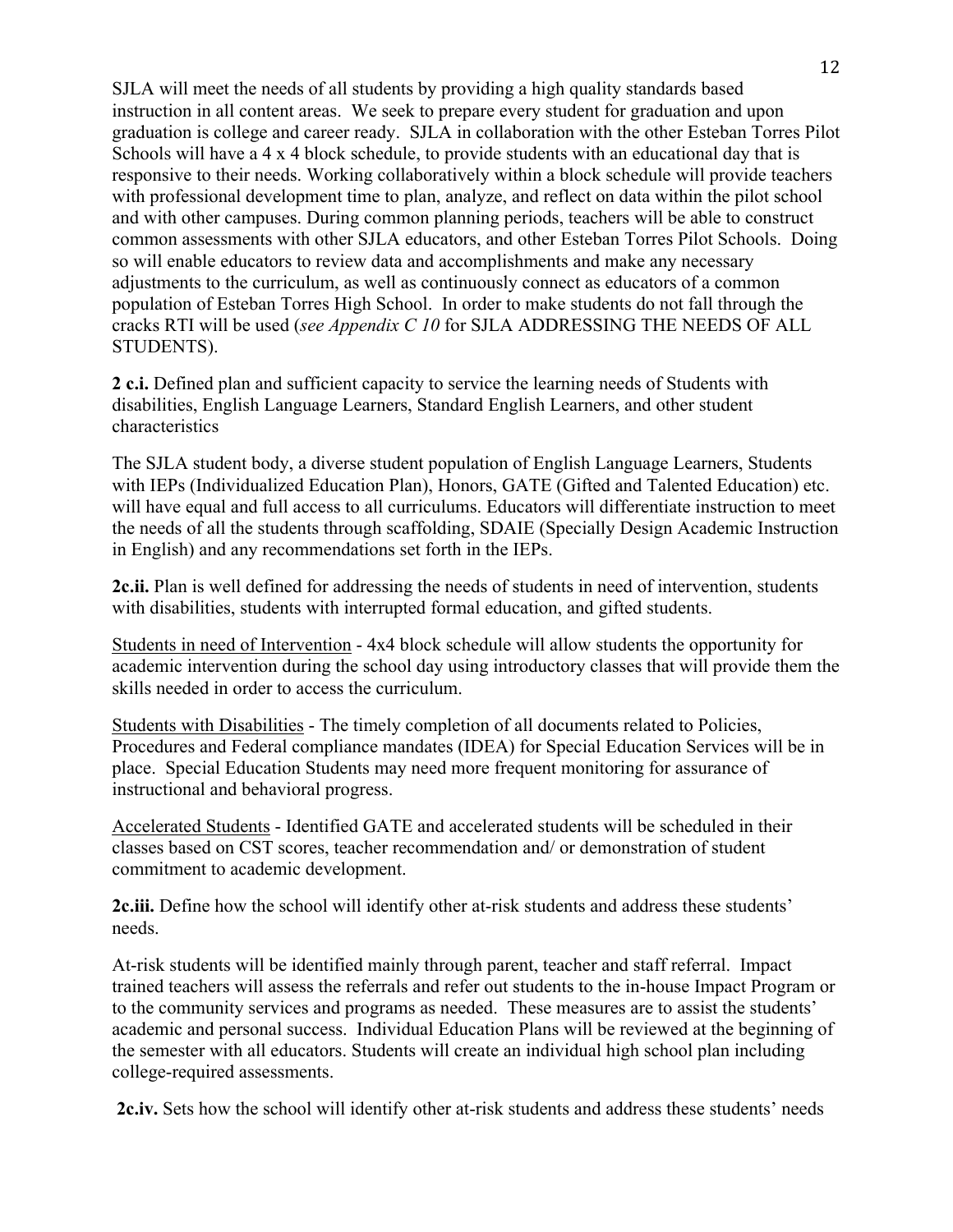SJLA will meet the needs of all students by providing a high quality standards based instruction in all content areas. We seek to prepare every student for graduation and upon graduation is college and career ready. SJLA in collaboration with the other Esteban Torres Pilot Schools will have a 4 x 4 block schedule, to provide students with an educational day that is responsive to their needs. Working collaboratively within a block schedule will provide teachers with professional development time to plan, analyze, and reflect on data within the pilot school and with other campuses. During common planning periods, teachers will be able to construct common assessments with other SJLA educators, and other Esteban Torres Pilot Schools. Doing so will enable educators to review data and accomplishments and make any necessary adjustments to the curriculum, as well as continuously connect as educators of a common population of Esteban Torres High School. In order to make students do not fall through the cracks RTI will be used (*see Appendix C 10* for SJLA ADDRESSING THE NEEDS OF ALL STUDENTS).

**2 c.i.** Defined plan and sufficient capacity to service the learning needs of Students with disabilities, English Language Learners, Standard English Learners, and other student characteristics

The SJLA student body, a diverse student population of English Language Learners, Students with IEPs (Individualized Education Plan), Honors, GATE (Gifted and Talented Education) etc. will have equal and full access to all curriculums. Educators will differentiate instruction to meet the needs of all the students through scaffolding, SDAIE (Specially Design Academic Instruction in English) and any recommendations set forth in the IEPs.

**2c.ii.** Plan is well defined for addressing the needs of students in need of intervention, students with disabilities, students with interrupted formal education, and gifted students.

<u>Students in need of Intervention</u> - 4x4 block schedule will allow students the opportunity for academic intervention during the school day using introductory classes that will provide them the skills needed in order to access the curriculum.

<u>Students with Disabilities</u> - The timely completion of all documents related to Policies, Procedures and Federal compliance mandates (IDEA) for Special Education Services will be in place. Special Education Students may need more frequent monitoring for assurance of instructional and behavioral progress.

<u>Accelerated Students</u> - Identified GATE and accelerated students will be scheduled in their classes based on CST scores, teacher recommendation and/ or demonstration of student commitment to academic development.

**2c.iii.** Define how the school will identify other at-risk students and address these students' needs.

At-risk students will be identified mainly through parent, teacher and staff referral. Impact trained teachers will assess the referrals and refer out students to the in-house Impact Program or to the community services and programs as needed. These measures are to assist the students' academic and personal success. Individual Education Plans will be reviewed at the beginning of the semester with all educators. Students will create an individual high school plan including college-required assessments.

**2c.iv.** Sets how the school will identify other at-risk students and address these students' needs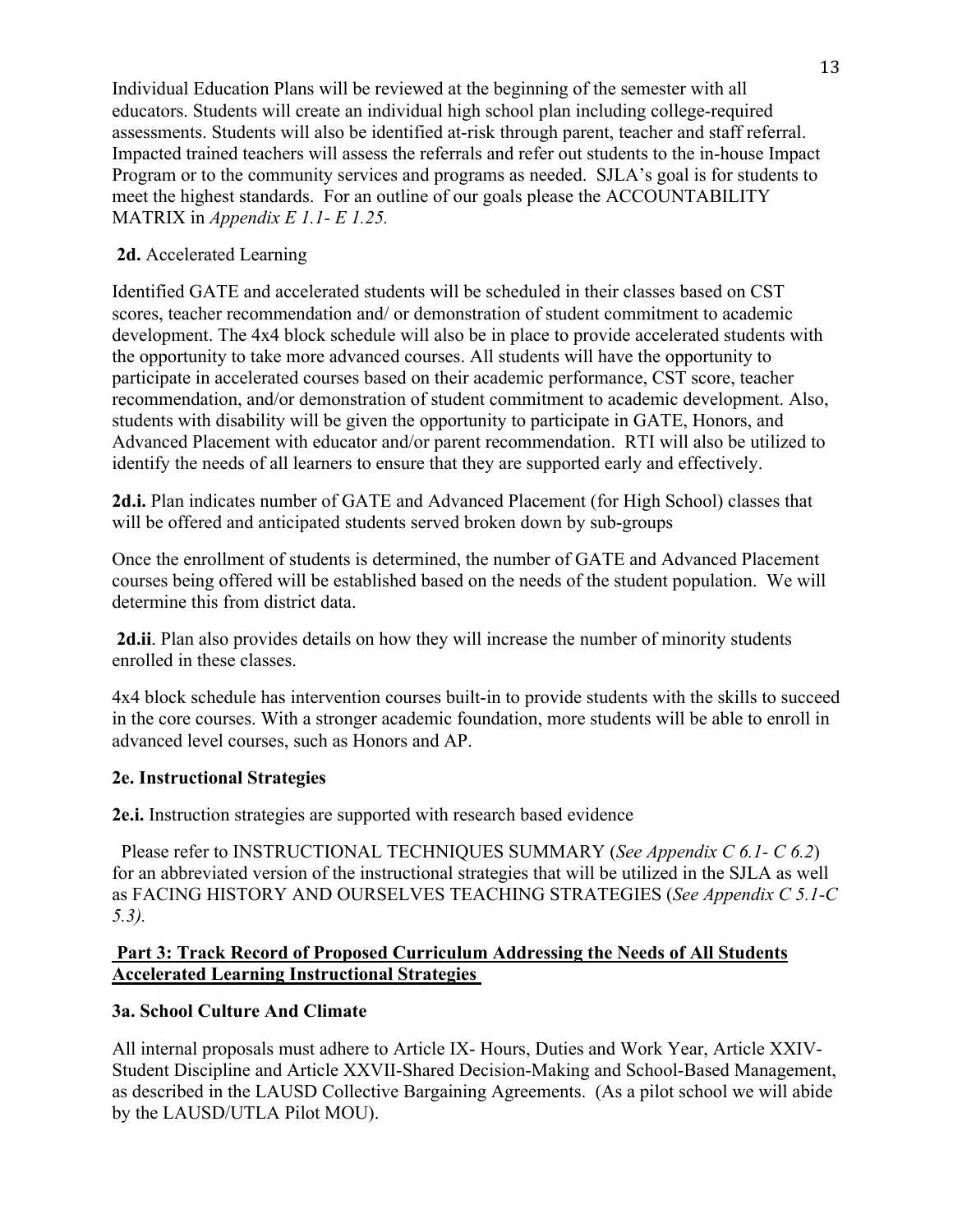Individual Education Plans will be reviewed at the beginning of the semester with all educators. Students will create an individual high school plan including college-required assessments. Students will also be identified at-risk through parent, teacher and staff referral. Impacted trained teachers will assess the referrals and refer out students to the in-house Impact Program or to the community services and programs as needed. SJLA's goal is for students to meet the highest standards. For an outline of our goals please the ACCOUNTABILITY MATRIX in *Appendix E 1.1- E 1.25.*

**2d.** Accelerated Learning

Identified GATE and accelerated students will be scheduled in their classes based on CST scores, teacher recommendation and/ or demonstration of student commitment to academic development. The 4x4 block schedule will also be in place to provide accelerated students with the opportunity to take more advanced courses. All students will have the opportunity to participate in accelerated courses based on their academic performance, CST score, teacher recommendation, and/or demonstration of student commitment to academic development. Also, students with disability will be given the opportunity to participate in GATE, Honors, and Advanced Placement with educator and/or parent recommendation. RTI will also be utilized to identify the needs of all learners to ensure that they are supported early and effectively.

**2d.i.** Plan indicates number of GATE and Advanced Placement (for High School) classes that will be offered and anticipated students served broken down by sub-groups

Once the enrollment of students is determined, the number of GATE and Advanced Placement courses being offered will be established based on the needs of the student population. We will determine this from district data.

**2d.ii**. Plan also provides details on how they will increase the number of minority students enrolled in these classes.

4x4 block schedule has intervention courses built-in to provide students with the skills to succeed in the core courses. With a stronger academic foundation, more students will be able to enroll in advanced level courses, such as Honors and AP.

**2e. Instructional Strategies**

**2e.i.** Instruction strategies are supported with research based evidence

Please refer to INSTRUCTIONAL TECHNIQUES SUMMARY (*See Appendix C 6.1- C 6.2*) for an abbreviated version of the instructional strategies that will be utilized in the SJLA as well as FACING HISTORY AND OURSELVES TEACHING STRATEGIES (*See Appendix C 5.1-C 5.3).*

**Part 3: Track Record of Proposed Curriculum Addressing the Needs of All Students Accelerated Learning Instructional Strategies**

**3a. School Culture And Climate**

All internal proposals must adhere to Article IX- Hours, Duties and Work Year, Article XXIV-Student Discipline and Article XXVII-Shared Decision-Making and School-Based Management, as described in the LAUSD Collective Bargaining Agreements. (As a pilot school we will abide by the LAUSD/UTLA Pilot MOU).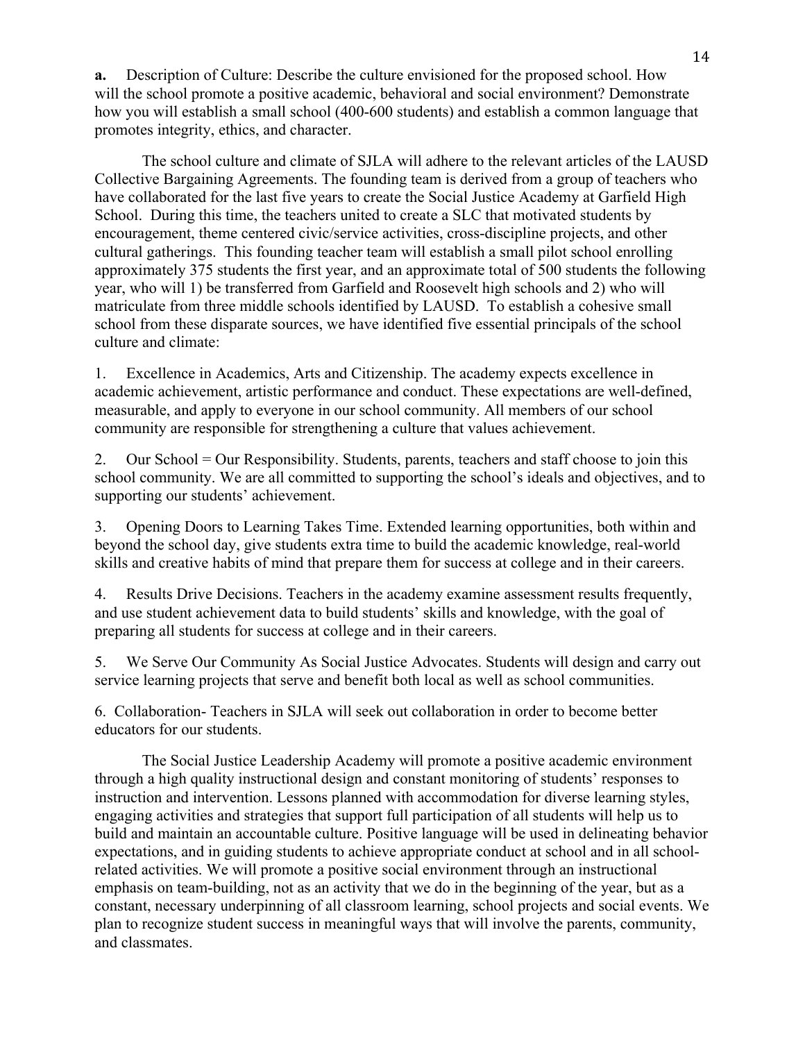**a.** Description of Culture: Describe the culture envisioned for the proposed school. How will the school promote a positive academic, behavioral and social environment? Demonstrate how you will establish a small school (400-600 students) and establish a common language that promotes integrity, ethics, and character.

The school culture and climate of SJLA will adhere to the relevant articles of the LAUSD Collective Bargaining Agreements. The founding team is derived from a group of teachers who have collaborated for the last five years to create the Social Justice Academy at Garfield High School. During this time, the teachers united to create a SLC that motivated students by encouragement, theme centered civic/service activities, cross-discipline projects, and other cultural gatherings. This founding teacher team will establish a small pilot school enrolling approximately 375 students the first year, and an approximate total of 500 students the following year, who will 1) be transferred from Garfield and Roosevelt high schools and 2) who will matriculate from three middle schools identified by LAUSD. To establish a cohesive small school from these disparate sources, we have identified five essential principals of the school culture and climate:

1. Excellence in Academics, Arts and Citizenship. The academy expects excellence in academic achievement, artistic performance and conduct. These expectations are well-defined, measurable, and apply to everyone in our school community. All members of our school community are responsible for strengthening a culture that values achievement.

2. Our School = Our Responsibility. Students, parents, teachers and staff choose to join this school community. We are all committed to supporting the school's ideals and objectives, and to supporting our students' achievement.

3. Opening Doors to Learning Takes Time. Extended learning opportunities, both within and beyond the school day, give students extra time to build the academic knowledge, real-world skills and creative habits of mind that prepare them for success at college and in their careers.

4. Results Drive Decisions. Teachers in the academy examine assessment results frequently, and use student achievement data to build students' skills and knowledge, with the goal of preparing all students for success at college and in their careers.

5. We Serve Our Community As Social Justice Advocates. Students will design and carry out service learning projects that serve and benefit both local as well as school communities.

6. Collaboration- Teachers in SJLA will seek out collaboration in order to become better educators for our students.

The Social Justice Leadership Academy will promote a positive academic environment through a high quality instructional design and constant monitoring of students' responses to instruction and intervention. Lessons planned with accommodation for diverse learning styles, engaging activities and strategies that support full participation of all students will help us to build and maintain an accountable culture. Positive language will be used in delineating behavior expectations, and in guiding students to achieve appropriate conduct at school and in all school-related activities. We will promote a positive social environment through an instructional emphasis on team-building, not as an activity that we do in the beginning of the year, but as a constant, necessary underpinning of all classroom learning, school projects and social events. We plan to recognize student success in meaningful ways that will involve the parents, community, and classmates.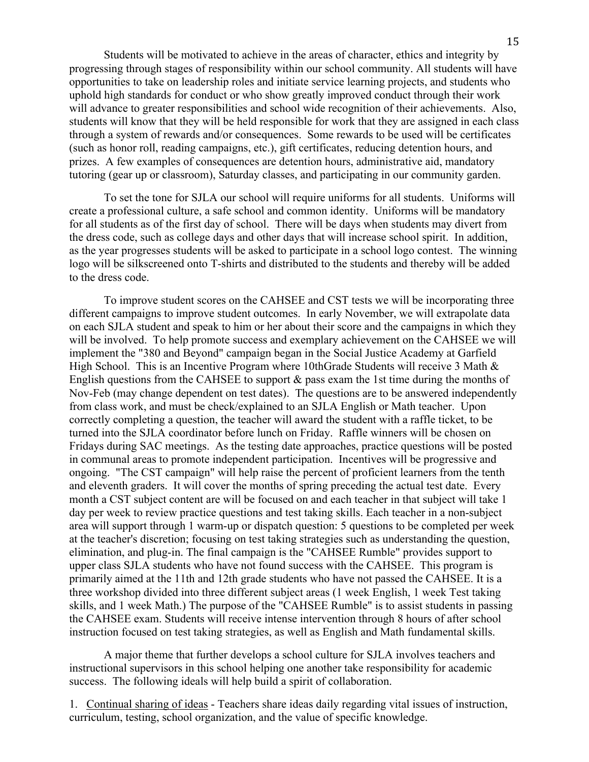Students will be motivated to achieve in the areas of character, ethics and integrity by progressing through stages of responsibility within our school community. All students will have opportunities to take on leadership roles and initiate service learning projects, and students who uphold high standards for conduct or who show greatly improved conduct through their work will advance to greater responsibilities and school wide recognition of their achievements. Also, students will know that they will be held responsible for work that they are assigned in each class through a system of rewards and/or consequences. Some rewards to be used will be certificates (such as honor roll, reading campaigns, etc.), gift certificates, reducing detention hours, and prizes. A few examples of consequences are detention hours, administrative aid, mandatory tutoring (gear up or classroom), Saturday classes, and participating in our community garden.

To set the tone for SJLA our school will require uniforms for all students. Uniforms will create a professional culture, a safe school and common identity. Uniforms will be mandatory for all students as of the first day of school. There will be days when students may divert from the dress code, such as college days and other days that will increase school spirit. In addition, as the year progresses students will be asked to participate in a school logo contest. The winning logo will be silkscreened onto T-shirts and distributed to the students and thereby will be added to the dress code.

To improve student scores on the CAHSEE and CST tests we will be incorporating three different campaigns to improve student outcomes. In early November, we will extrapolate data on each SJLA student and speak to him or her about their score and the campaigns in which they will be involved. To help promote success and exemplary achievement on the CAHSEE we will implement the "380 and Beyond" campaign began in the Social Justice Academy at Garfield High School. This is an Incentive Program where 10thGrade Students will receive 3 Math & English questions from the CAHSEE to support & pass exam the 1st time during the months of Nov-Feb (may change dependent on test dates). The questions are to be answered independently from class work, and must be check/explained to an SJLA English or Math teacher. Upon correctly completing a question, the teacher will award the student with a raffle ticket, to be turned into the SJLA coordinator before lunch on Friday. Raffle winners will be chosen on Fridays during SAC meetings. As the testing date approaches, practice questions will be posted in communal areas to promote independent participation. Incentives will be progressive and ongoing. "The CST campaign" will help raise the percent of proficient learners from the tenth and eleventh graders. It will cover the months of spring preceding the actual test date. Every month a CST subject content are will be focused on and each teacher in that subject will take 1 day per week to review practice questions and test taking skills. Each teacher in a non-subject area will support through 1 warm-up or dispatch question: 5 questions to be completed per week at the teacher's discretion; focusing on test taking strategies such as understanding the question, elimination, and plug-in. The final campaign is the "CAHSEE Rumble" provides support to upper class SJLA students who have not found success with the CAHSEE. This program is primarily aimed at the 11th and 12th grade students who have not passed the CAHSEE. It is a three workshop divided into three different subject areas (1 week English, 1 week Test taking skills, and 1 week Math.) The purpose of the "CAHSEE Rumble" is to assist students in passing the CAHSEE exam. Students will receive intense intervention through 8 hours of after school instruction focused on test taking strategies, as well as English and Math fundamental skills.

A major theme that further develops a school culture for SJLA involves teachers and instructional supervisors in this school helping one another take responsibility for academic success. The following ideals will help build a spirit of collaboration.

1. Continual sharing of ideas - Teachers share ideas daily regarding vital issues of instruction, curriculum, testing, school organization, and the value of specific knowledge.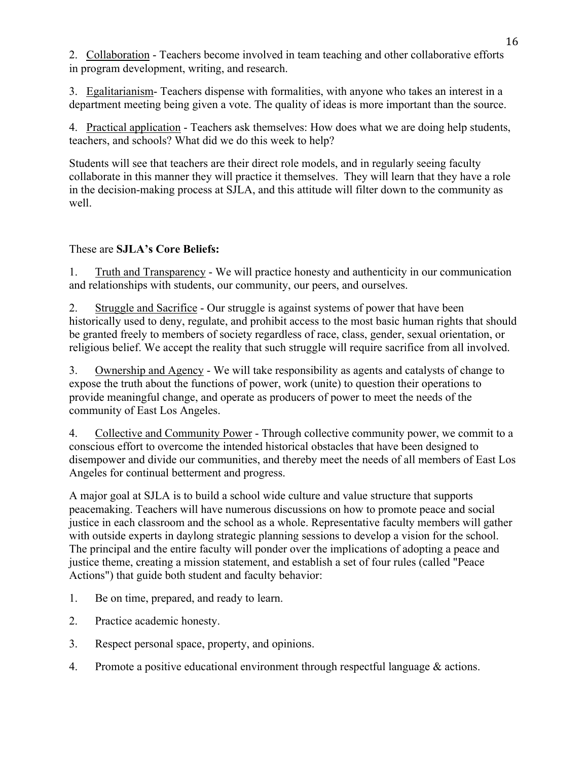2. Collaboration - Teachers become involved in team teaching and other collaborative efforts in program development, writing, and research.

3. Egalitarianism- Teachers dispense with formalities, with anyone who takes an interest in a department meeting being given a vote. The quality of ideas is more important than the source.

4. Practical application - Teachers ask themselves: How does what we are doing help students, teachers, and schools? What did we do this week to help?

Students will see that teachers are their direct role models, and in regularly seeing faculty collaborate in this manner they will practice it themselves. They will learn that they have a role in the decision-making process at SJLA, and this attitude will filter down to the community as well.

These are **SJLA's Core Beliefs:**

1. Truth and Transparency - We will practice honesty and authenticity in our communication and relationships with students, our community, our peers, and ourselves.

2. Struggle and Sacrifice - Our struggle is against systems of power that have been historically used to deny, regulate, and prohibit access to the most basic human rights that should be granted freely to members of society regardless of race, class, gender, sexual orientation, or religious belief. We accept the reality that such struggle will require sacrifice from all involved.

3. Ownership and Agency - We will take responsibility as agents and catalysts of change to expose the truth about the functions of power, work (unite) to question their operations to provide meaningful change, and operate as producers of power to meet the needs of the community of East Los Angeles.

4. Collective and Community Power - Through collective community power, we commit to a conscious effort to overcome the intended historical obstacles that have been designed to disempower and divide our communities, and thereby meet the needs of all members of East Los Angeles for continual betterment and progress.

A major goal at SJLA is to build a school wide culture and value structure that supports peacemaking. Teachers will have numerous discussions on how to promote peace and social justice in each classroom and the school as a whole. Representative faculty members will gather with outside experts in daylong strategic planning sessions to develop a vision for the school. The principal and the entire faculty will ponder over the implications of adopting a peace and justice theme, creating a mission statement, and establish a set of four rules (called "Peace Actions") that guide both student and faculty behavior:

1. Be on time, prepared, and ready to learn.
2. Practice academic honesty.
3. Respect personal space, property, and opinions.
4. Promote a positive educational environment through respectful language & actions.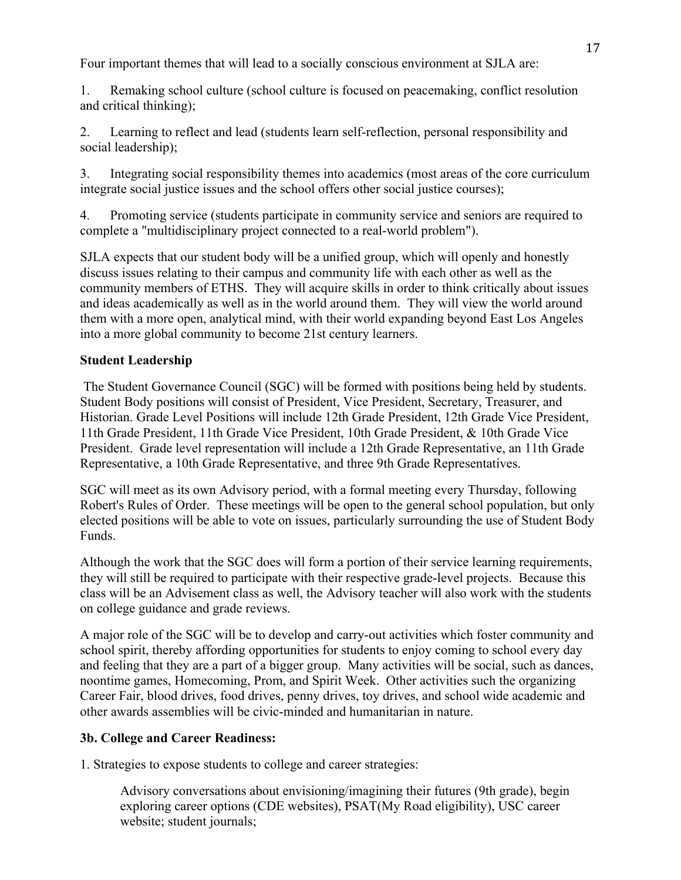Four important themes that will lead to a socially conscious environment at SJLA are:

1. Remaking school culture (school culture is focused on peacemaking, conflict resolution and critical thinking);

2. Learning to reflect and lead (students learn self-reflection, personal responsibility and social leadership);

3. Integrating social responsibility themes into academics (most areas of the core curriculum integrate social justice issues and the school offers other social justice courses);

4. Promoting service (students participate in community service and seniors are required to complete a "multidisciplinary project connected to a real-world problem").

SJLA expects that our student body will be a unified group, which will openly and honestly discuss issues relating to their campus and community life with each other as well as the community members of ETHS. They will acquire skills in order to think critically about issues and ideas academically as well as in the world around them. They will view the world around them with a more open, analytical mind, with their world expanding beyond East Los Angeles into a more global community to become 21st century learners.

**Student Leadership**

The Student Governance Council (SGC) will be formed with positions being held by students. Student Body positions will consist of President, Vice President, Secretary, Treasurer, and Historian. Grade Level Positions will include 12th Grade President, 12th Grade Vice President, 11th Grade President, 11th Grade Vice President, 10th Grade President, & 10th Grade Vice President. Grade level representation will include a 12th Grade Representative, an 11th Grade Representative, a 10th Grade Representative, and three 9th Grade Representatives.

SGC will meet as its own Advisory period, with a formal meeting every Thursday, following Robert's Rules of Order. These meetings will be open to the general school population, but only elected positions will be able to vote on issues, particularly surrounding the use of Student Body Funds.

Although the work that the SGC does will form a portion of their service learning requirements, they will still be required to participate with their respective grade-level projects. Because this class will be an Advisement class as well, the Advisory teacher will also work with the students on college guidance and grade reviews.

A major role of the SGC will be to develop and carry-out activities which foster community and school spirit, thereby affording opportunities for students to enjoy coming to school every day and feeling that they are a part of a bigger group. Many activities will be social, such as dances, noontime games, Homecoming, Prom, and Spirit Week. Other activities such the organizing Career Fair, blood drives, food drives, penny drives, toy drives, and school wide academic and other awards assemblies will be civic-minded and humanitarian in nature.

**3b. College and Career Readiness:**

1. Strategies to expose students to college and career strategies:

   Advisory conversations about envisioning/imagining their futures (9th grade), begin exploring career options (CDE websites), PSAT(My Road eligibility), USC career website; student journals;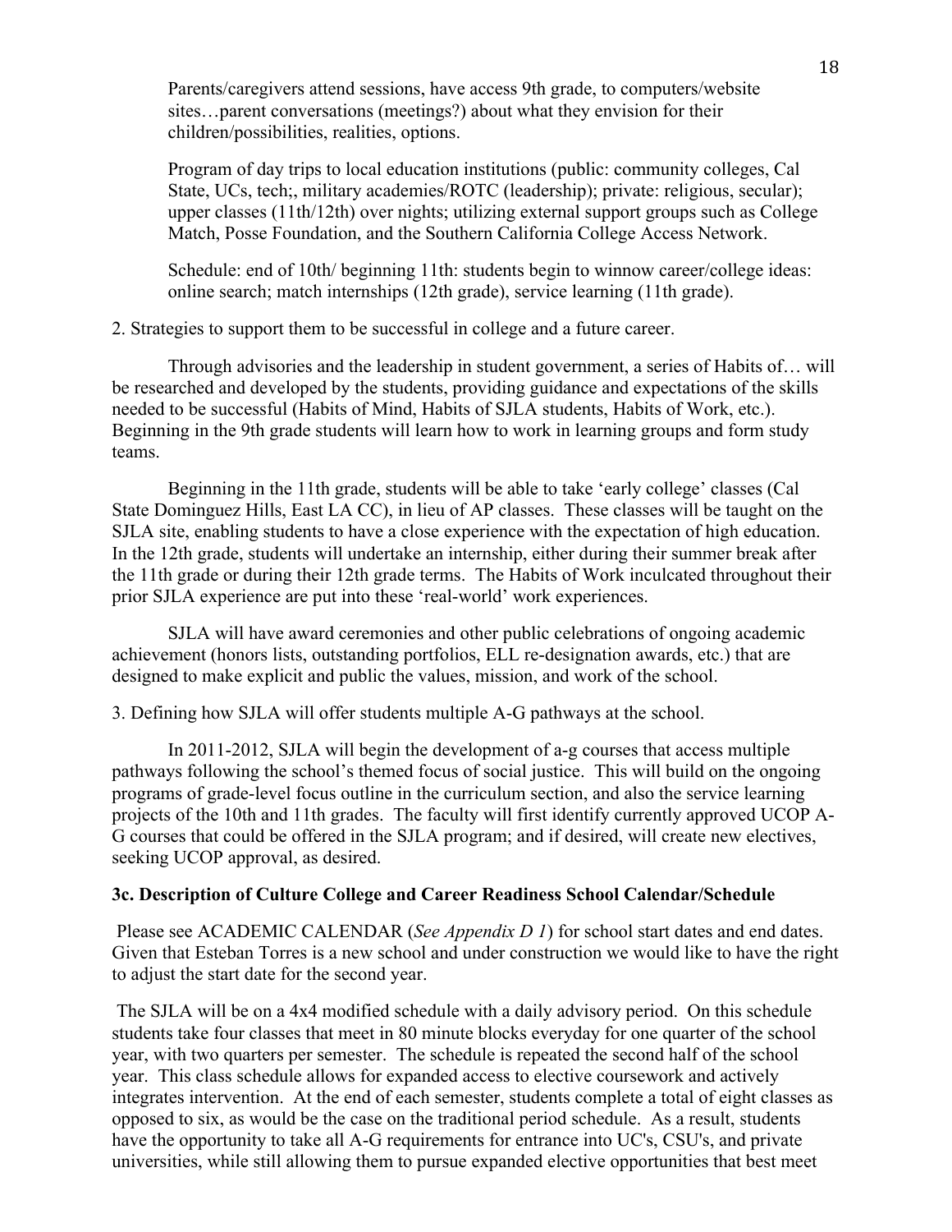Parents/caregivers attend sessions, have access 9th grade, to computers/website sites…parent conversations (meetings?) about what they envision for their children/possibilities, realities, options.

Program of day trips to local education institutions (public: community colleges, Cal State, UCs, tech;, military academies/ROTC (leadership); private: religious, secular); upper classes (11th/12th) over nights; utilizing external support groups such as College Match, Posse Foundation, and the Southern California College Access Network.

Schedule: end of 10th/ beginning 11th: students begin to winnow career/college ideas: online search; match internships (12th grade), service learning (11th grade).

2. Strategies to support them to be successful in college and a future career.

Through advisories and the leadership in student government, a series of Habits of… will be researched and developed by the students, providing guidance and expectations of the skills needed to be successful (Habits of Mind, Habits of SJLA students, Habits of Work, etc.). Beginning in the 9th grade students will learn how to work in learning groups and form study teams.

Beginning in the 11th grade, students will be able to take 'early college' classes (Cal State Dominguez Hills, East LA CC), in lieu of AP classes. These classes will be taught on the SJLA site, enabling students to have a close experience with the expectation of high education. In the 12th grade, students will undertake an internship, either during their summer break after the 11th grade or during their 12th grade terms. The Habits of Work inculcated throughout their prior SJLA experience are put into these 'real-world' work experiences.

SJLA will have award ceremonies and other public celebrations of ongoing academic achievement (honors lists, outstanding portfolios, ELL re-designation awards, etc.) that are designed to make explicit and public the values, mission, and work of the school.

3. Defining how SJLA will offer students multiple A-G pathways at the school.

In 2011-2012, SJLA will begin the development of a-g courses that access multiple pathways following the school's themed focus of social justice. This will build on the ongoing programs of grade-level focus outline in the curriculum section, and also the service learning projects of the 10th and 11th grades. The faculty will first identify currently approved UCOP A-G courses that could be offered in the SJLA program; and if desired, will create new electives, seeking UCOP approval, as desired.

**3c. Description of Culture College and Career Readiness School Calendar/Schedule**

Please see ACADEMIC CALENDAR (*See Appendix D 1*) for school start dates and end dates. Given that Esteban Torres is a new school and under construction we would like to have the right to adjust the start date for the second year.

The SJLA will be on a 4x4 modified schedule with a daily advisory period. On this schedule students take four classes that meet in 80 minute blocks everyday for one quarter of the school year, with two quarters per semester. The schedule is repeated the second half of the school year. This class schedule allows for expanded access to elective coursework and actively integrates intervention. At the end of each semester, students complete a total of eight classes as opposed to six, as would be the case on the traditional period schedule. As a result, students have the opportunity to take all A-G requirements for entrance into UC's, CSU's, and private universities, while still allowing them to pursue expanded elective opportunities that best meet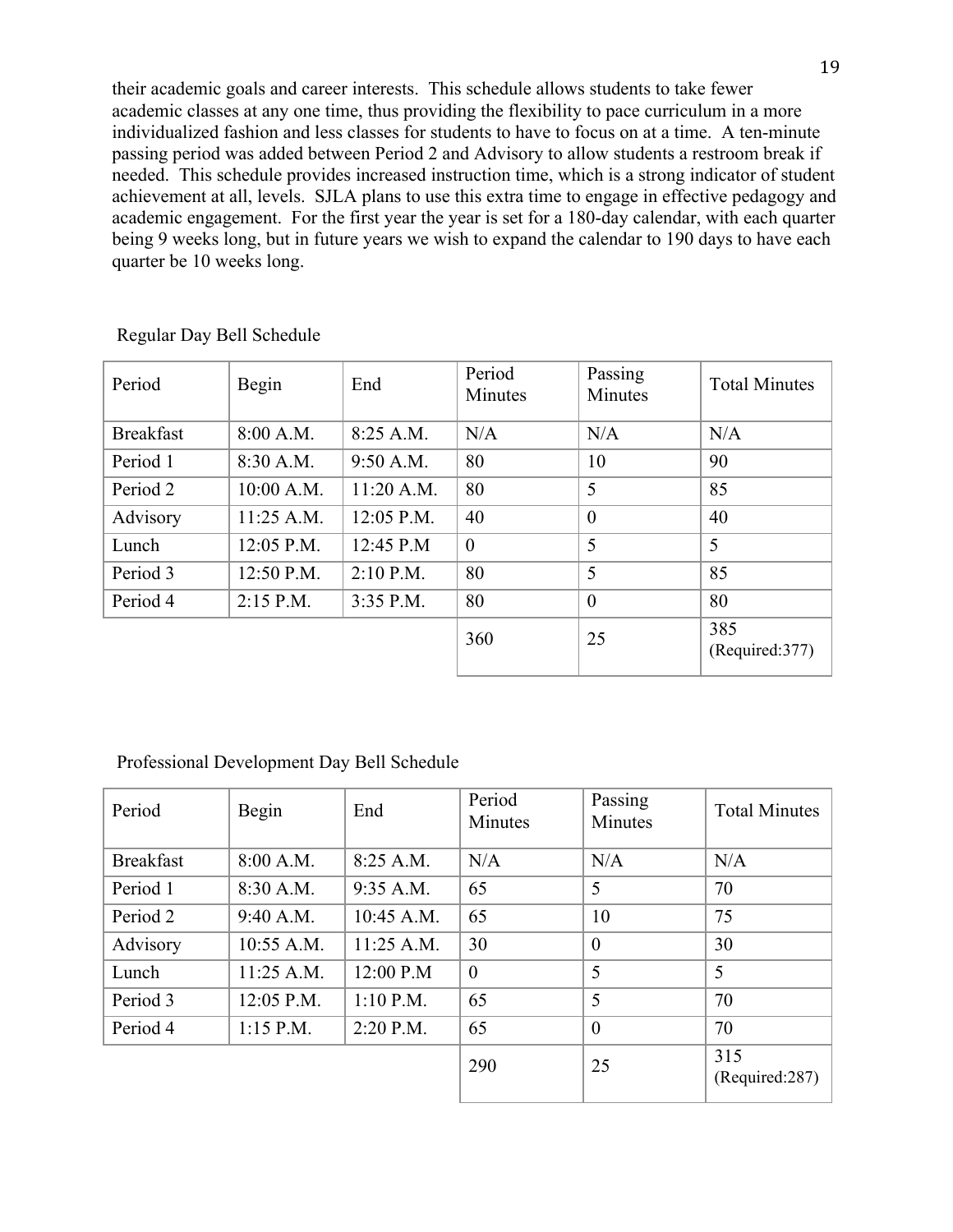their academic goals and career interests. This schedule allows students to take fewer academic classes at any one time, thus providing the flexibility to pace curriculum in a more individualized fashion and less classes for students to have to focus on at a time. A ten-minute passing period was added between Period 2 and Advisory to allow students a restroom break if needed. This schedule provides increased instruction time, which is a strong indicator of student achievement at all, levels. SJLA plans to use this extra time to engage in effective pedagogy and academic engagement. For the first year the year is set for a 180-day calendar, with each quarter being 9 weeks long, but in future years we wish to expand the calendar to 190 days to have each quarter be 10 weeks long.

Regular Day Bell Schedule

| Period | Begin | End | Period Minutes | Passing Minutes | Total Minutes |
|---|---|---|---|---|---|
| Breakfast | 8:00 A.M. | 8:25 A.M. | N/A | N/A | N/A |
| Period 1 | 8:30 A.M. | 9:50 A.M. | 80 | 10 | 90 |
| Period 2 | 10:00 A.M. | 11:20 A.M. | 80 | 5 | 85 |
| Advisory | 11:25 A.M. | 12:05 P.M. | 40 | 0 | 40 |
| Lunch | 12:05 P.M. | 12:45 P.M | 0 | 5 | 5 |
| Period 3 | 12:50 P.M. | 2:10 P.M. | 80 | 5 | 85 |
| Period 4 | 2:15 P.M. | 3:35 P.M. | 80 | 0 | 80 |
| | | | 360 | 25 | 385 (Required:377) |

Professional Development Day Bell Schedule

| Period | Begin | End | Period Minutes | Passing Minutes | Total Minutes |
|---|---|---|---|---|---|
| Breakfast | 8:00 A.M. | 8:25 A.M. | N/A | N/A | N/A |
| Period 1 | 8:30 A.M. | 9:35 A.M. | 65 | 5 | 70 |
| Period 2 | 9:40 A.M. | 10:45 A.M. | 65 | 10 | 75 |
| Advisory | 10:55 A.M. | 11:25 A.M. | 30 | 0 | 30 |
| Lunch | 11:25 A.M. | 12:00 P.M | 0 | 5 | 5 |
| Period 3 | 12:05 P.M. | 1:10 P.M. | 65 | 5 | 70 |
| Period 4 | 1:15 P.M. | 2:20 P.M. | 65 | 0 | 70 |
| | | | 290 | 25 | 315 (Required:287) |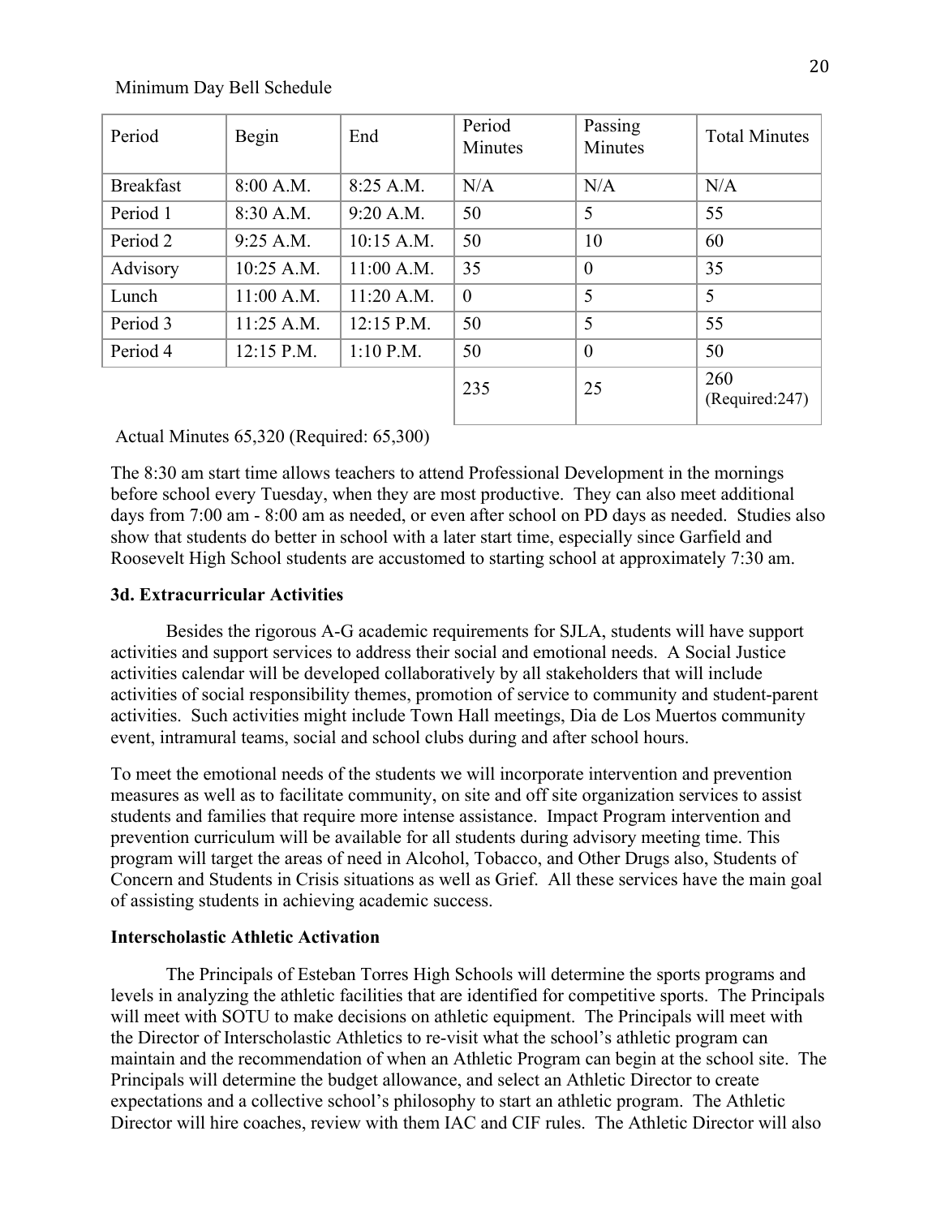Minimum Day Bell Schedule

| Period | Begin | End | Period Minutes | Passing Minutes | Total Minutes |
|---|---|---|---|---|---|
| Breakfast | 8:00 A.M. | 8:25 A.M. | N/A | N/A | N/A |
| Period 1 | 8:30 A.M. | 9:20 A.M. | 50 | 5 | 55 |
| Period 2 | 9:25 A.M. | 10:15 A.M. | 50 | 10 | 60 |
| Advisory | 10:25 A.M. | 11:00 A.M. | 35 | 0 | 35 |
| Lunch | 11:00 A.M. | 11:20 A.M. | 0 | 5 | 5 |
| Period 3 | 11:25 A.M. | 12:15 P.M. | 50 | 5 | 55 |
| Period 4 | 12:15 P.M. | 1:10 P.M. | 50 | 0 | 50 |
| | | | 235 | 25 | 260 (Required:247) |

Actual Minutes 65,320 (Required: 65,300)

The 8:30 am start time allows teachers to attend Professional Development in the mornings before school every Tuesday, when they are most productive. They can also meet additional days from 7:00 am - 8:00 am as needed, or even after school on PD days as needed. Studies also show that students do better in school with a later start time, especially since Garfield and Roosevelt High School students are accustomed to starting school at approximately 7:30 am.

### 3d. Extracurricular Activities

Besides the rigorous A-G academic requirements for SJLA, students will have support activities and support services to address their social and emotional needs. A Social Justice activities calendar will be developed collaboratively by all stakeholders that will include activities of social responsibility themes, promotion of service to community and student-parent activities. Such activities might include Town Hall meetings, Dia de Los Muertos community event, intramural teams, social and school clubs during and after school hours.

To meet the emotional needs of the students we will incorporate intervention and prevention measures as well as to facilitate community, on site and off site organization services to assist students and families that require more intense assistance. Impact Program intervention and prevention curriculum will be available for all students during advisory meeting time. This program will target the areas of need in Alcohol, Tobacco, and Other Drugs also, Students of Concern and Students in Crisis situations as well as Grief. All these services have the main goal of assisting students in achieving academic success.

### Interscholastic Athletic Activation

The Principals of Esteban Torres High Schools will determine the sports programs and levels in analyzing the athletic facilities that are identified for competitive sports. The Principals will meet with SOTU to make decisions on athletic equipment. The Principals will meet with the Director of Interscholastic Athletics to re-visit what the school's athletic program can maintain and the recommendation of when an Athletic Program can begin at the school site. The Principals will determine the budget allowance, and select an Athletic Director to create expectations and a collective school's philosophy to start an athletic program. The Athletic Director will hire coaches, review with them IAC and CIF rules. The Athletic Director will also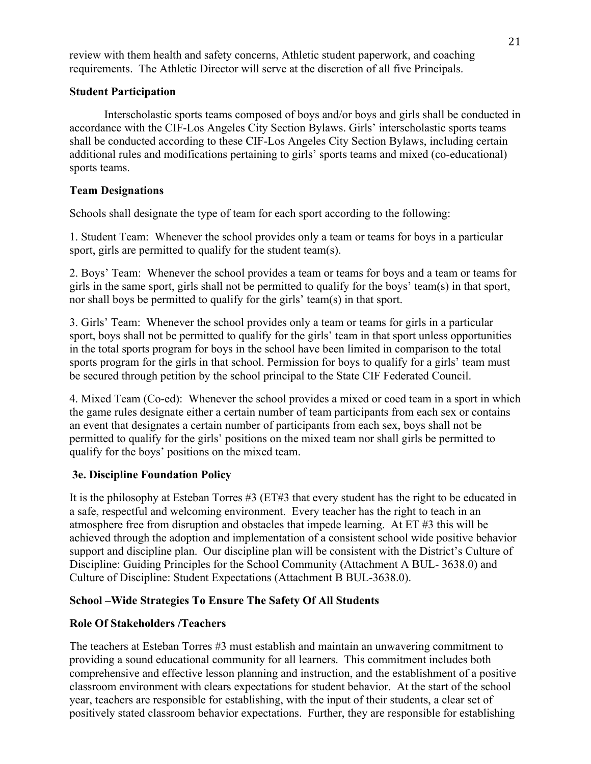review with them health and safety concerns, Athletic student paperwork, and coaching requirements. The Athletic Director will serve at the discretion of all five Principals.

**Student Participation**

Interscholastic sports teams composed of boys and/or boys and girls shall be conducted in accordance with the CIF-Los Angeles City Section Bylaws. Girls' interscholastic sports teams shall be conducted according to these CIF-Los Angeles City Section Bylaws, including certain additional rules and modifications pertaining to girls' sports teams and mixed (co-educational) sports teams.

**Team Designations**

Schools shall designate the type of team for each sport according to the following:

1. Student Team: Whenever the school provides only a team or teams for boys in a particular sport, girls are permitted to qualify for the student team(s).

2. Boys' Team: Whenever the school provides a team or teams for boys and a team or teams for girls in the same sport, girls shall not be permitted to qualify for the boys' team(s) in that sport, nor shall boys be permitted to qualify for the girls' team(s) in that sport.

3. Girls' Team: Whenever the school provides only a team or teams for girls in a particular sport, boys shall not be permitted to qualify for the girls' team in that sport unless opportunities in the total sports program for boys in the school have been limited in comparison to the total sports program for the girls in that school. Permission for boys to qualify for a girls' team must be secured through petition by the school principal to the State CIF Federated Council.

4. Mixed Team (Co-ed): Whenever the school provides a mixed or coed team in a sport in which the game rules designate either a certain number of team participants from each sex or contains an event that designates a certain number of participants from each sex, boys shall not be permitted to qualify for the girls' positions on the mixed team nor shall girls be permitted to qualify for the boys' positions on the mixed team.

**3e. Discipline Foundation Policy**

It is the philosophy at Esteban Torres #3 (ET#3 that every student has the right to be educated in a safe, respectful and welcoming environment. Every teacher has the right to teach in an atmosphere free from disruption and obstacles that impede learning. At ET #3 this will be achieved through the adoption and implementation of a consistent school wide positive behavior support and discipline plan. Our discipline plan will be consistent with the District's Culture of Discipline: Guiding Principles for the School Community (Attachment A BUL- 3638.0) and Culture of Discipline: Student Expectations (Attachment B BUL-3638.0).

**School –Wide Strategies To Ensure The Safety Of All Students**

**Role Of Stakeholders /Teachers**

The teachers at Esteban Torres #3 must establish and maintain an unwavering commitment to providing a sound educational community for all learners. This commitment includes both comprehensive and effective lesson planning and instruction, and the establishment of a positive classroom environment with clears expectations for student behavior. At the start of the school year, teachers are responsible for establishing, with the input of their students, a clear set of positively stated classroom behavior expectations. Further, they are responsible for establishing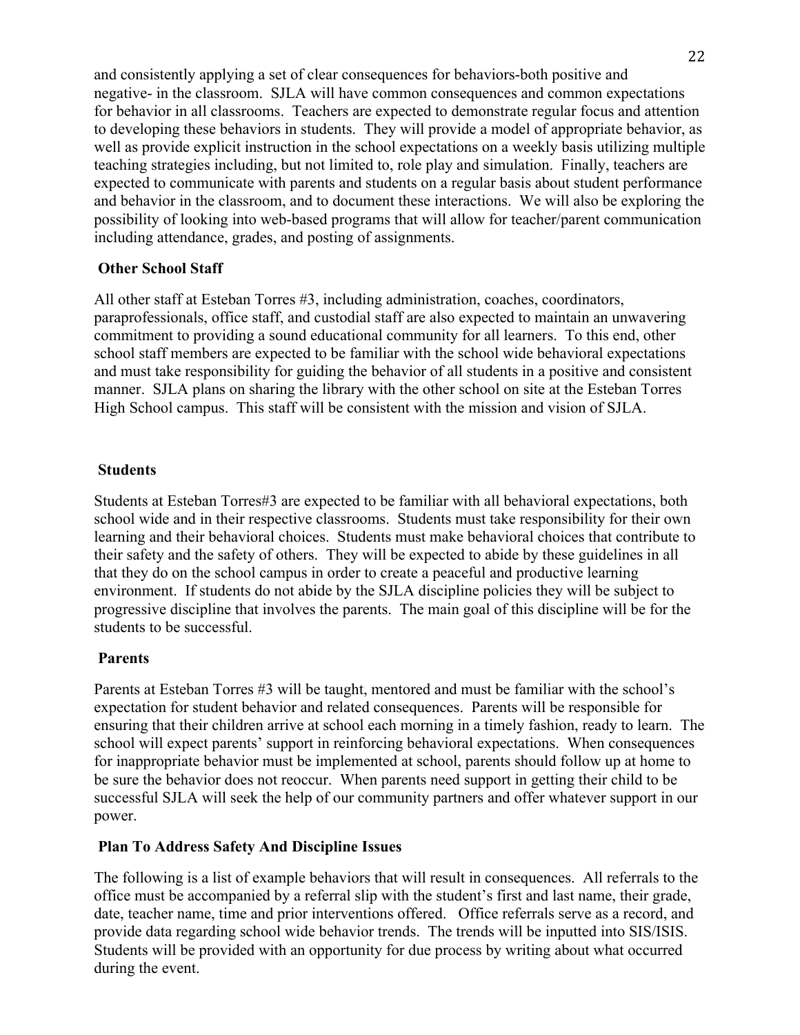and consistently applying a set of clear consequences for behaviors-both positive and negative- in the classroom. SJLA will have common consequences and common expectations for behavior in all classrooms. Teachers are expected to demonstrate regular focus and attention to developing these behaviors in students. They will provide a model of appropriate behavior, as well as provide explicit instruction in the school expectations on a weekly basis utilizing multiple teaching strategies including, but not limited to, role play and simulation. Finally, teachers are expected to communicate with parents and students on a regular basis about student performance and behavior in the classroom, and to document these interactions. We will also be exploring the possibility of looking into web-based programs that will allow for teacher/parent communication including attendance, grades, and posting of assignments.

**Other School Staff**

All other staff at Esteban Torres #3, including administration, coaches, coordinators, paraprofessionals, office staff, and custodial staff are also expected to maintain an unwavering commitment to providing a sound educational community for all learners. To this end, other school staff members are expected to be familiar with the school wide behavioral expectations and must take responsibility for guiding the behavior of all students in a positive and consistent manner. SJLA plans on sharing the library with the other school on site at the Esteban Torres High School campus. This staff will be consistent with the mission and vision of SJLA.

**Students**

Students at Esteban Torres#3 are expected to be familiar with all behavioral expectations, both school wide and in their respective classrooms. Students must take responsibility for their own learning and their behavioral choices. Students must make behavioral choices that contribute to their safety and the safety of others. They will be expected to abide by these guidelines in all that they do on the school campus in order to create a peaceful and productive learning environment. If students do not abide by the SJLA discipline policies they will be subject to progressive discipline that involves the parents. The main goal of this discipline will be for the students to be successful.

**Parents**

Parents at Esteban Torres #3 will be taught, mentored and must be familiar with the school's expectation for student behavior and related consequences. Parents will be responsible for ensuring that their children arrive at school each morning in a timely fashion, ready to learn. The school will expect parents' support in reinforcing behavioral expectations. When consequences for inappropriate behavior must be implemented at school, parents should follow up at home to be sure the behavior does not reoccur. When parents need support in getting their child to be successful SJLA will seek the help of our community partners and offer whatever support in our power.

**Plan To Address Safety And Discipline Issues**

The following is a list of example behaviors that will result in consequences. All referrals to the office must be accompanied by a referral slip with the student's first and last name, their grade, date, teacher name, time and prior interventions offered. Office referrals serve as a record, and provide data regarding school wide behavior trends. The trends will be inputted into SIS/ISIS. Students will be provided with an opportunity for due process by writing about what occurred during the event.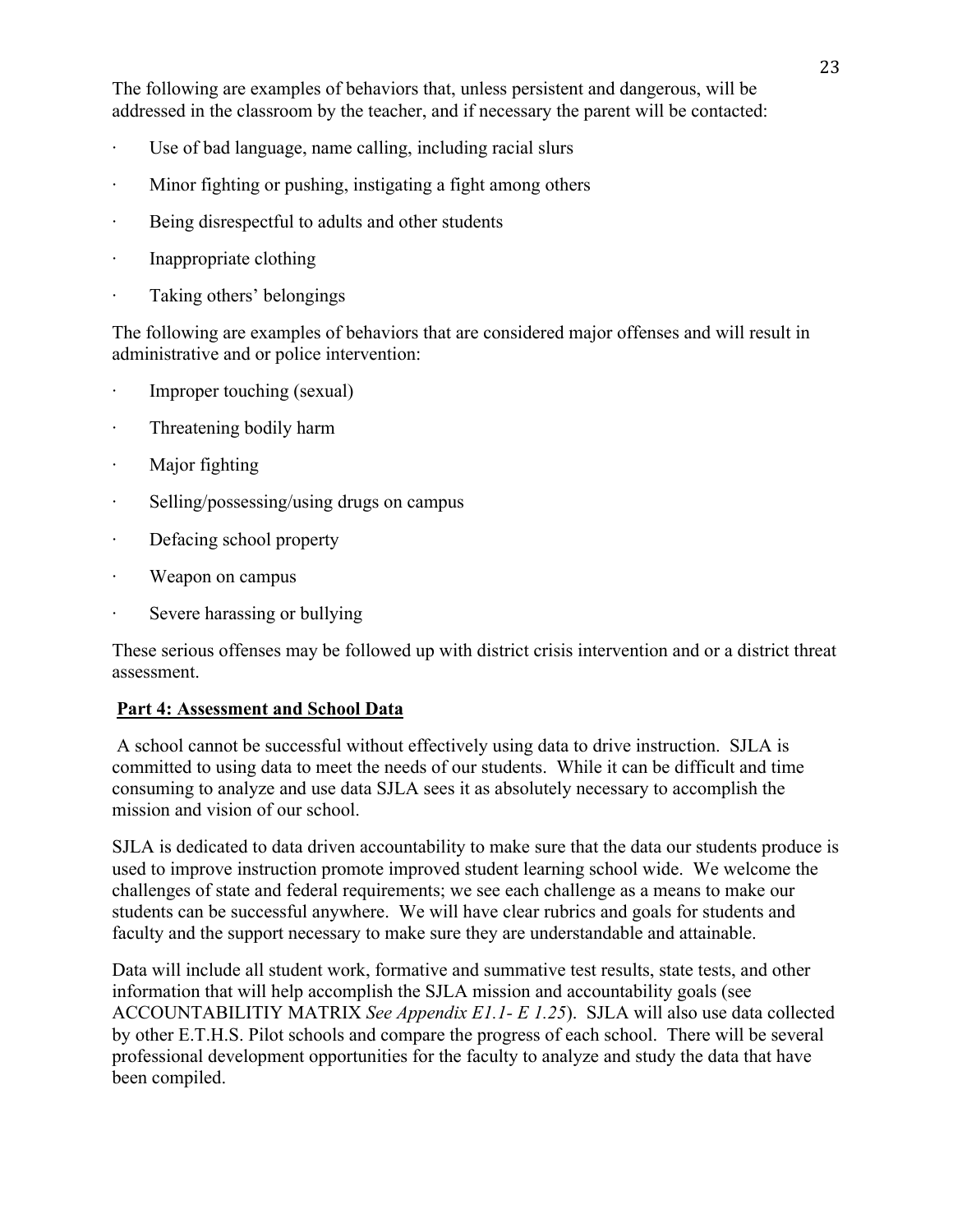The following are examples of behaviors that, unless persistent and dangerous, will be addressed in the classroom by the teacher, and if necessary the parent will be contacted:

- Use of bad language, name calling, including racial slurs
- Minor fighting or pushing, instigating a fight among others
- Being disrespectful to adults and other students
- Inappropriate clothing
- Taking others' belongings

The following are examples of behaviors that are considered major offenses and will result in administrative and or police intervention:

- Improper touching (sexual)
- Threatening bodily harm
- Major fighting
- Selling/possessing/using drugs on campus
- Defacing school property
- Weapon on campus
- Severe harassing or bullying

These serious offenses may be followed up with district crisis intervention and or a district threat assessment.

## Part 4: Assessment and School Data

A school cannot be successful without effectively using data to drive instruction. SJLA is committed to using data to meet the needs of our students. While it can be difficult and time consuming to analyze and use data SJLA sees it as absolutely necessary to accomplish the mission and vision of our school.

SJLA is dedicated to data driven accountability to make sure that the data our students produce is used to improve instruction promote improved student learning school wide. We welcome the challenges of state and federal requirements; we see each challenge as a means to make our students can be successful anywhere. We will have clear rubrics and goals for students and faculty and the support necessary to make sure they are understandable and attainable.

Data will include all student work, formative and summative test results, state tests, and other information that will help accomplish the SJLA mission and accountability goals (see ACCOUNTABILITIY MATRIX *See Appendix E1.1- E 1.25*). SJLA will also use data collected by other E.T.H.S. Pilot schools and compare the progress of each school. There will be several professional development opportunities for the faculty to analyze and study the data that have been compiled.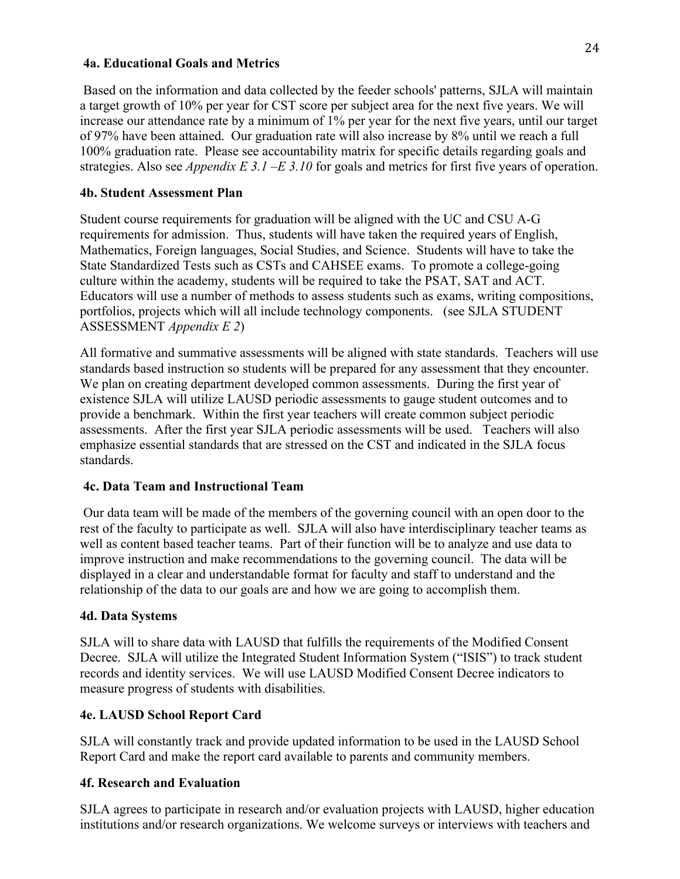#### 4a. Educational Goals and Metrics

Based on the information and data collected by the feeder schools' patterns, SJLA will maintain a target growth of 10% per year for CST score per subject area for the next five years. We will increase our attendance rate by a minimum of 1% per year for the next five years, until our target of 97% have been attained. Our graduation rate will also increase by 8% until we reach a full 100% graduation rate. Please see accountability matrix for specific details regarding goals and strategies. Also see *Appendix E 3.1 –E 3.10* for goals and metrics for first five years of operation.

#### 4b. Student Assessment Plan

Student course requirements for graduation will be aligned with the UC and CSU A-G requirements for admission. Thus, students will have taken the required years of English, Mathematics, Foreign languages, Social Studies, and Science. Students will have to take the State Standardized Tests such as CSTs and CAHSEE exams. To promote a college-going culture within the academy, students will be required to take the PSAT, SAT and ACT. Educators will use a number of methods to assess students such as exams, writing compositions, portfolios, projects which will all include technology components. (see SJLA STUDENT ASSESSMENT *Appendix E 2*)

All formative and summative assessments will be aligned with state standards. Teachers will use standards based instruction so students will be prepared for any assessment that they encounter. We plan on creating department developed common assessments. During the first year of existence SJLA will utilize LAUSD periodic assessments to gauge student outcomes and to provide a benchmark. Within the first year teachers will create common subject periodic assessments. After the first year SJLA periodic assessments will be used. Teachers will also emphasize essential standards that are stressed on the CST and indicated in the SJLA focus standards.

#### 4c. Data Team and Instructional Team

Our data team will be made of the members of the governing council with an open door to the rest of the faculty to participate as well. SJLA will also have interdisciplinary teacher teams as well as content based teacher teams. Part of their function will be to analyze and use data to improve instruction and make recommendations to the governing council. The data will be displayed in a clear and understandable format for faculty and staff to understand and the relationship of the data to our goals are and how we are going to accomplish them.

#### 4d. Data Systems

SJLA will to share data with LAUSD that fulfills the requirements of the Modified Consent Decree. SJLA will utilize the Integrated Student Information System ("ISIS") to track student records and identity services. We will use LAUSD Modified Consent Decree indicators to measure progress of students with disabilities.

#### 4e. LAUSD School Report Card

SJLA will constantly track and provide updated information to be used in the LAUSD School Report Card and make the report card available to parents and community members.

#### 4f. Research and Evaluation

SJLA agrees to participate in research and/or evaluation projects with LAUSD, higher education institutions and/or research organizations. We welcome surveys or interviews with teachers and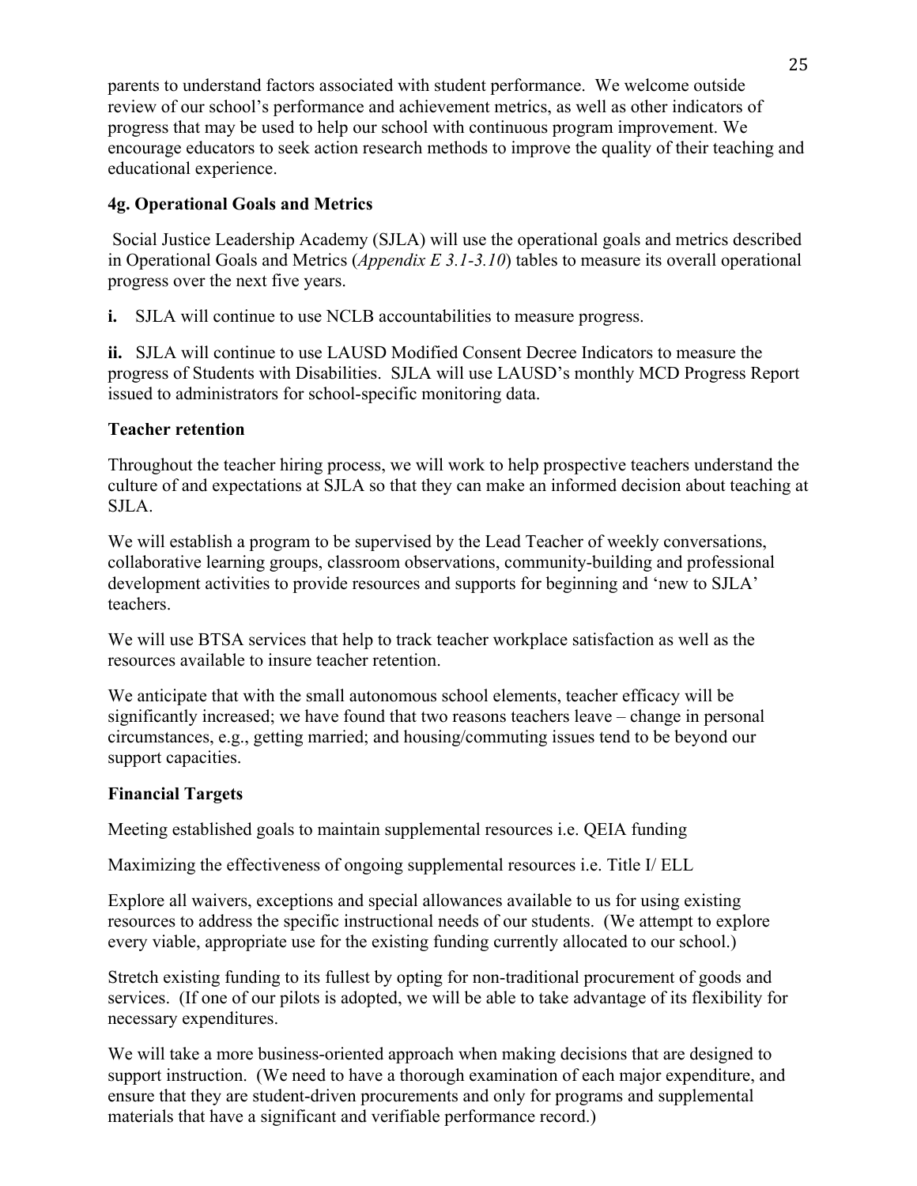parents to understand factors associated with student performance. We welcome outside review of our school's performance and achievement metrics, as well as other indicators of progress that may be used to help our school with continuous program improvement. We encourage educators to seek action research methods to improve the quality of their teaching and educational experience.

### 4g. Operational Goals and Metrics

Social Justice Leadership Academy (SJLA) will use the operational goals and metrics described in Operational Goals and Metrics (*Appendix E 3.1-3.10*) tables to measure its overall operational progress over the next five years.

**i.** SJLA will continue to use NCLB accountabilities to measure progress.

**ii.** SJLA will continue to use LAUSD Modified Consent Decree Indicators to measure the progress of Students with Disabilities. SJLA will use LAUSD's monthly MCD Progress Report issued to administrators for school-specific monitoring data.

**Teacher retention**

Throughout the teacher hiring process, we will work to help prospective teachers understand the culture of and expectations at SJLA so that they can make an informed decision about teaching at SJLA.

We will establish a program to be supervised by the Lead Teacher of weekly conversations, collaborative learning groups, classroom observations, community-building and professional development activities to provide resources and supports for beginning and 'new to SJLA' teachers.

We will use BTSA services that help to track teacher workplace satisfaction as well as the resources available to insure teacher retention.

We anticipate that with the small autonomous school elements, teacher efficacy will be significantly increased; we have found that two reasons teachers leave – change in personal circumstances, e.g., getting married; and housing/commuting issues tend to be beyond our support capacities.

**Financial Targets**

Meeting established goals to maintain supplemental resources i.e. QEIA funding

Maximizing the effectiveness of ongoing supplemental resources i.e. Title I/ ELL

Explore all waivers, exceptions and special allowances available to us for using existing resources to address the specific instructional needs of our students. (We attempt to explore every viable, appropriate use for the existing funding currently allocated to our school.)

Stretch existing funding to its fullest by opting for non-traditional procurement of goods and services. (If one of our pilots is adopted, we will be able to take advantage of its flexibility for necessary expenditures.

We will take a more business-oriented approach when making decisions that are designed to support instruction. (We need to have a thorough examination of each major expenditure, and ensure that they are student-driven procurements and only for programs and supplemental materials that have a significant and verifiable performance record.)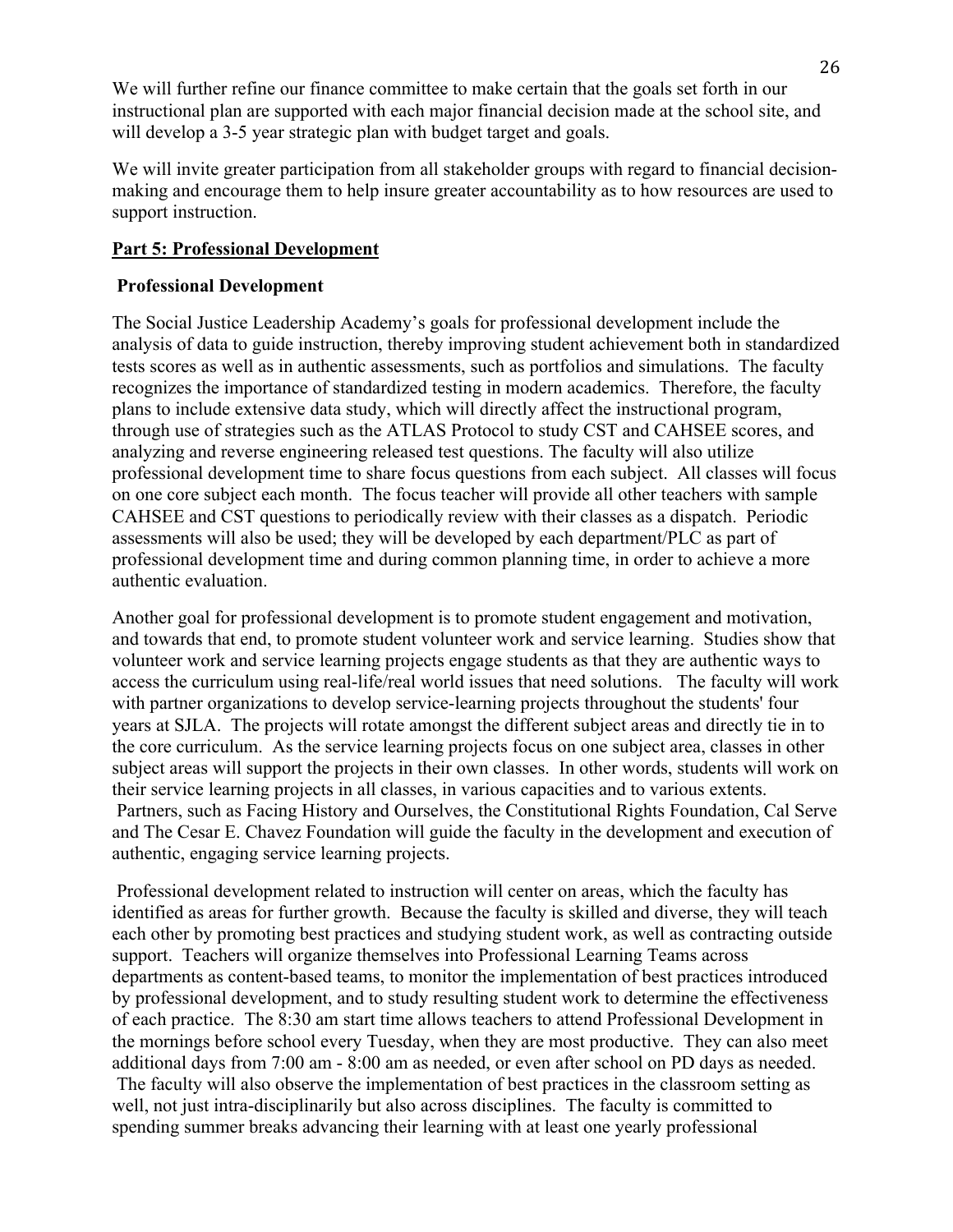We will further refine our finance committee to make certain that the goals set forth in our instructional plan are supported with each major financial decision made at the school site, and will develop a 3-5 year strategic plan with budget target and goals.

We will invite greater participation from all stakeholder groups with regard to financial decision-making and encourage them to help insure greater accountability as to how resources are used to support instruction.

## Part 5: Professional Development

### Professional Development

The Social Justice Leadership Academy's goals for professional development include the analysis of data to guide instruction, thereby improving student achievement both in standardized tests scores as well as in authentic assessments, such as portfolios and simulations. The faculty recognizes the importance of standardized testing in modern academics. Therefore, the faculty plans to include extensive data study, which will directly affect the instructional program, through use of strategies such as the ATLAS Protocol to study CST and CAHSEE scores, and analyzing and reverse engineering released test questions. The faculty will also utilize professional development time to share focus questions from each subject. All classes will focus on one core subject each month. The focus teacher will provide all other teachers with sample CAHSEE and CST questions to periodically review with their classes as a dispatch. Periodic assessments will also be used; they will be developed by each department/PLC as part of professional development time and during common planning time, in order to achieve a more authentic evaluation.

Another goal for professional development is to promote student engagement and motivation, and towards that end, to promote student volunteer work and service learning. Studies show that volunteer work and service learning projects engage students as that they are authentic ways to access the curriculum using real-life/real world issues that need solutions. The faculty will work with partner organizations to develop service-learning projects throughout the students' four years at SJLA. The projects will rotate amongst the different subject areas and directly tie in to the core curriculum. As the service learning projects focus on one subject area, classes in other subject areas will support the projects in their own classes. In other words, students will work on their service learning projects in all classes, in various capacities and to various extents. Partners, such as Facing History and Ourselves, the Constitutional Rights Foundation, Cal Serve and The Cesar E. Chavez Foundation will guide the faculty in the development and execution of authentic, engaging service learning projects.

Professional development related to instruction will center on areas, which the faculty has identified as areas for further growth. Because the faculty is skilled and diverse, they will teach each other by promoting best practices and studying student work, as well as contracting outside support. Teachers will organize themselves into Professional Learning Teams across departments as content-based teams, to monitor the implementation of best practices introduced by professional development, and to study resulting student work to determine the effectiveness of each practice. The 8:30 am start time allows teachers to attend Professional Development in the mornings before school every Tuesday, when they are most productive. They can also meet additional days from 7:00 am - 8:00 am as needed, or even after school on PD days as needed. The faculty will also observe the implementation of best practices in the classroom setting as well, not just intra-disciplinarily but also across disciplines. The faculty is committed to spending summer breaks advancing their learning with at least one yearly professional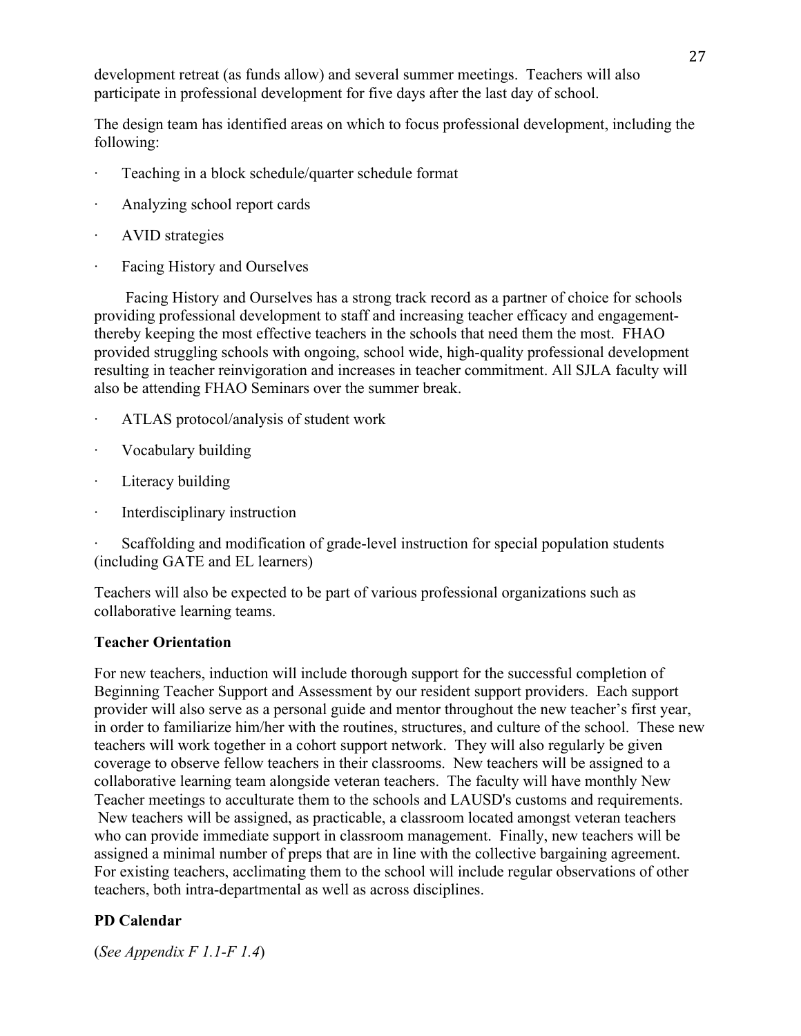development retreat (as funds allow) and several summer meetings. Teachers will also participate in professional development for five days after the last day of school.

The design team has identified areas on which to focus professional development, including the following:

- Teaching in a block schedule/quarter schedule format
- Analyzing school report cards
- AVID strategies
- Facing History and Ourselves

Facing History and Ourselves has a strong track record as a partner of choice for schools providing professional development to staff and increasing teacher efficacy and engagement-thereby keeping the most effective teachers in the schools that need them the most. FHAO provided struggling schools with ongoing, school wide, high-quality professional development resulting in teacher reinvigoration and increases in teacher commitment. All SJLA faculty will also be attending FHAO Seminars over the summer break.

- ATLAS protocol/analysis of student work
- Vocabulary building
- Literacy building
- Interdisciplinary instruction
- Scaffolding and modification of grade-level instruction for special population students (including GATE and EL learners)

Teachers will also be expected to be part of various professional organizations such as collaborative learning teams.

**Teacher Orientation**

For new teachers, induction will include thorough support for the successful completion of Beginning Teacher Support and Assessment by our resident support providers. Each support provider will also serve as a personal guide and mentor throughout the new teacher's first year, in order to familiarize him/her with the routines, structures, and culture of the school. These new teachers will work together in a cohort support network. They will also regularly be given coverage to observe fellow teachers in their classrooms. New teachers will be assigned to a collaborative learning team alongside veteran teachers. The faculty will have monthly New Teacher meetings to acculturate them to the schools and LAUSD's customs and requirements. New teachers will be assigned, as practicable, a classroom located amongst veteran teachers who can provide immediate support in classroom management. Finally, new teachers will be assigned a minimal number of preps that are in line with the collective bargaining agreement. For existing teachers, acclimating them to the school will include regular observations of other teachers, both intra-departmental as well as across disciplines.

**PD Calendar**

(*See Appendix F 1.1-F 1.4*)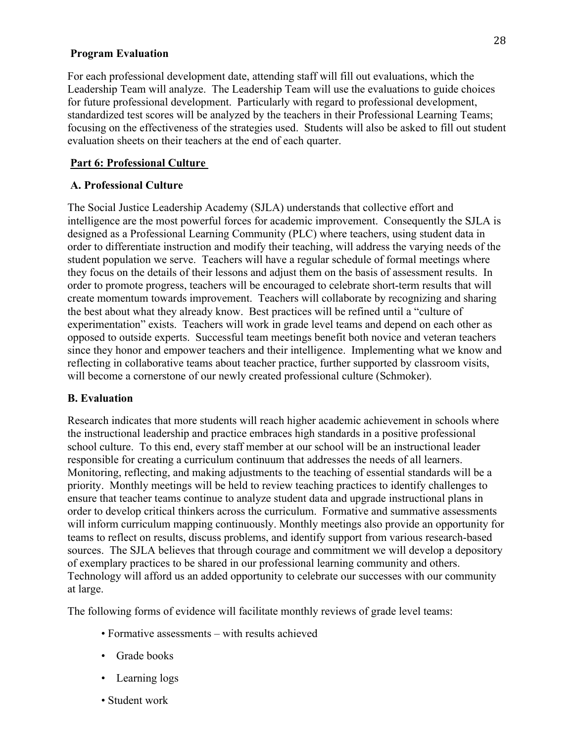**Program Evaluation**

For each professional development date, attending staff will fill out evaluations, which the Leadership Team will analyze. The Leadership Team will use the evaluations to guide choices for future professional development. Particularly with regard to professional development, standardized test scores will be analyzed by the teachers in their Professional Learning Teams; focusing on the effectiveness of the strategies used. Students will also be asked to fill out student evaluation sheets on their teachers at the end of each quarter.

## Part 6: Professional Culture

### A. Professional Culture

The Social Justice Leadership Academy (SJLA) understands that collective effort and intelligence are the most powerful forces for academic improvement. Consequently the SJLA is designed as a Professional Learning Community (PLC) where teachers, using student data in order to differentiate instruction and modify their teaching, will address the varying needs of the student population we serve. Teachers will have a regular schedule of formal meetings where they focus on the details of their lessons and adjust them on the basis of assessment results. In order to promote progress, teachers will be encouraged to celebrate short-term results that will create momentum towards improvement. Teachers will collaborate by recognizing and sharing the best about what they already know. Best practices will be refined until a "culture of experimentation" exists. Teachers will work in grade level teams and depend on each other as opposed to outside experts. Successful team meetings benefit both novice and veteran teachers since they honor and empower teachers and their intelligence. Implementing what we know and reflecting in collaborative teams about teacher practice, further supported by classroom visits, will become a cornerstone of our newly created professional culture (Schmoker).

### B. Evaluation

Research indicates that more students will reach higher academic achievement in schools where the instructional leadership and practice embraces high standards in a positive professional school culture. To this end, every staff member at our school will be an instructional leader responsible for creating a curriculum continuum that addresses the needs of all learners. Monitoring, reflecting, and making adjustments to the teaching of essential standards will be a priority. Monthly meetings will be held to review teaching practices to identify challenges to ensure that teacher teams continue to analyze student data and upgrade instructional plans in order to develop critical thinkers across the curriculum. Formative and summative assessments will inform curriculum mapping continuously. Monthly meetings also provide an opportunity for teams to reflect on results, discuss problems, and identify support from various research-based sources. The SJLA believes that through courage and commitment we will develop a depository of exemplary practices to be shared in our professional learning community and others. Technology will afford us an added opportunity to celebrate our successes with our community at large.

The following forms of evidence will facilitate monthly reviews of grade level teams:

- Formative assessments – with results achieved
- Grade books
- Learning logs
- Student work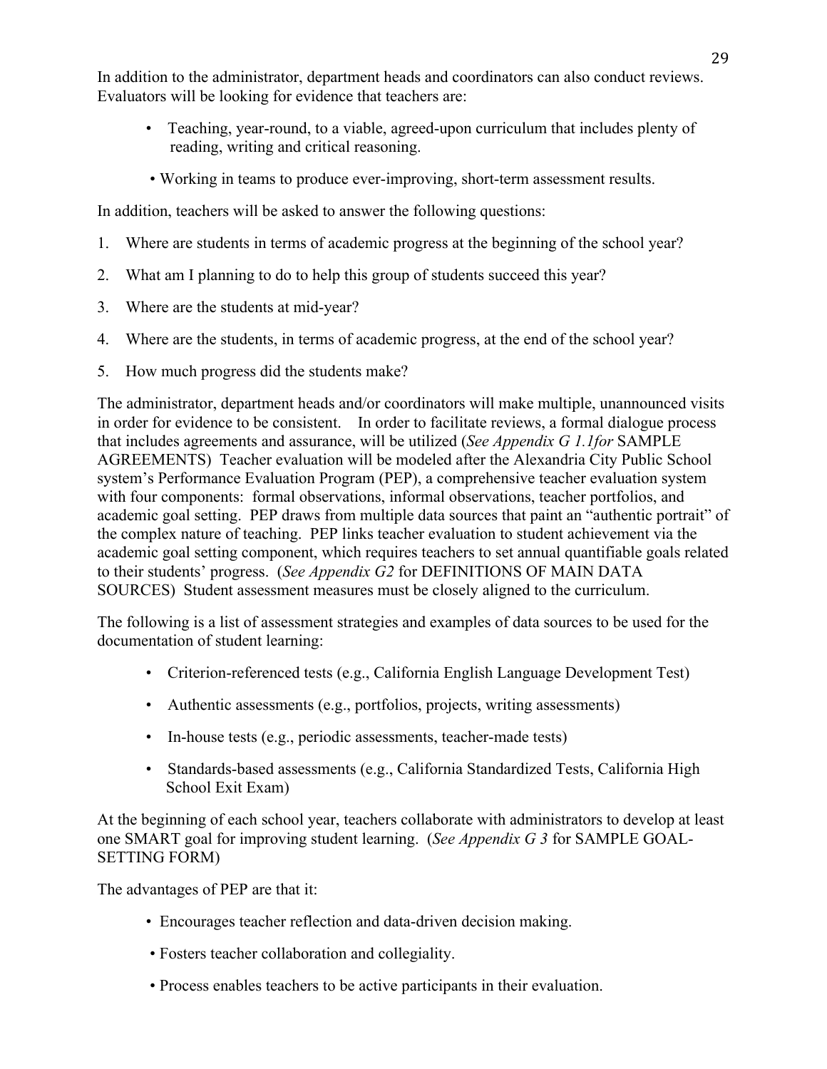In addition to the administrator, department heads and coordinators can also conduct reviews. Evaluators will be looking for evidence that teachers are:

- Teaching, year-round, to a viable, agreed-upon curriculum that includes plenty of reading, writing and critical reasoning.
- Working in teams to produce ever-improving, short-term assessment results.

In addition, teachers will be asked to answer the following questions:

1. Where are students in terms of academic progress at the beginning of the school year?
2. What am I planning to do to help this group of students succeed this year?
3. Where are the students at mid-year?
4. Where are the students, in terms of academic progress, at the end of the school year?
5. How much progress did the students make?

The administrator, department heads and/or coordinators will make multiple, unannounced visits in order for evidence to be consistent. In order to facilitate reviews, a formal dialogue process that includes agreements and assurance, will be utilized (*See Appendix G 1.1for* SAMPLE AGREEMENTS) Teacher evaluation will be modeled after the Alexandria City Public School system's Performance Evaluation Program (PEP), a comprehensive teacher evaluation system with four components: formal observations, informal observations, teacher portfolios, and academic goal setting. PEP draws from multiple data sources that paint an "authentic portrait" of the complex nature of teaching. PEP links teacher evaluation to student achievement via the academic goal setting component, which requires teachers to set annual quantifiable goals related to their students' progress. (*See Appendix G2* for DEFINITIONS OF MAIN DATA SOURCES) Student assessment measures must be closely aligned to the curriculum.

The following is a list of assessment strategies and examples of data sources to be used for the documentation of student learning:

- Criterion-referenced tests (e.g., California English Language Development Test)
- Authentic assessments (e.g., portfolios, projects, writing assessments)
- In-house tests (e.g., periodic assessments, teacher-made tests)
- Standards-based assessments (e.g., California Standardized Tests, California High School Exit Exam)

At the beginning of each school year, teachers collaborate with administrators to develop at least one SMART goal for improving student learning. (*See Appendix G 3* for SAMPLE GOAL-SETTING FORM)

The advantages of PEP are that it:

- Encourages teacher reflection and data-driven decision making.
- Fosters teacher collaboration and collegiality.
- Process enables teachers to be active participants in their evaluation.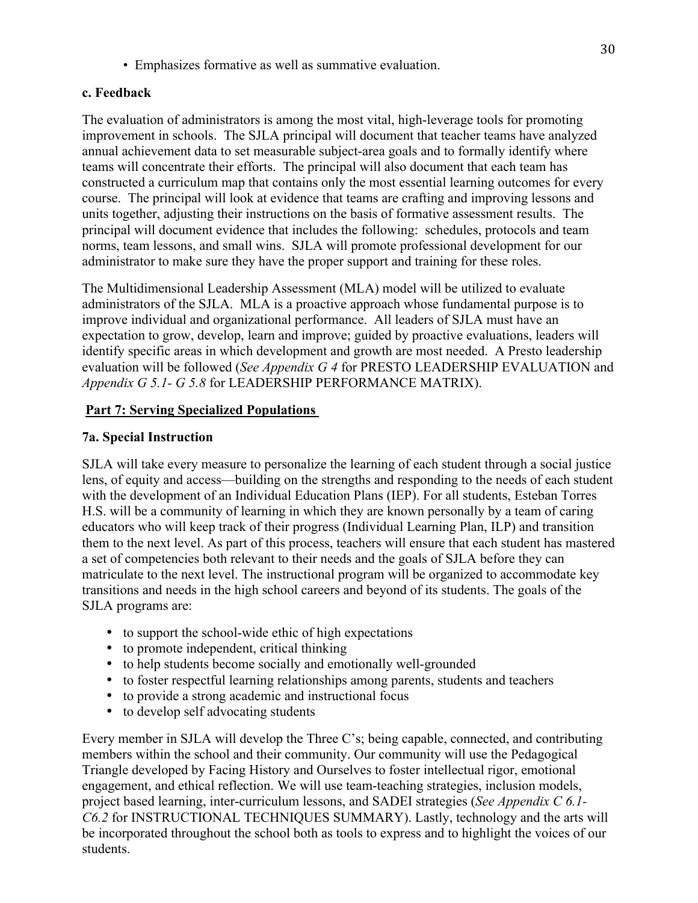- Emphasizes formative as well as summative evaluation.

**c. Feedback**

The evaluation of administrators is among the most vital, high-leverage tools for promoting improvement in schools. The SJLA principal will document that teacher teams have analyzed annual achievement data to set measurable subject-area goals and to formally identify where teams will concentrate their efforts. The principal will also document that each team has constructed a curriculum map that contains only the most essential learning outcomes for every course. The principal will look at evidence that teams are crafting and improving lessons and units together, adjusting their instructions on the basis of formative assessment results. The principal will document evidence that includes the following: schedules, protocols and team norms, team lessons, and small wins. SJLA will promote professional development for our administrator to make sure they have the proper support and training for these roles.

The Multidimensional Leadership Assessment (MLA) model will be utilized to evaluate administrators of the SJLA. MLA is a proactive approach whose fundamental purpose is to improve individual and organizational performance. All leaders of SJLA must have an expectation to grow, develop, learn and improve; guided by proactive evaluations, leaders will identify specific areas in which development and growth are most needed. A Presto leadership evaluation will be followed (*See Appendix G 4* for PRESTO LEADERSHIP EVALUATION and *Appendix G 5.1- G 5.8* for LEADERSHIP PERFORMANCE MATRIX).

## Part 7: Serving Specialized Populations

### 7a. Special Instruction

SJLA will take every measure to personalize the learning of each student through a social justice lens, of equity and access—building on the strengths and responding to the needs of each student with the development of an Individual Education Plans (IEP). For all students, Esteban Torres H.S. will be a community of learning in which they are known personally by a team of caring educators who will keep track of their progress (Individual Learning Plan, ILP) and transition them to the next level. As part of this process, teachers will ensure that each student has mastered a set of competencies both relevant to their needs and the goals of SJLA before they can matriculate to the next level. The instructional program will be organized to accommodate key transitions and needs in the high school careers and beyond of its students. The goals of the SJLA programs are:

- to support the school-wide ethic of high expectations
- to promote independent, critical thinking
- to help students become socially and emotionally well-grounded
- to foster respectful learning relationships among parents, students and teachers
- to provide a strong academic and instructional focus
- to develop self advocating students

Every member in SJLA will develop the Three C's; being capable, connected, and contributing members within the school and their community. Our community will use the Pedagogical Triangle developed by Facing History and Ourselves to foster intellectual rigor, emotional engagement, and ethical reflection. We will use team-teaching strategies, inclusion models, project based learning, inter-curriculum lessons, and SADEI strategies (*See Appendix C 6.1- C6.2* for INSTRUCTIONAL TECHNIQUES SUMMARY). Lastly, technology and the arts will be incorporated throughout the school both as tools to express and to highlight the voices of our students.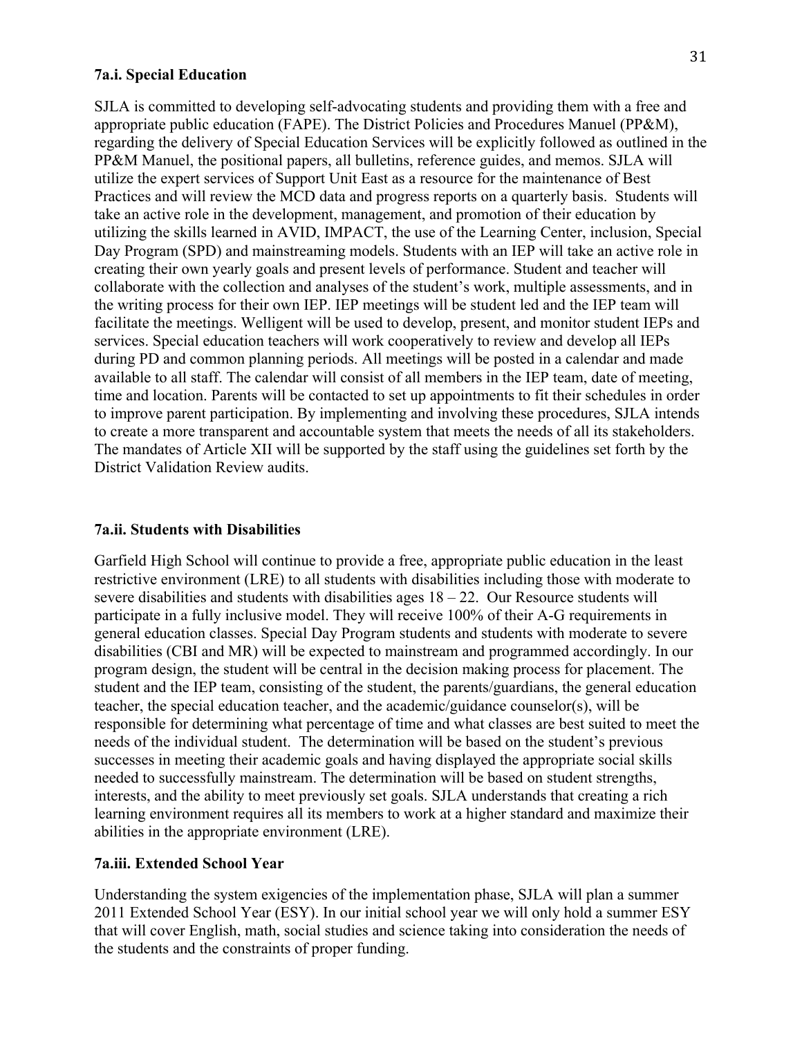### 7a.i. Special Education

SJLA is committed to developing self-advocating students and providing them with a free and appropriate public education (FAPE). The District Policies and Procedures Manuel (PP&M), regarding the delivery of Special Education Services will be explicitly followed as outlined in the PP&M Manuel, the positional papers, all bulletins, reference guides, and memos. SJLA will utilize the expert services of Support Unit East as a resource for the maintenance of Best Practices and will review the MCD data and progress reports on a quarterly basis. Students will take an active role in the development, management, and promotion of their education by utilizing the skills learned in AVID, IMPACT, the use of the Learning Center, inclusion, Special Day Program (SPD) and mainstreaming models. Students with an IEP will take an active role in creating their own yearly goals and present levels of performance. Student and teacher will collaborate with the collection and analyses of the student's work, multiple assessments, and in the writing process for their own IEP. IEP meetings will be student led and the IEP team will facilitate the meetings. Welligent will be used to develop, present, and monitor student IEPs and services. Special education teachers will work cooperatively to review and develop all IEPs during PD and common planning periods. All meetings will be posted in a calendar and made available to all staff. The calendar will consist of all members in the IEP team, date of meeting, time and location. Parents will be contacted to set up appointments to fit their schedules in order to improve parent participation. By implementing and involving these procedures, SJLA intends to create a more transparent and accountable system that meets the needs of all its stakeholders. The mandates of Article XII will be supported by the staff using the guidelines set forth by the District Validation Review audits.

### 7a.ii. Students with Disabilities

Garfield High School will continue to provide a free, appropriate public education in the least restrictive environment (LRE) to all students with disabilities including those with moderate to severe disabilities and students with disabilities ages 18 – 22. Our Resource students will participate in a fully inclusive model. They will receive 100% of their A-G requirements in general education classes. Special Day Program students and students with moderate to severe disabilities (CBI and MR) will be expected to mainstream and programmed accordingly. In our program design, the student will be central in the decision making process for placement. The student and the IEP team, consisting of the student, the parents/guardians, the general education teacher, the special education teacher, and the academic/guidance counselor(s), will be responsible for determining what percentage of time and what classes are best suited to meet the needs of the individual student. The determination will be based on the student's previous successes in meeting their academic goals and having displayed the appropriate social skills needed to successfully mainstream. The determination will be based on student strengths, interests, and the ability to meet previously set goals. SJLA understands that creating a rich learning environment requires all its members to work at a higher standard and maximize their abilities in the appropriate environment (LRE).

### 7a.iii. Extended School Year

Understanding the system exigencies of the implementation phase, SJLA will plan a summer 2011 Extended School Year (ESY). In our initial school year we will only hold a summer ESY that will cover English, math, social studies and science taking into consideration the needs of the students and the constraints of proper funding.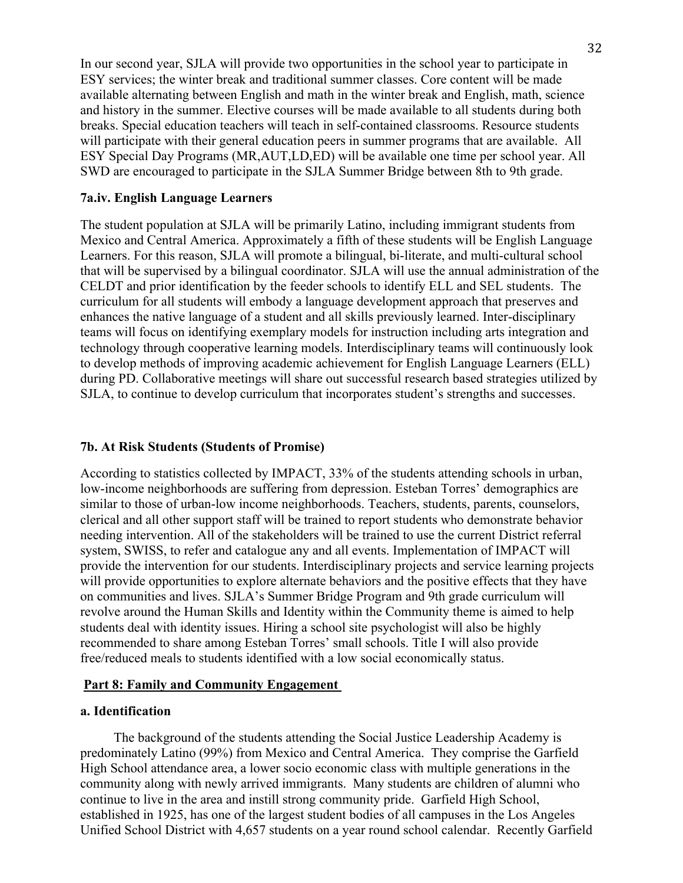In our second year, SJLA will provide two opportunities in the school year to participate in ESY services; the winter break and traditional summer classes. Core content will be made available alternating between English and math in the winter break and English, math, science and history in the summer. Elective courses will be made available to all students during both breaks. Special education teachers will teach in self-contained classrooms. Resource students will participate with their general education peers in summer programs that are available. All ESY Special Day Programs (MR,AUT,LD,ED) will be available one time per school year. All SWD are encouraged to participate in the SJLA Summer Bridge between 8th to 9th grade.

### 7a.iv. English Language Learners

The student population at SJLA will be primarily Latino, including immigrant students from Mexico and Central America. Approximately a fifth of these students will be English Language Learners. For this reason, SJLA will promote a bilingual, bi-literate, and multi-cultural school that will be supervised by a bilingual coordinator. SJLA will use the annual administration of the CELDT and prior identification by the feeder schools to identify ELL and SEL students. The curriculum for all students will embody a language development approach that preserves and enhances the native language of a student and all skills previously learned. Inter-disciplinary teams will focus on identifying exemplary models for instruction including arts integration and technology through cooperative learning models. Interdisciplinary teams will continuously look to develop methods of improving academic achievement for English Language Learners (ELL) during PD. Collaborative meetings will share out successful research based strategies utilized by SJLA, to continue to develop curriculum that incorporates student's strengths and successes.

### 7b. At Risk Students (Students of Promise)

According to statistics collected by IMPACT, 33% of the students attending schools in urban, low-income neighborhoods are suffering from depression. Esteban Torres' demographics are similar to those of urban-low income neighborhoods. Teachers, students, parents, counselors, clerical and all other support staff will be trained to report students who demonstrate behavior needing intervention. All of the stakeholders will be trained to use the current District referral system, SWISS, to refer and catalogue any and all events. Implementation of IMPACT will provide the intervention for our students. Interdisciplinary projects and service learning projects will provide opportunities to explore alternate behaviors and the positive effects that they have on communities and lives. SJLA's Summer Bridge Program and 9th grade curriculum will revolve around the Human Skills and Identity within the Community theme is aimed to help students deal with identity issues. Hiring a school site psychologist will also be highly recommended to share among Esteban Torres' small schools. Title I will also provide free/reduced meals to students identified with a low social economically status.

## Part 8: Family and Community Engagement

### a. Identification

The background of the students attending the Social Justice Leadership Academy is predominately Latino (99%) from Mexico and Central America. They comprise the Garfield High School attendance area, a lower socio economic class with multiple generations in the community along with newly arrived immigrants. Many students are children of alumni who continue to live in the area and instill strong community pride. Garfield High School, established in 1925, has one of the largest student bodies of all campuses in the Los Angeles Unified School District with 4,657 students on a year round school calendar. Recently Garfield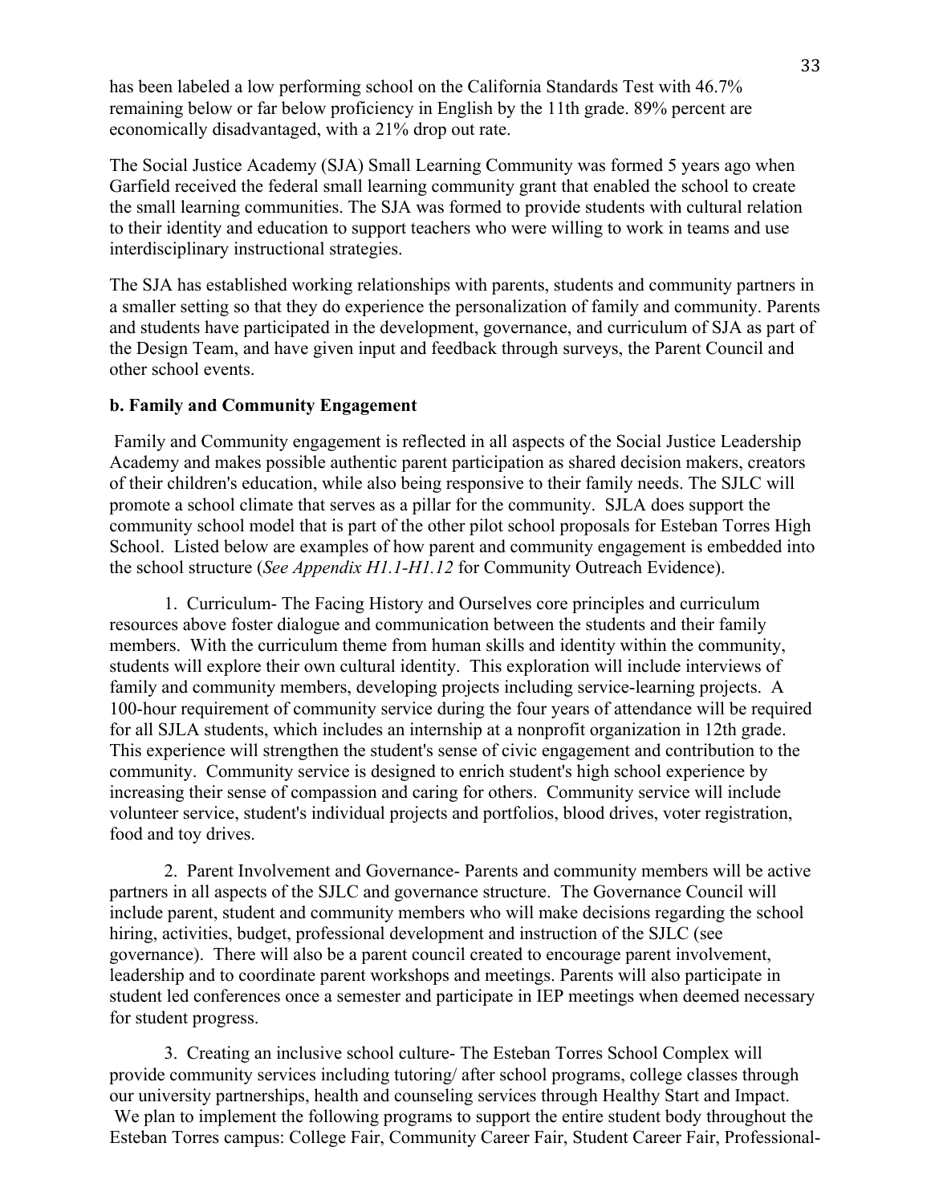has been labeled a low performing school on the California Standards Test with 46.7% remaining below or far below proficiency in English by the 11th grade. 89% percent are economically disadvantaged, with a 21% drop out rate.

The Social Justice Academy (SJA) Small Learning Community was formed 5 years ago when Garfield received the federal small learning community grant that enabled the school to create the small learning communities. The SJA was formed to provide students with cultural relation to their identity and education to support teachers who were willing to work in teams and use interdisciplinary instructional strategies.

The SJA has established working relationships with parents, students and community partners in a smaller setting so that they do experience the personalization of family and community. Parents and students have participated in the development, governance, and curriculum of SJA as part of the Design Team, and have given input and feedback through surveys, the Parent Council and other school events.

**b. Family and Community Engagement**

Family and Community engagement is reflected in all aspects of the Social Justice Leadership Academy and makes possible authentic parent participation as shared decision makers, creators of their children's education, while also being responsive to their family needs. The SJLC will promote a school climate that serves as a pillar for the community. SJLA does support the community school model that is part of the other pilot school proposals for Esteban Torres High School. Listed below are examples of how parent and community engagement is embedded into the school structure (*See Appendix H1.1-H1.12* for Community Outreach Evidence).

1. Curriculum- The Facing History and Ourselves core principles and curriculum resources above foster dialogue and communication between the students and their family members. With the curriculum theme from human skills and identity within the community, students will explore their own cultural identity. This exploration will include interviews of family and community members, developing projects including service-learning projects. A 100-hour requirement of community service during the four years of attendance will be required for all SJLA students, which includes an internship at a nonprofit organization in 12th grade. This experience will strengthen the student's sense of civic engagement and contribution to the community. Community service is designed to enrich student's high school experience by increasing their sense of compassion and caring for others. Community service will include volunteer service, student's individual projects and portfolios, blood drives, voter registration, food and toy drives.

2. Parent Involvement and Governance- Parents and community members will be active partners in all aspects of the SJLC and governance structure. The Governance Council will include parent, student and community members who will make decisions regarding the school hiring, activities, budget, professional development and instruction of the SJLC (see governance). There will also be a parent council created to encourage parent involvement, leadership and to coordinate parent workshops and meetings. Parents will also participate in student led conferences once a semester and participate in IEP meetings when deemed necessary for student progress.

3. Creating an inclusive school culture- The Esteban Torres School Complex will provide community services including tutoring/ after school programs, college classes through our university partnerships, health and counseling services through Healthy Start and Impact. We plan to implement the following programs to support the entire student body throughout the Esteban Torres campus: College Fair, Community Career Fair, Student Career Fair, Professional-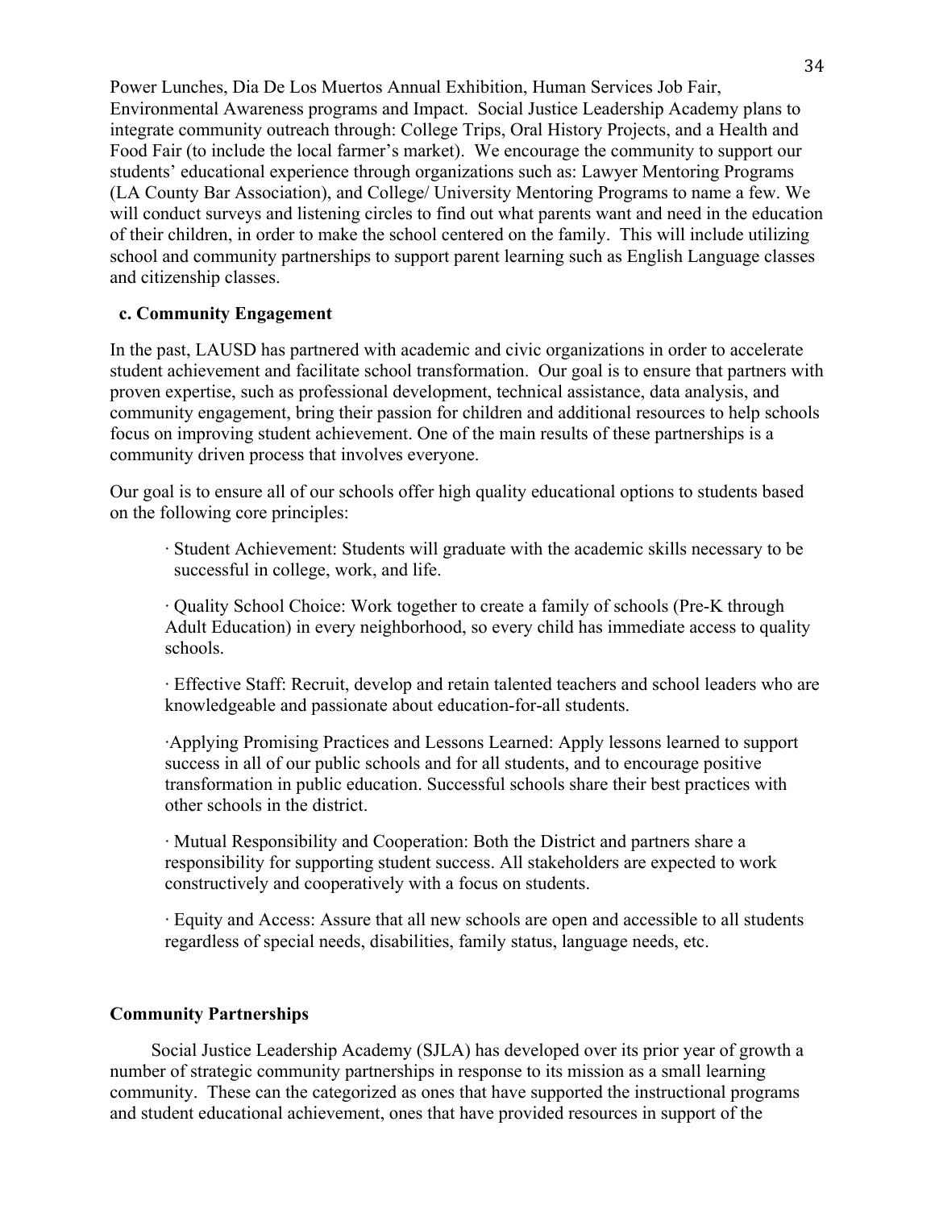Power Lunches, Dia De Los Muertos Annual Exhibition, Human Services Job Fair, Environmental Awareness programs and Impact. Social Justice Leadership Academy plans to integrate community outreach through: College Trips, Oral History Projects, and a Health and Food Fair (to include the local farmer's market). We encourage the community to support our students' educational experience through organizations such as: Lawyer Mentoring Programs (LA County Bar Association), and College/ University Mentoring Programs to name a few. We will conduct surveys and listening circles to find out what parents want and need in the education of their children, in order to make the school centered on the family. This will include utilizing school and community partnerships to support parent learning such as English Language classes and citizenship classes.

### c. Community Engagement

In the past, LAUSD has partnered with academic and civic organizations in order to accelerate student achievement and facilitate school transformation. Our goal is to ensure that partners with proven expertise, such as professional development, technical assistance, data analysis, and community engagement, bring their passion for children and additional resources to help schools focus on improving student achievement. One of the main results of these partnerships is a community driven process that involves everyone.

Our goal is to ensure all of our schools offer high quality educational options to students based on the following core principles:

· Student Achievement: Students will graduate with the academic skills necessary to be successful in college, work, and life.

· Quality School Choice: Work together to create a family of schools (Pre-K through Adult Education) in every neighborhood, so every child has immediate access to quality schools.

· Effective Staff: Recruit, develop and retain talented teachers and school leaders who are knowledgeable and passionate about education-for-all students.

·Applying Promising Practices and Lessons Learned: Apply lessons learned to support success in all of our public schools and for all students, and to encourage positive transformation in public education. Successful schools share their best practices with other schools in the district.

· Mutual Responsibility and Cooperation: Both the District and partners share a responsibility for supporting student success. All stakeholders are expected to work constructively and cooperatively with a focus on students.

· Equity and Access: Assure that all new schools are open and accessible to all students regardless of special needs, disabilities, family status, language needs, etc.

### Community Partnerships

Social Justice Leadership Academy (SJLA) has developed over its prior year of growth a number of strategic community partnerships in response to its mission as a small learning community. These can the categorized as ones that have supported the instructional programs and student educational achievement, ones that have provided resources in support of the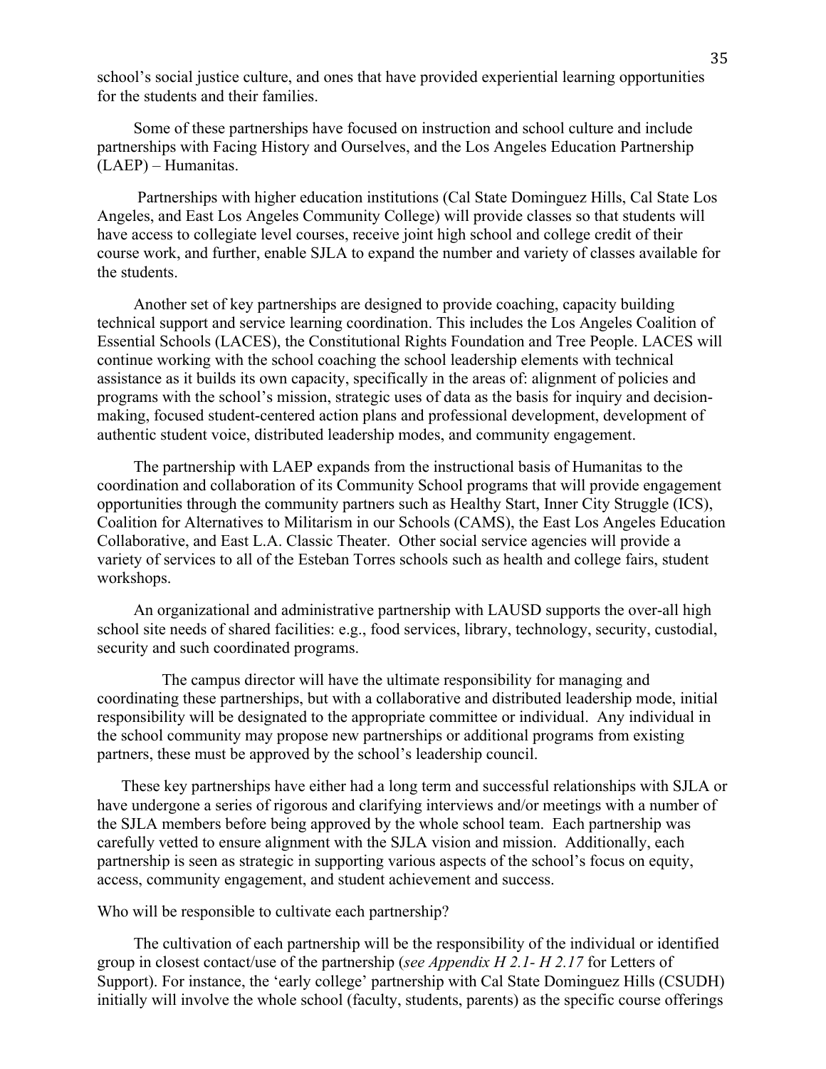school's social justice culture, and ones that have provided experiential learning opportunities for the students and their families.

Some of these partnerships have focused on instruction and school culture and include partnerships with Facing History and Ourselves, and the Los Angeles Education Partnership (LAEP) – Humanitas.

Partnerships with higher education institutions (Cal State Dominguez Hills, Cal State Los Angeles, and East Los Angeles Community College) will provide classes so that students will have access to collegiate level courses, receive joint high school and college credit of their course work, and further, enable SJLA to expand the number and variety of classes available for the students.

Another set of key partnerships are designed to provide coaching, capacity building technical support and service learning coordination. This includes the Los Angeles Coalition of Essential Schools (LACES), the Constitutional Rights Foundation and Tree People. LACES will continue working with the school coaching the school leadership elements with technical assistance as it builds its own capacity, specifically in the areas of: alignment of policies and programs with the school's mission, strategic uses of data as the basis for inquiry and decision-making, focused student-centered action plans and professional development, development of authentic student voice, distributed leadership modes, and community engagement.

The partnership with LAEP expands from the instructional basis of Humanitas to the coordination and collaboration of its Community School programs that will provide engagement opportunities through the community partners such as Healthy Start, Inner City Struggle (ICS), Coalition for Alternatives to Militarism in our Schools (CAMS), the East Los Angeles Education Collaborative, and East L.A. Classic Theater. Other social service agencies will provide a variety of services to all of the Esteban Torres schools such as health and college fairs, student workshops.

An organizational and administrative partnership with LAUSD supports the over-all high school site needs of shared facilities: e.g., food services, library, technology, security, custodial, security and such coordinated programs.

The campus director will have the ultimate responsibility for managing and coordinating these partnerships, but with a collaborative and distributed leadership mode, initial responsibility will be designated to the appropriate committee or individual. Any individual in the school community may propose new partnerships or additional programs from existing partners, these must be approved by the school's leadership council.

These key partnerships have either had a long term and successful relationships with SJLA or have undergone a series of rigorous and clarifying interviews and/or meetings with a number of the SJLA members before being approved by the whole school team. Each partnership was carefully vetted to ensure alignment with the SJLA vision and mission. Additionally, each partnership is seen as strategic in supporting various aspects of the school's focus on equity, access, community engagement, and student achievement and success.

Who will be responsible to cultivate each partnership?

The cultivation of each partnership will be the responsibility of the individual or identified group in closest contact/use of the partnership (*see Appendix H 2.1- H 2.17* for Letters of Support). For instance, the 'early college' partnership with Cal State Dominguez Hills (CSUDH) initially will involve the whole school (faculty, students, parents) as the specific course offerings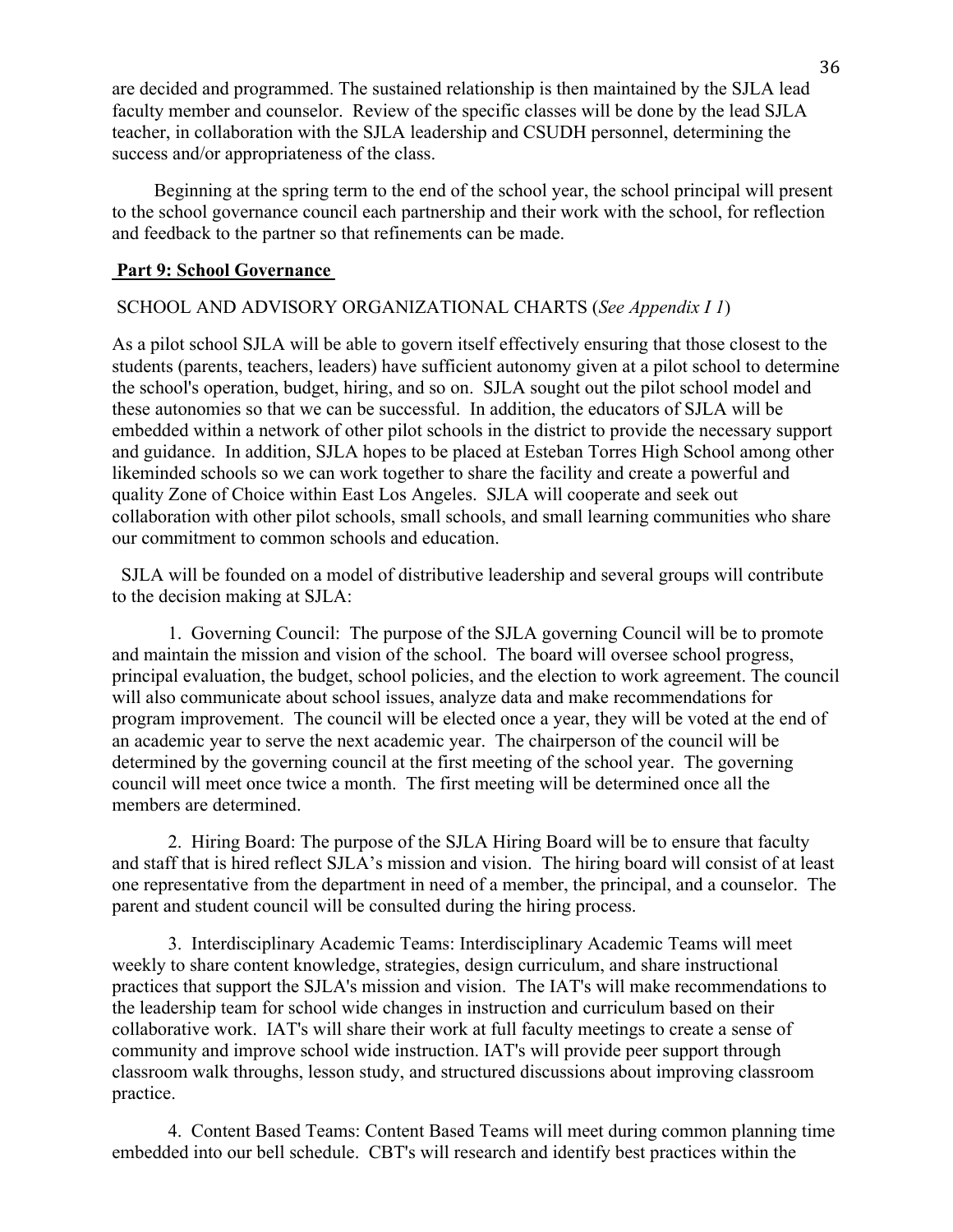are decided and programmed. The sustained relationship is then maintained by the SJLA lead faculty member and counselor. Review of the specific classes will be done by the lead SJLA teacher, in collaboration with the SJLA leadership and CSUDH personnel, determining the success and/or appropriateness of the class.

Beginning at the spring term to the end of the school year, the school principal will present to the school governance council each partnership and their work with the school, for reflection and feedback to the partner so that refinements can be made.

## Part 9: School Governance

SCHOOL AND ADVISORY ORGANIZATIONAL CHARTS (*See Appendix I 1*)

As a pilot school SJLA will be able to govern itself effectively ensuring that those closest to the students (parents, teachers, leaders) have sufficient autonomy given at a pilot school to determine the school's operation, budget, hiring, and so on. SJLA sought out the pilot school model and these autonomies so that we can be successful. In addition, the educators of SJLA will be embedded within a network of other pilot schools in the district to provide the necessary support and guidance. In addition, SJLA hopes to be placed at Esteban Torres High School among other likeminded schools so we can work together to share the facility and create a powerful and quality Zone of Choice within East Los Angeles. SJLA will cooperate and seek out collaboration with other pilot schools, small schools, and small learning communities who share our commitment to common schools and education.

SJLA will be founded on a model of distributive leadership and several groups will contribute to the decision making at SJLA:

1. Governing Council: The purpose of the SJLA governing Council will be to promote and maintain the mission and vision of the school. The board will oversee school progress, principal evaluation, the budget, school policies, and the election to work agreement. The council will also communicate about school issues, analyze data and make recommendations for program improvement. The council will be elected once a year, they will be voted at the end of an academic year to serve the next academic year. The chairperson of the council will be determined by the governing council at the first meeting of the school year. The governing council will meet once twice a month. The first meeting will be determined once all the members are determined.

2. Hiring Board: The purpose of the SJLA Hiring Board will be to ensure that faculty and staff that is hired reflect SJLA's mission and vision. The hiring board will consist of at least one representative from the department in need of a member, the principal, and a counselor. The parent and student council will be consulted during the hiring process.

3. Interdisciplinary Academic Teams: Interdisciplinary Academic Teams will meet weekly to share content knowledge, strategies, design curriculum, and share instructional practices that support the SJLA's mission and vision. The IAT's will make recommendations to the leadership team for school wide changes in instruction and curriculum based on their collaborative work. IAT's will share their work at full faculty meetings to create a sense of community and improve school wide instruction. IAT's will provide peer support through classroom walk throughs, lesson study, and structured discussions about improving classroom practice.

4. Content Based Teams: Content Based Teams will meet during common planning time embedded into our bell schedule. CBT's will research and identify best practices within the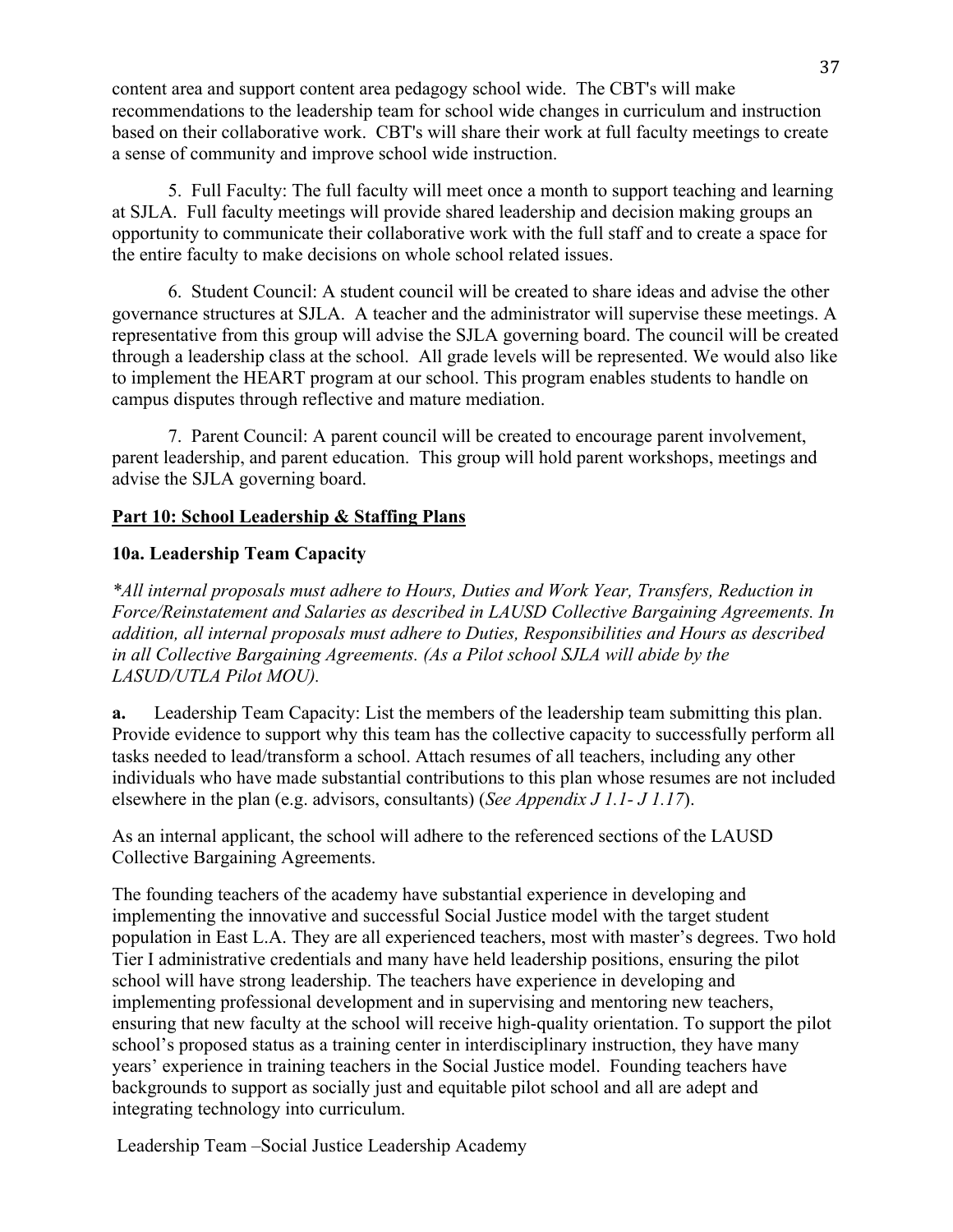content area and support content area pedagogy school wide. The CBT's will make recommendations to the leadership team for school wide changes in curriculum and instruction based on their collaborative work. CBT's will share their work at full faculty meetings to create a sense of community and improve school wide instruction.

5. Full Faculty: The full faculty will meet once a month to support teaching and learning at SJLA. Full faculty meetings will provide shared leadership and decision making groups an opportunity to communicate their collaborative work with the full staff and to create a space for the entire faculty to make decisions on whole school related issues.

6. Student Council: A student council will be created to share ideas and advise the other governance structures at SJLA. A teacher and the administrator will supervise these meetings. A representative from this group will advise the SJLA governing board. The council will be created through a leadership class at the school. All grade levels will be represented. We would also like to implement the HEART program at our school. This program enables students to handle on campus disputes through reflective and mature mediation.

7. Parent Council: A parent council will be created to encourage parent involvement, parent leadership, and parent education. This group will hold parent workshops, meetings and advise the SJLA governing board.

## Part 10: School Leadership & Staffing Plans

### 10a. Leadership Team Capacity

*\*All internal proposals must adhere to Hours, Duties and Work Year, Transfers, Reduction in Force/Reinstatement and Salaries as described in LAUSD Collective Bargaining Agreements. In addition, all internal proposals must adhere to Duties, Responsibilities and Hours as described in all Collective Bargaining Agreements. (As a Pilot school SJLA will abide by the LASUD/UTLA Pilot MOU).*

**a.** Leadership Team Capacity: List the members of the leadership team submitting this plan. Provide evidence to support why this team has the collective capacity to successfully perform all tasks needed to lead/transform a school. Attach resumes of all teachers, including any other individuals who have made substantial contributions to this plan whose resumes are not included elsewhere in the plan (e.g. advisors, consultants) (*See Appendix J 1.1- J 1.17*).

As an internal applicant, the school will adhere to the referenced sections of the LAUSD Collective Bargaining Agreements.

The founding teachers of the academy have substantial experience in developing and implementing the innovative and successful Social Justice model with the target student population in East L.A. They are all experienced teachers, most with master's degrees. Two hold Tier I administrative credentials and many have held leadership positions, ensuring the pilot school will have strong leadership. The teachers have experience in developing and implementing professional development and in supervising and mentoring new teachers, ensuring that new faculty at the school will receive high-quality orientation. To support the pilot school's proposed status as a training center in interdisciplinary instruction, they have many years' experience in training teachers in the Social Justice model. Founding teachers have backgrounds to support as socially just and equitable pilot school and all are adept and integrating technology into curriculum.

Leadership Team –Social Justice Leadership Academy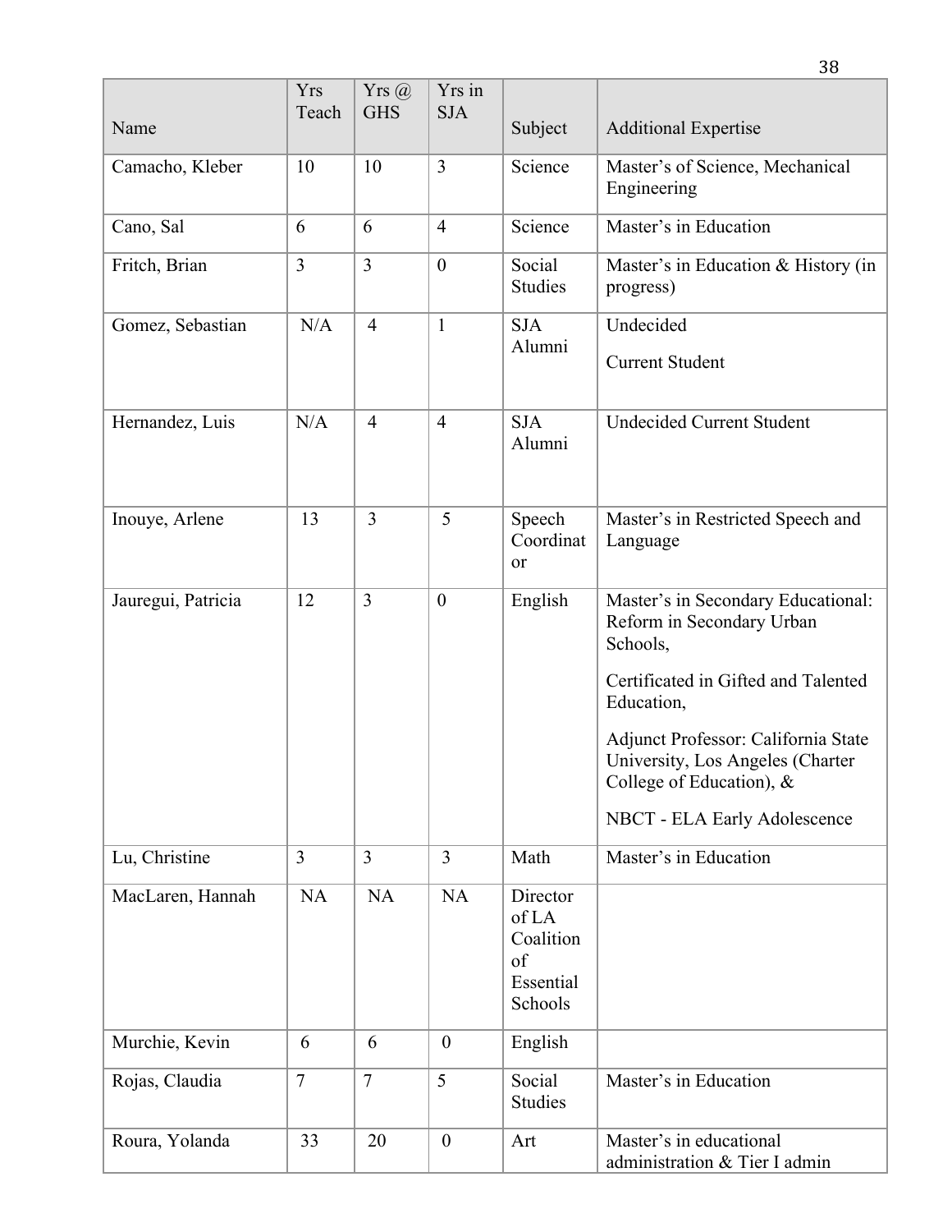| Name | Yrs Teach | Yrs @ GHS | Yrs in SJA | Subject | Additional Expertise |
|---|---|---|---|---|---|
| Camacho, Kleber | 10 | 10 | 3 | Science | Master's of Science, Mechanical Engineering |
| Cano, Sal | 6 | 6 | 4 | Science | Master's in Education |
| Fritch, Brian | 3 | 3 | 0 | Social Studies | Master's in Education & History (in progress) |
| Gomez, Sebastian | N/A | 4 | 1 | SJA Alumni | Undecided<br>Current Student |
| Hernandez, Luis | N/A | 4 | 4 | SJA Alumni | Undecided Current Student |
| Inouye, Arlene | 13 | 3 | 5 | Speech Coordinator | Master's in Restricted Speech and Language |
| Jauregui, Patricia | 12 | 3 | 0 | English | Master's in Secondary Educational: Reform in Secondary Urban Schools,<br>Certificated in Gifted and Talented Education,<br>Adjunct Professor: California State University, Los Angeles (Charter College of Education), &<br>NBCT - ELA Early Adolescence |
| Lu, Christine | 3 | 3 | 3 | Math | Master's in Education |
| MacLaren, Hannah | NA | NA | NA | Director of LA Coalition of Essential Schools | |
| Murchie, Kevin | 6 | 6 | 0 | English | |
| Rojas, Claudia | 7 | 7 | 5 | Social Studies | Master's in Education |
| Roura, Yolanda | 33 | 20 | 0 | Art | Master's in educational administration & Tier I admin |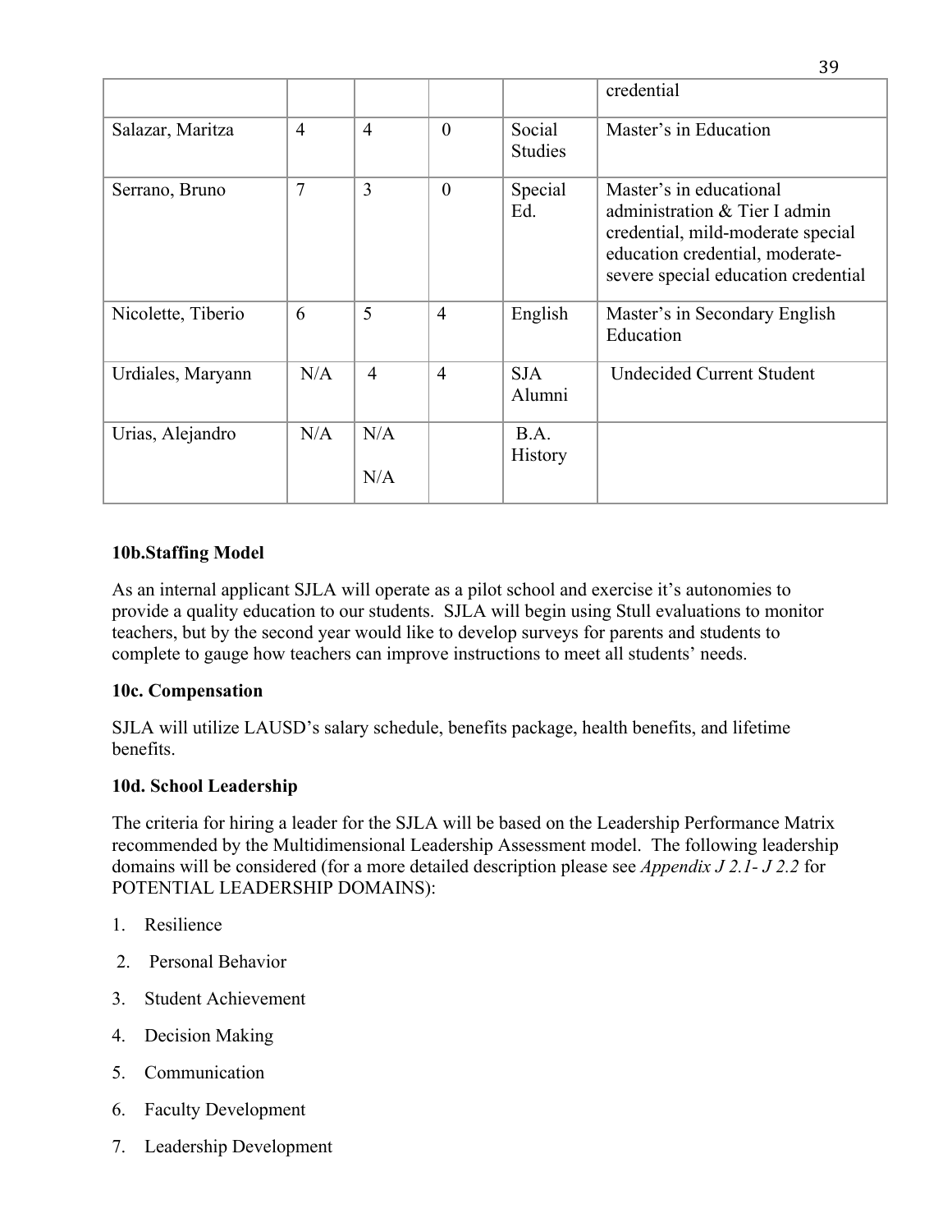| | | | | | credential |
|---|---|---|---|---|---|
| Salazar, Maritza | 4 | 4 | 0 | Social Studies | Master's in Education |
| Serrano, Bruno | 7 | 3 | 0 | Special Ed. | Master's in educational administration & Tier I admin credential, mild-moderate special education credential, moderate-severe special education credential |
| Nicolette, Tiberio | 6 | 5 | 4 | English | Master's in Secondary English Education |
| Urdiales, Maryann | N/A | 4 | 4 | SJA Alumni | Undecided Current Student |
| Urias, Alejandro | N/A | N/A N/A | | B.A. History | |

**10b.Staffing Model**

As an internal applicant SJLA will operate as a pilot school and exercise it's autonomies to provide a quality education to our students. SJLA will begin using Stull evaluations to monitor teachers, but by the second year would like to develop surveys for parents and students to complete to gauge how teachers can improve instructions to meet all students' needs.

**10c. Compensation**

SJLA will utilize LAUSD's salary schedule, benefits package, health benefits, and lifetime benefits.

**10d. School Leadership**

The criteria for hiring a leader for the SJLA will be based on the Leadership Performance Matrix recommended by the Multidimensional Leadership Assessment model. The following leadership domains will be considered (for a more detailed description please see *Appendix J 2.1- J 2.2* for POTENTIAL LEADERSHIP DOMAINS):

1. Resilience
2. Personal Behavior
3. Student Achievement
4. Decision Making
5. Communication
6. Faculty Development
7. Leadership Development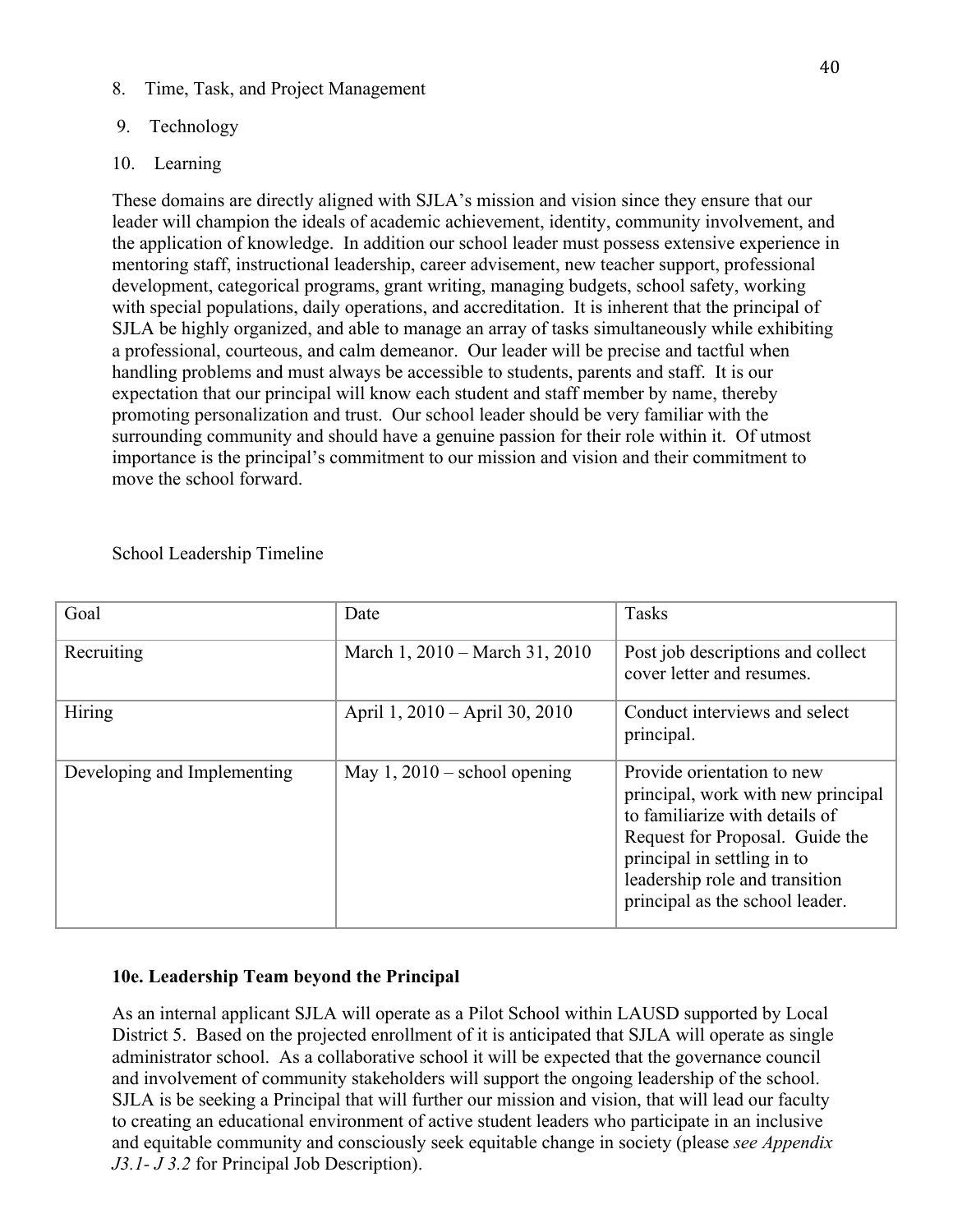8. Time, Task, and Project Management

9. Technology

10. Learning

These domains are directly aligned with SJLA's mission and vision since they ensure that our leader will champion the ideals of academic achievement, identity, community involvement, and the application of knowledge. In addition our school leader must possess extensive experience in mentoring staff, instructional leadership, career advisement, new teacher support, professional development, categorical programs, grant writing, managing budgets, school safety, working with special populations, daily operations, and accreditation. It is inherent that the principal of SJLA be highly organized, and able to manage an array of tasks simultaneously while exhibiting a professional, courteous, and calm demeanor. Our leader will be precise and tactful when handling problems and must always be accessible to students, parents and staff. It is our expectation that our principal will know each student and staff member by name, thereby promoting personalization and trust. Our school leader should be very familiar with the surrounding community and should have a genuine passion for their role within it. Of utmost importance is the principal's commitment to our mission and vision and their commitment to move the school forward.

School Leadership Timeline

| Goal | Date | Tasks |
|---|---|---|
| Recruiting | March 1, 2010 – March 31, 2010 | Post job descriptions and collect cover letter and resumes. |
| Hiring | April 1, 2010 – April 30, 2010 | Conduct interviews and select principal. |
| Developing and Implementing | May 1, 2010 – school opening | Provide orientation to new principal, work with new principal to familiarize with details of Request for Proposal. Guide the principal in settling in to leadership role and transition principal as the school leader. |

**10e. Leadership Team beyond the Principal**

As an internal applicant SJLA will operate as a Pilot School within LAUSD supported by Local District 5. Based on the projected enrollment of it is anticipated that SJLA will operate as single administrator school. As a collaborative school it will be expected that the governance council and involvement of community stakeholders will support the ongoing leadership of the school. SJLA is be seeking a Principal that will further our mission and vision, that will lead our faculty to creating an educational environment of active student leaders who participate in an inclusive and equitable community and consciously seek equitable change in society (please *see Appendix J3.1- J 3.2* for Principal Job Description).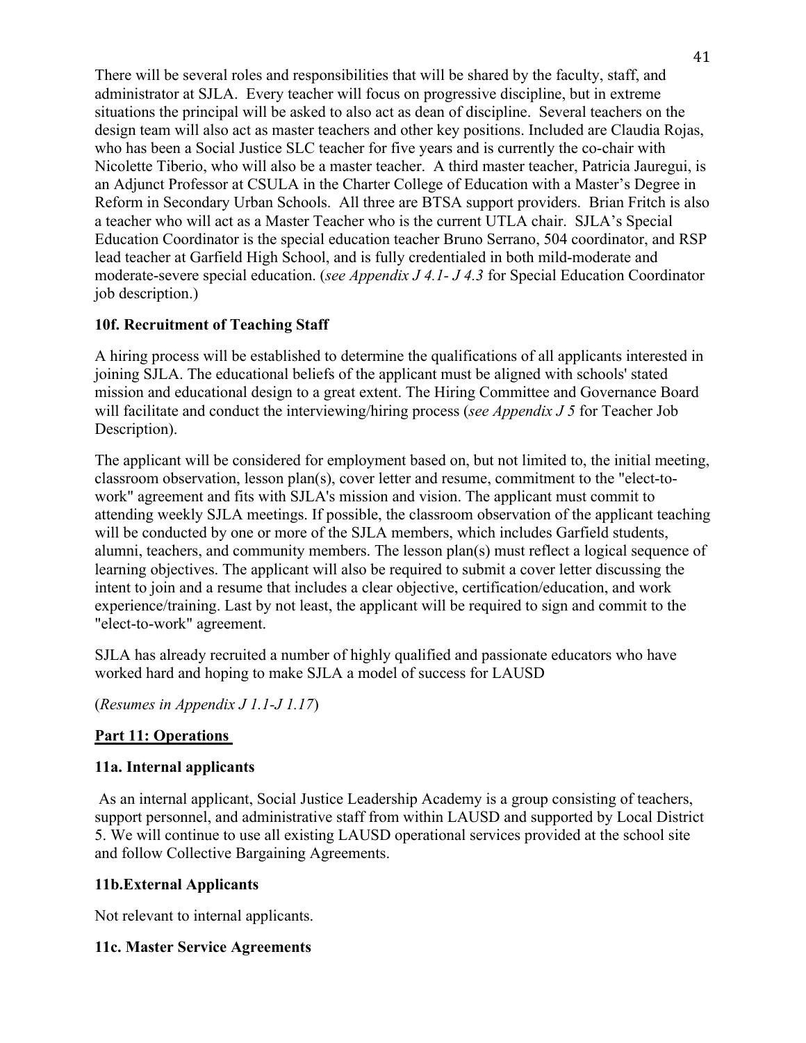There will be several roles and responsibilities that will be shared by the faculty, staff, and administrator at SJLA. Every teacher will focus on progressive discipline, but in extreme situations the principal will be asked to also act as dean of discipline. Several teachers on the design team will also act as master teachers and other key positions. Included are Claudia Rojas, who has been a Social Justice SLC teacher for five years and is currently the co-chair with Nicolette Tiberio, who will also be a master teacher. A third master teacher, Patricia Jauregui, is an Adjunct Professor at CSULA in the Charter College of Education with a Master's Degree in Reform in Secondary Urban Schools. All three are BTSA support providers. Brian Fritch is also a teacher who will act as a Master Teacher who is the current UTLA chair. SJLA's Special Education Coordinator is the special education teacher Bruno Serrano, 504 coordinator, and RSP lead teacher at Garfield High School, and is fully credentialed in both mild-moderate and moderate-severe special education. (*see Appendix J 4.1- J 4.3* for Special Education Coordinator job description.)

### 10f. Recruitment of Teaching Staff

A hiring process will be established to determine the qualifications of all applicants interested in joining SJLA. The educational beliefs of the applicant must be aligned with schools' stated mission and educational design to a great extent. The Hiring Committee and Governance Board will facilitate and conduct the interviewing/hiring process (*see Appendix J 5* for Teacher Job Description).

The applicant will be considered for employment based on, but not limited to, the initial meeting, classroom observation, lesson plan(s), cover letter and resume, commitment to the "elect-to-work" agreement and fits with SJLA's mission and vision. The applicant must commit to attending weekly SJLA meetings. If possible, the classroom observation of the applicant teaching will be conducted by one or more of the SJLA members, which includes Garfield students, alumni, teachers, and community members. The lesson plan(s) must reflect a logical sequence of learning objectives. The applicant will also be required to submit a cover letter discussing the intent to join and a resume that includes a clear objective, certification/education, and work experience/training. Last by not least, the applicant will be required to sign and commit to the "elect-to-work" agreement.

SJLA has already recruited a number of highly qualified and passionate educators who have worked hard and hoping to make SJLA a model of success for LAUSD

(*Resumes in Appendix J 1.1-J 1.17*)

## Part 11: Operations

### 11a. Internal applicants

As an internal applicant, Social Justice Leadership Academy is a group consisting of teachers, support personnel, and administrative staff from within LAUSD and supported by Local District 5. We will continue to use all existing LAUSD operational services provided at the school site and follow Collective Bargaining Agreements.

### 11b.External Applicants

Not relevant to internal applicants.

### 11c. Master Service Agreements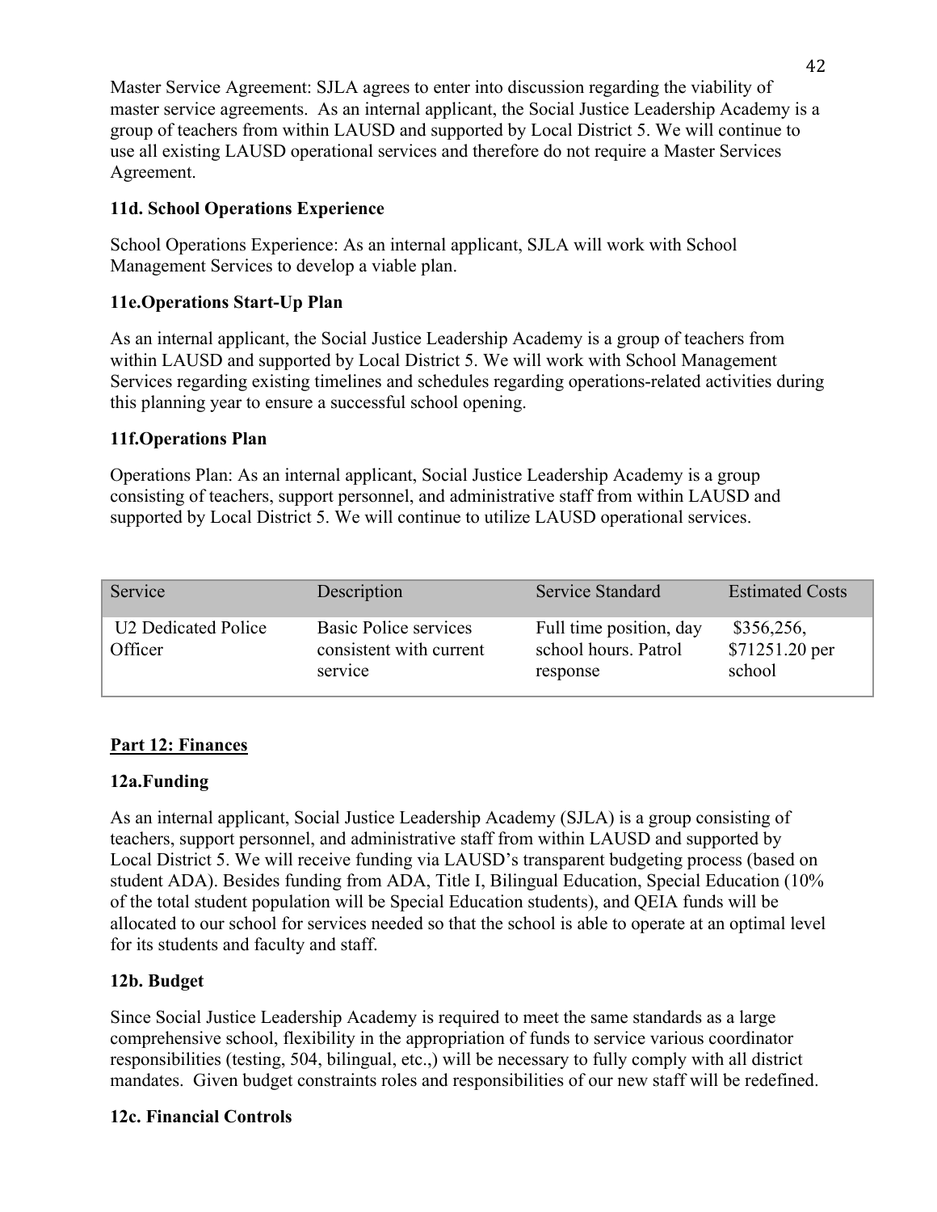Master Service Agreement: SJLA agrees to enter into discussion regarding the viability of master service agreements. As an internal applicant, the Social Justice Leadership Academy is a group of teachers from within LAUSD and supported by Local District 5. We will continue to use all existing LAUSD operational services and therefore do not require a Master Services Agreement.

### 11d. School Operations Experience

School Operations Experience: As an internal applicant, SJLA will work with School Management Services to develop a viable plan.

### 11e.Operations Start-Up Plan

As an internal applicant, the Social Justice Leadership Academy is a group of teachers from within LAUSD and supported by Local District 5. We will work with School Management Services regarding existing timelines and schedules regarding operations-related activities during this planning year to ensure a successful school opening.

### 11f.Operations Plan

Operations Plan: As an internal applicant, Social Justice Leadership Academy is a group consisting of teachers, support personnel, and administrative staff from within LAUSD and supported by Local District 5. We will continue to utilize LAUSD operational services.

| Service | Description | Service Standard | Estimated Costs |
|---|---|---|---|
| U2 Dedicated Police Officer | Basic Police services consistent with current service | Full time position, day school hours. Patrol response | $356,256, $71251.20 per school |

## <u>Part 12: Finances</u>

### 12a.Funding

As an internal applicant, Social Justice Leadership Academy (SJLA) is a group consisting of teachers, support personnel, and administrative staff from within LAUSD and supported by Local District 5. We will receive funding via LAUSD's transparent budgeting process (based on student ADA). Besides funding from ADA, Title I, Bilingual Education, Special Education (10% of the total student population will be Special Education students), and QEIA funds will be allocated to our school for services needed so that the school is able to operate at an optimal level for its students and faculty and staff.

### 12b. Budget

Since Social Justice Leadership Academy is required to meet the same standards as a large comprehensive school, flexibility in the appropriation of funds to service various coordinator responsibilities (testing, 504, bilingual, etc.,) will be necessary to fully comply with all district mandates. Given budget constraints roles and responsibilities of our new staff will be redefined.

### 12c. Financial Controls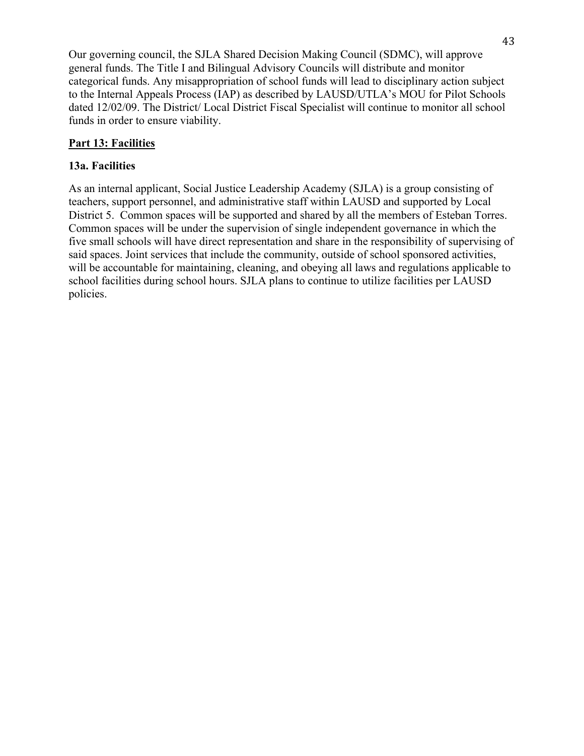Our governing council, the SJLA Shared Decision Making Council (SDMC), will approve general funds. The Title I and Bilingual Advisory Councils will distribute and monitor categorical funds. Any misappropriation of school funds will lead to disciplinary action subject to the Internal Appeals Process (IAP) as described by LAUSD/UTLA's MOU for Pilot Schools dated 12/02/09. The District/ Local District Fiscal Specialist will continue to monitor all school funds in order to ensure viability.

## Part 13: Facilities

### 13a. Facilities

As an internal applicant, Social Justice Leadership Academy (SJLA) is a group consisting of teachers, support personnel, and administrative staff within LAUSD and supported by Local District 5. Common spaces will be supported and shared by all the members of Esteban Torres. Common spaces will be under the supervision of single independent governance in which the five small schools will have direct representation and share in the responsibility of supervising of said spaces. Joint services that include the community, outside of school sponsored activities, will be accountable for maintaining, cleaning, and obeying all laws and regulations applicable to school facilities during school hours. SJLA plans to continue to utilize facilities per LAUSD policies.